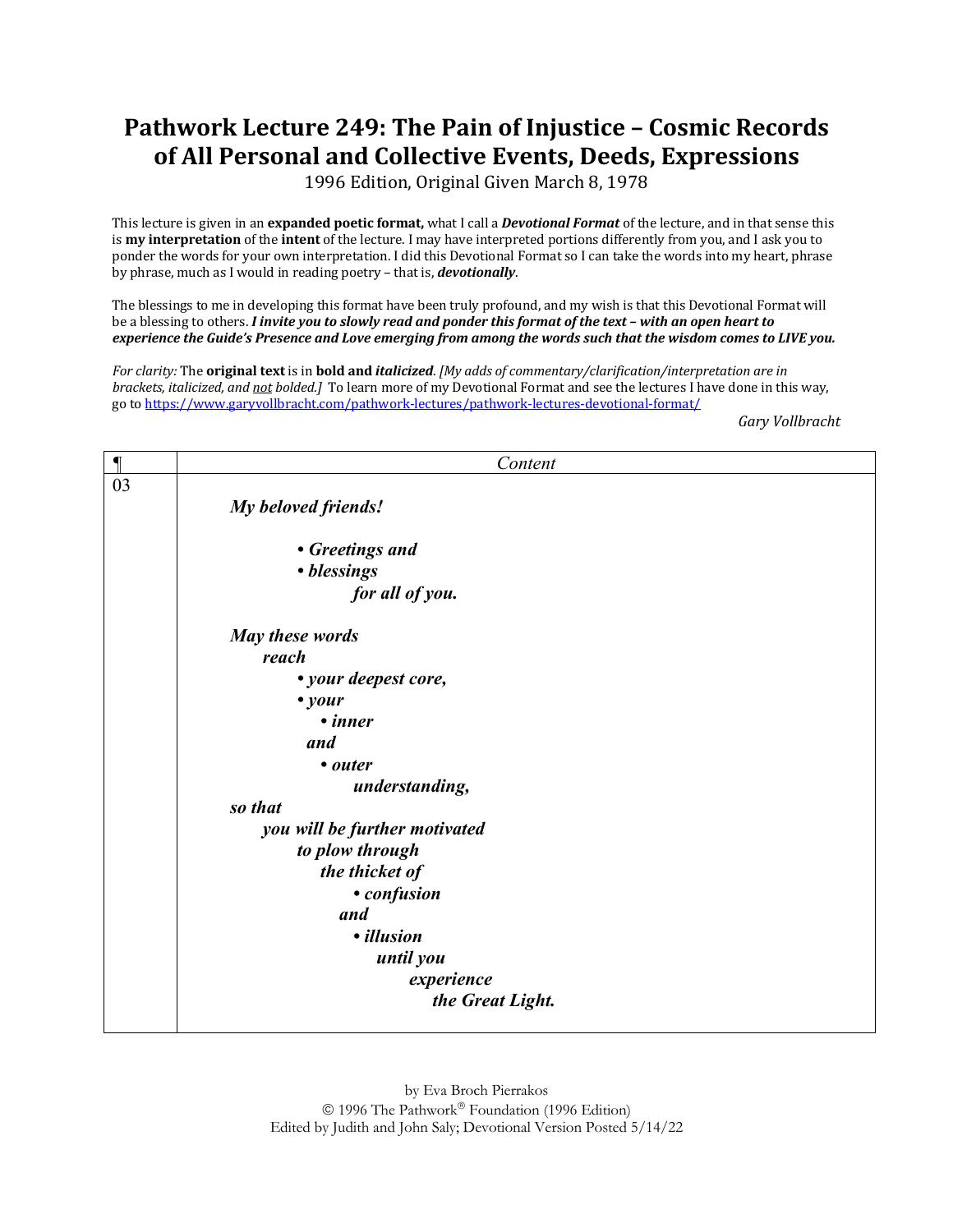# Pathwork Lecture 249: The Pain of Injustice – Cosmic Records of All Personal and Collective Events, Deeds, Expressions

1996 Edition, Original Given March 8, 1978

This lecture is given in an **expanded poetic format,** what I call a ***Devotional Format*** of the lecture, and in that sense this is **my interpretation** of the **intent** of the lecture. I may have interpreted portions differently from you, and I ask you to ponder the words for your own interpretation. I did this Devotional Format so I can take the words into my heart, phrase by phrase, much as I would in reading poetry – that is, ***devotionally***.

The blessings to me in developing this format have been truly profound, and my wish is that this Devotional Format will be a blessing to others. ***I invite you to slowly read and ponder this format of the text – with an open heart to experience the Guide's Presence and Love emerging from among the words such that the wisdom comes to LIVE you.***

*For clarity:* The **original text** is in **bold and *italicized***. *[My adds of commentary/clarification/interpretation are in brackets, italicized, and not bolded.]* To learn more of my Devotional Format and see the lectures I have done in this way, go to https://www.garyvollbracht.com/pathwork-lectures/pathwork-lectures-devotional-format/

*Gary Vollbracht*

| ¶ | *Content* |
|---|---|
| 03 | ***My beloved friends!***<br><br>***• Greetings and***<br>***• blessings***<br>***for all of you.***<br><br>***May these words***<br>***reach***<br>***• your deepest core,***<br>***• your***<br>***• inner***<br>***and***<br>***• outer***<br>***understanding,***<br>***so that***<br>***you will be further motivated***<br>***to plow through***<br>***the thicket of***<br>***• confusion***<br>***and***<br>***• illusion***<br>***until you***<br>***experience***<br>***the Great Light.*** |

by Eva Broch Pierrakos
© 1996 The Pathwork® Foundation (1996 Edition)
Edited by Judith and John Saly; Devotional Version Posted 5/14/22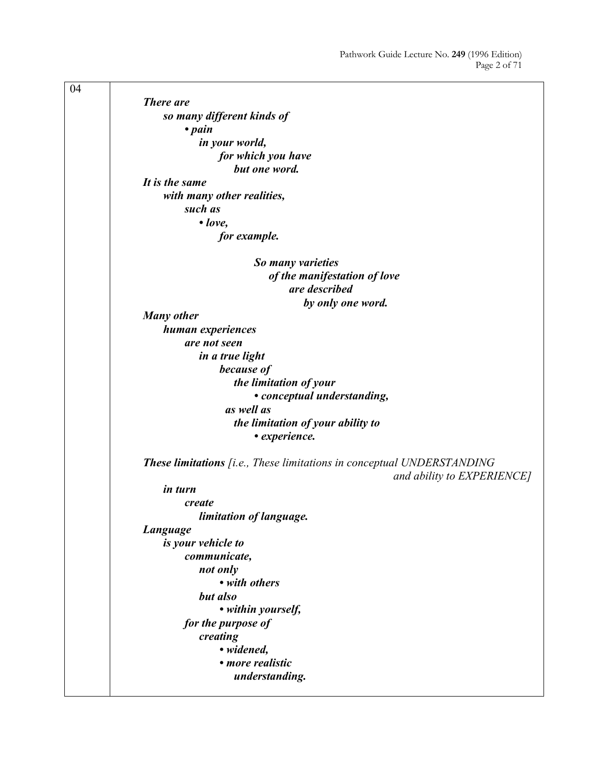| 04 | |
|---|---|

***There are***
***so many different kinds of***
***• pain***
***in your world,***
***for which you have***
***but one word.***
***It is the same***
***with many other realities,***
***such as***
***• love,***
***for example.***

***So many varieties***
***of the manifestation of love***
***are described***
***by only one word.***
***Many other***
***human experiences***
***are not seen***
***in a true light***
***because of***
***the limitation of your***
***• conceptual understanding,***
***as well as***
***the limitation of your ability to***
***• experience.***

***These limitations*** *[i.e., These limitations in conceptual UNDERSTANDING and ability to EXPERIENCE]*
***in turn***
***create***
***limitation of language.***
***Language***
***is your vehicle to***
***communicate,***
***not only***
***• with others***
***but also***
***• within yourself,***
***for the purpose of***
***creating***
***• widened,***
***• more realistic***
***understanding.***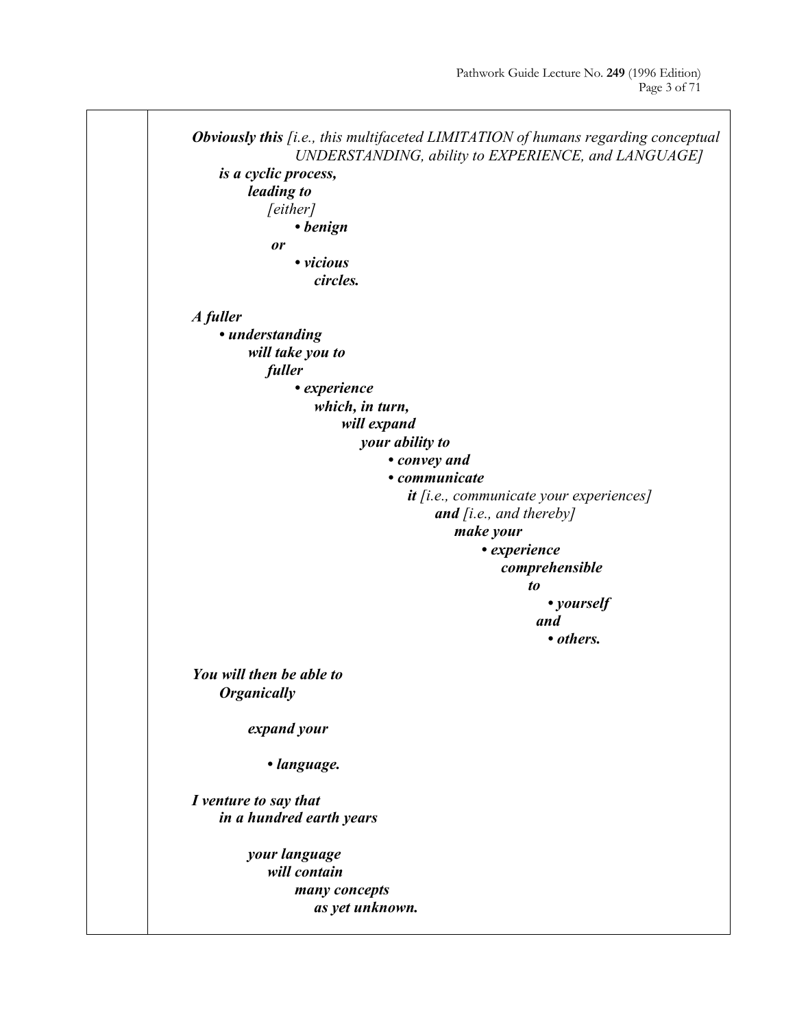***Obviously this*** *[i.e., this multifaceted LIMITATION of humans regarding conceptual UNDERSTANDING, ability to EXPERIENCE, and LANGUAGE]*
***is a cyclic process,***
***leading to***
*[either]*
***• benign***
***or***
***• vicious***
***circles.***

***A fuller***
***• understanding***
***will take you to***
***fuller***
***• experience***
***which, in turn,***
***will expand***
***your ability to***
***• convey and***
***• communicate***
***it*** *[i.e., communicate your experiences]*
***and*** *[i.e., and thereby]*
***make your***
***• experience***
***comprehensible***
***to***
***• yourself***
***and***
***• others.***

***You will then be able to***
***Organically***

***expand your***

***• language.***

***I venture to say that***
***in a hundred earth years***

***your language***
***will contain***
***many concepts***
***as yet unknown.***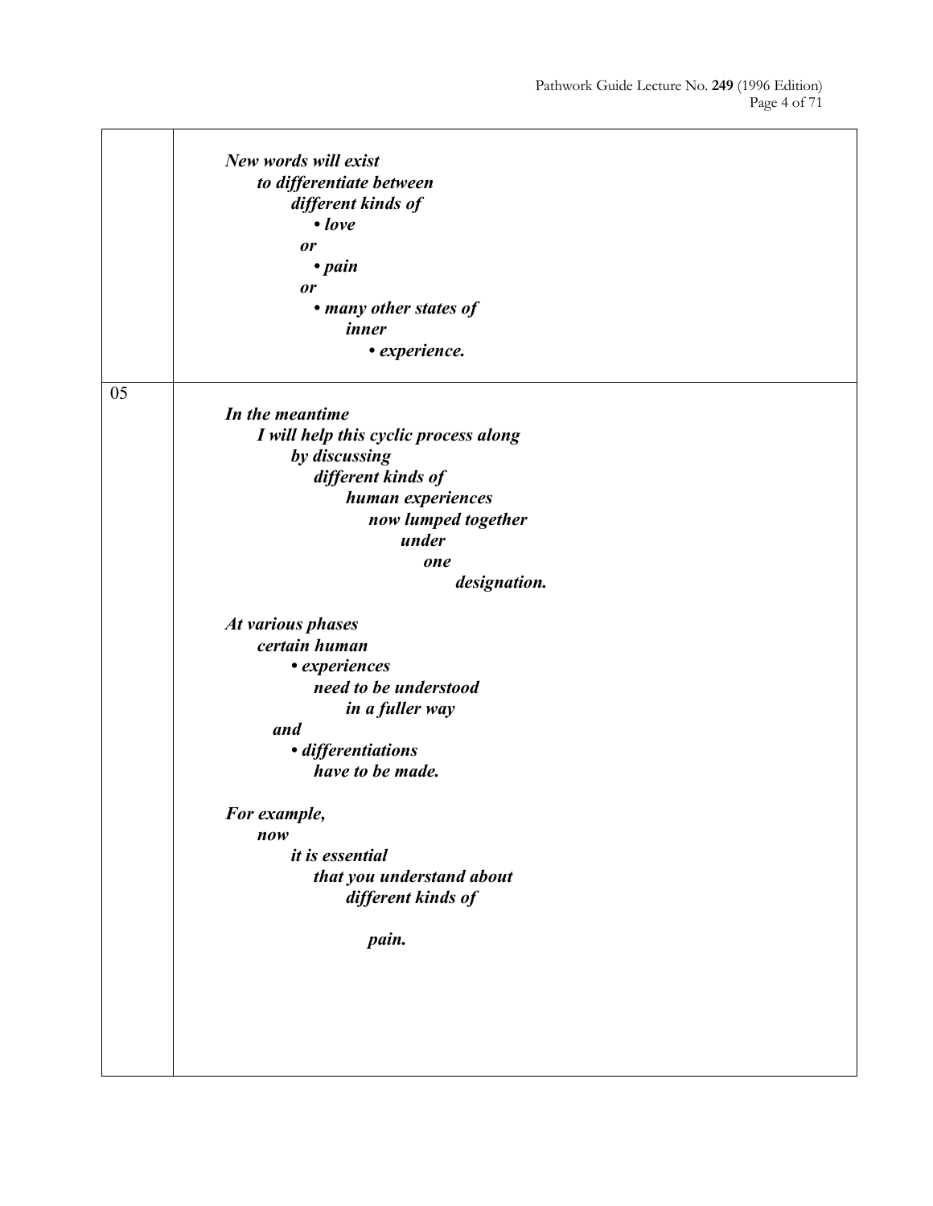| | |
|---|---|
| | ***New words will exist***<br>***to differentiate between***<br>***different kinds of***<br>***• love***<br>***or***<br>***• pain***<br>***or***<br>***• many other states of***<br>***inner***<br>***• experience.*** |
| 05 | ***In the meantime***<br>***I will help this cyclic process along***<br>***by discussing***<br>***different kinds of***<br>***human experiences***<br>***now lumped together***<br>***under***<br>***one***<br>***designation.***<br><br>***At various phases***<br>***certain human***<br>***• experiences***<br>***need to be understood***<br>***in a fuller way***<br>***and***<br>***• differentiations***<br>***have to be made.***<br><br>***For example,***<br>***now***<br>***it is essential***<br>***that you understand about***<br>***different kinds of***<br><br>***pain.*** |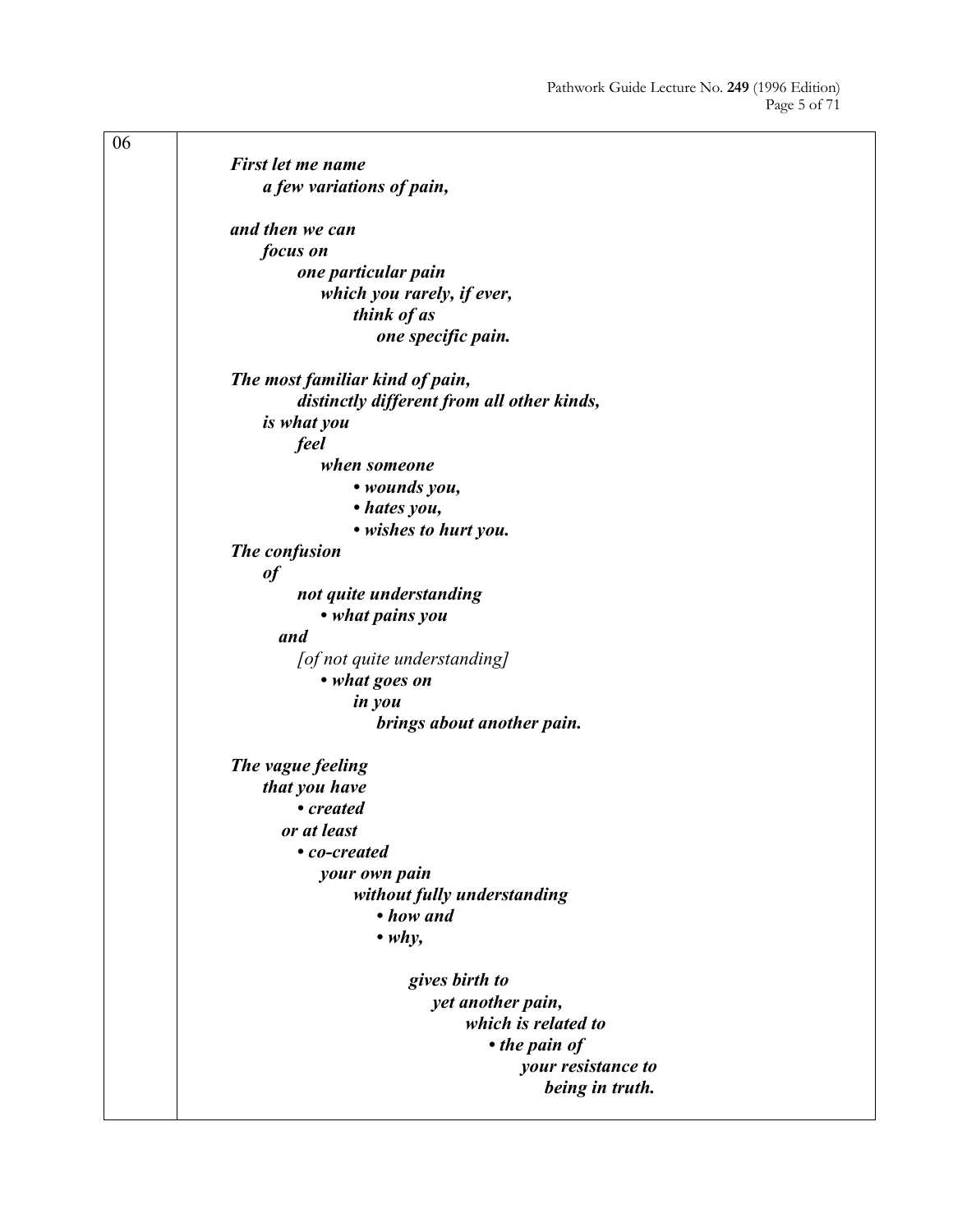06

***First let me name***
***a few variations of pain,***

***and then we can***
***focus on***
***one particular pain***
***which you rarely, if ever,***
***think of as***
***one specific pain.***

***The most familiar kind of pain,***
***distinctly different from all other kinds,***
***is what you***
***feel***
***when someone***
***• wounds you,***
***• hates you,***
***• wishes to hurt you.***
***The confusion***
***of***
***not quite understanding***
***• what pains you***
***and***
*[of not quite understanding]*
***• what goes on***
***in you***
***brings about another pain.***

***The vague feeling***
***that you have***
***• created***
***or at least***
***• co-created***
***your own pain***
***without fully understanding***
***• how and***
***• why,***

***gives birth to***
***yet another pain,***
***which is related to***
***• the pain of***
***your resistance to***
***being in truth.***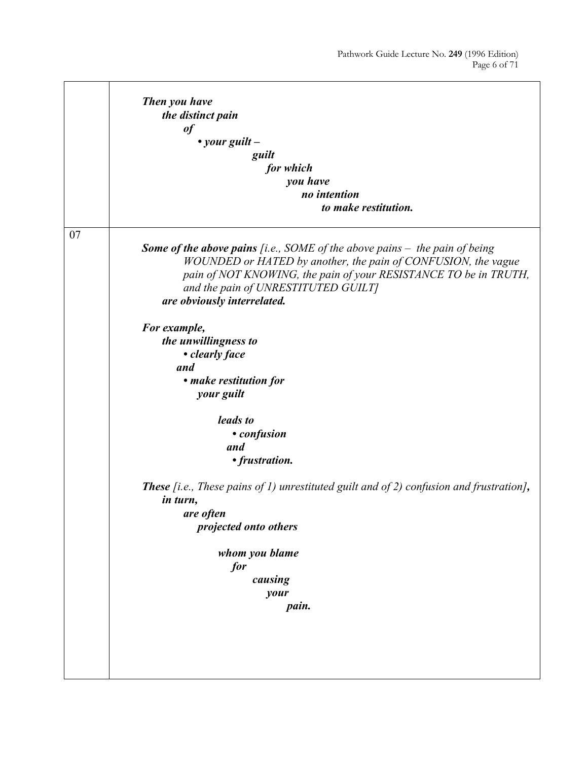| | |
|---|---|
| | ***Then you have***<br>***the distinct pain***<br>***of***<br>***• your guilt –***<br>***guilt***<br>***for which***<br>***you have***<br>***no intention***<br>***to make restitution.*** |
| 07 | ***Some of the above pains*** *[i.e., SOME of the above pains – the pain of being WOUNDED or HATED by another, the pain of CONFUSION, the vague pain of NOT KNOWING, the pain of your RESISTANCE TO be in TRUTH, and the pain of UNRESTITUTED GUILT]* ***are obviously interrelated.***<br><br>***For example,***<br>***the unwillingness to***<br>***• clearly face***<br>***and***<br>***• make restitution for***<br>***your guilt***<br><br>***leads to***<br>***• confusion***<br>***and***<br>***• frustration.***<br><br>***These*** *[i.e., These pains of 1) unrestituted guilt and of 2) confusion and frustration]****,***<br>***in turn,***<br>***are often***<br>***projected onto others***<br><br>***whom you blame***<br>***for***<br>***causing***<br>***your***<br>***pain.*** |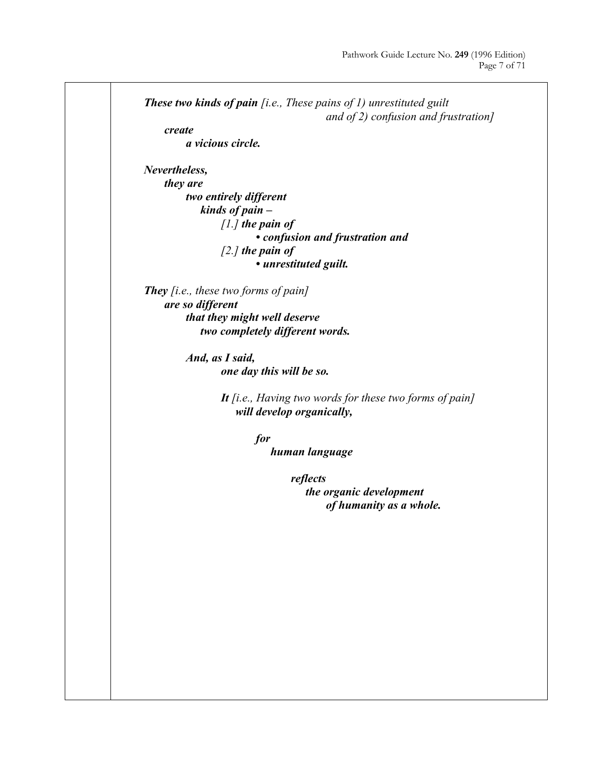***These two kinds of pain*** *[i.e., These pains of 1) unrestituted guilt and of 2) confusion and frustration]*
***create***
***a vicious circle.***

***Nevertheless,***
***they are***
***two entirely different***
***kinds of pain –***
*[1.]* ***the pain of***
***• confusion and frustration and***
*[2.]* ***the pain of***
***• unrestituted guilt.***

***They*** *[i.e., these two forms of pain]*
***are so different***
***that they might well deserve***
***two completely different words.***

***And, as I said,***
***one day this will be so.***

***It*** *[i.e., Having two words for these two forms of pain]*
***will develop organically,***

***for***
***human language***

***reflects***
***the organic development***
***of humanity as a whole.***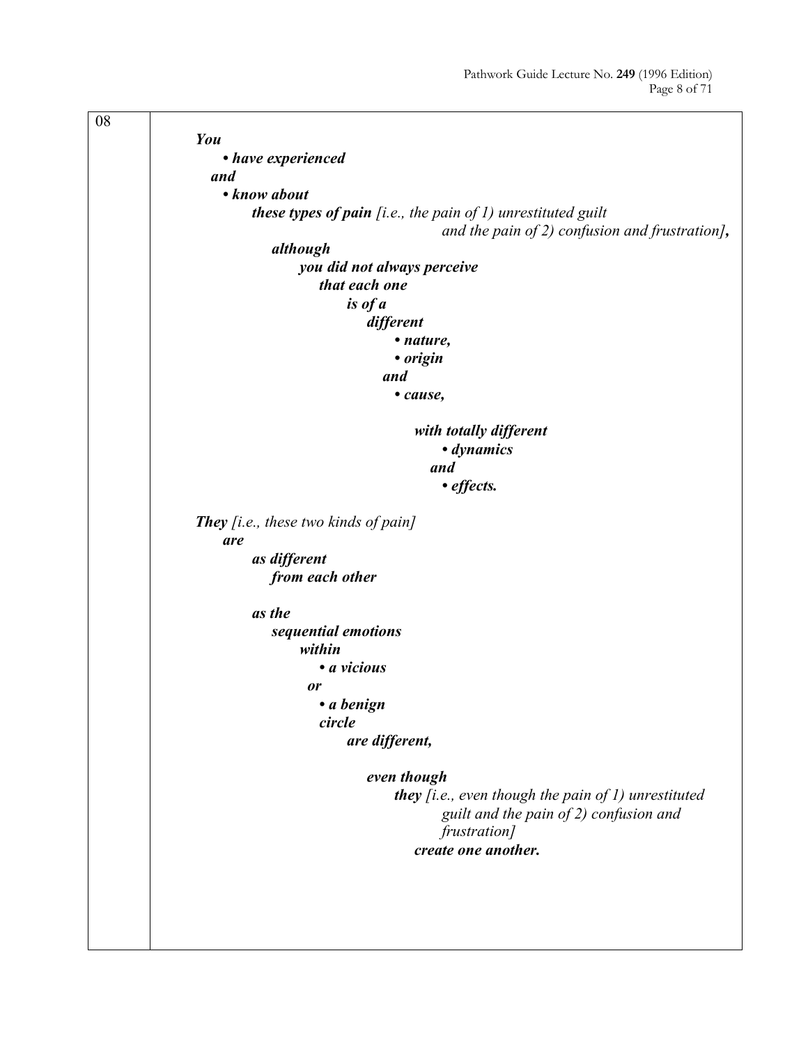08

***You***
- ***have experienced***

***and***
- ***know about***

***these types of pain*** *[i.e., the pain of 1) unrestituted guilt and the pain of 2) confusion and frustration]**,***

***although***

***you did not always perceive***

***that each one***

***is of a***

***different***
- ***nature,***
- ***origin***

***and***
- ***cause,***

***with totally different***
- ***dynamics***

***and***
- ***effects.***

***They*** *[i.e., these two kinds of pain]*

***are***

***as different***

***from each other***

***as the***

***sequential emotions***

***within***
- ***a vicious***

***or***
- ***a benign***

***circle***

***are different,***

***even though***

***they*** *[i.e., even though the pain of 1) unrestituted guilt and the pain of 2) confusion and frustration]*

***create one another.***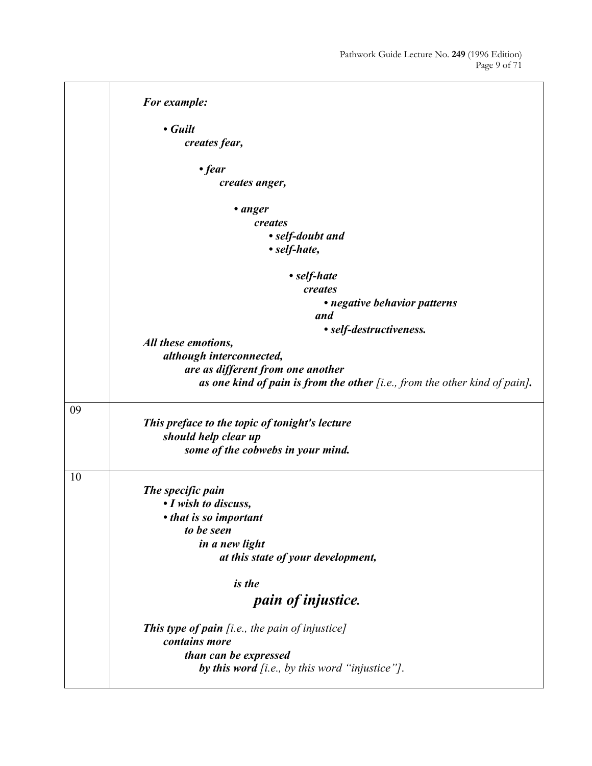| | |
|---|---|
| | ***For example:*** <br><br> ***• Guilt*** <br> ***creates fear,*** <br><br> ***• fear*** <br> ***creates anger,*** <br><br> ***• anger*** <br> ***creates*** <br> ***• self-doubt and*** <br> ***• self-hate,*** <br><br> ***• self-hate*** <br> ***creates*** <br> ***• negative behavior patterns*** <br> ***and*** <br> ***• self-destructiveness.*** <br> ***All these emotions,*** <br> ***although interconnected,*** <br> ***are as different from one another*** <br> ***as one kind of pain is from the other*** *[i.e., from the other kind of pain]*. |
| 09 | ***This preface to the topic of tonight's lecture*** <br> ***should help clear up*** <br> ***some of the cobwebs in your mind.*** |
| 10 | ***The specific pain*** <br> ***• I wish to discuss,*** <br> ***• that is so important*** <br> ***to be seen*** <br> ***in a new light*** <br> ***at this state of your development,*** <br><br> ***is the*** <br> ***pain of injustice.*** <br><br> ***This type of pain*** *[i.e., the pain of injustice]* <br> ***contains more*** <br> ***than can be expressed*** <br> ***by this word*** *[i.e., by this word "injustice"]*. |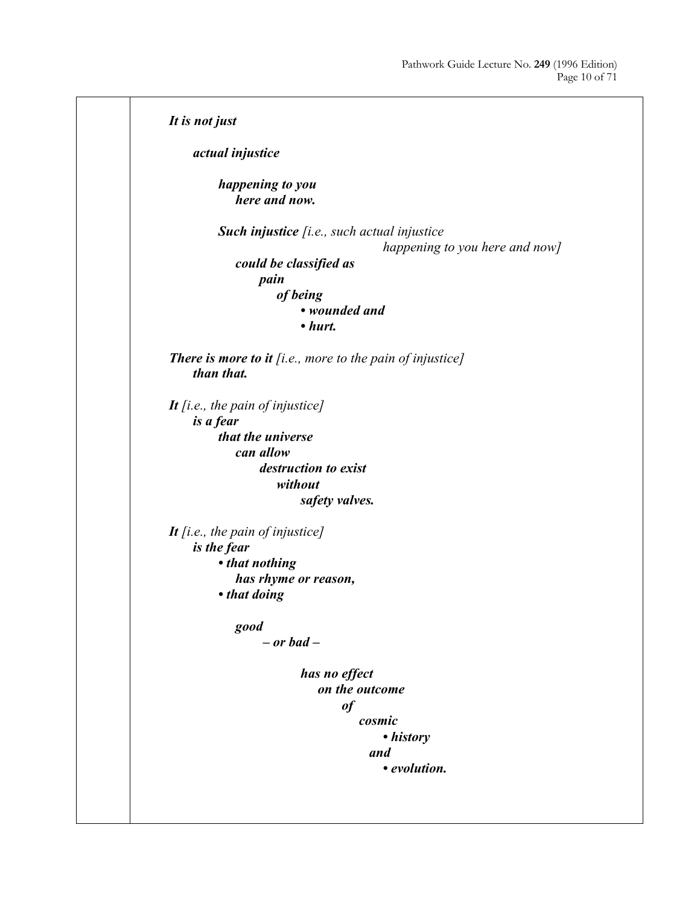***It is not just***

***actual injustice***

***happening to you***
***here and now.***

***Such injustice*** *[i.e., such actual injustice happening to you here and now]*
***could be classified as***
***pain***
***of being***
- ***wounded and***
- ***hurt.***

***There is more to it*** *[i.e., more to the pain of injustice]*
***than that.***

***It*** *[i.e., the pain of injustice]*
***is a fear***
***that the universe***
***can allow***
***destruction to exist***
***without***
***safety valves.***

***It*** *[i.e., the pain of injustice]*
***is the fear***
- ***that nothing***
  ***has rhyme or reason,***
- ***that doing***

  ***good***
  ***– or bad –***

  ***has no effect***
  ***on the outcome***
  ***of***
  ***cosmic***
  - ***history***
  
  ***and***
  - ***evolution.***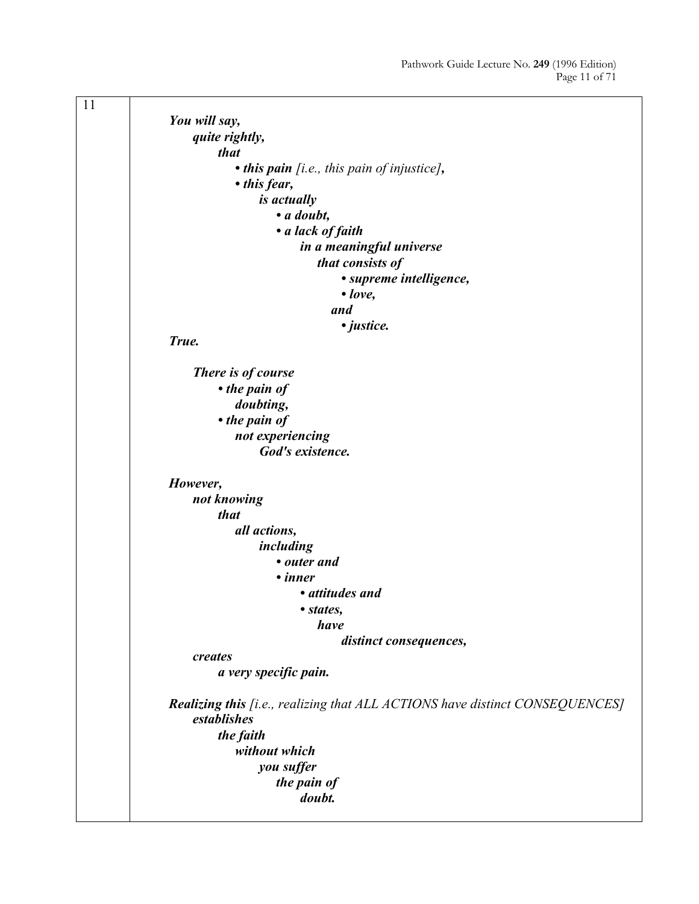11

***You will say,***
***quite rightly,***
***that***
***• this pain** [i.e., this pain of injustice]**,***
***• this fear,***
***is actually***
***• a doubt,***
***• a lack of faith***
***in a meaningful universe***
***that consists of***
***• supreme intelligence,***
***• love,***
***and***
***• justice.***

***True.***

***There is of course***
***• the pain of***
***doubting,***
***• the pain of***
***not experiencing***
***God's existence.***

***However,***
***not knowing***
***that***
***all actions,***
***including***
***• outer and***
***• inner***
***• attitudes and***
***• states,***
***have***
***distinct consequences,***
***creates***
***a very specific pain.***

***Realizing this** [i.e., realizing that ALL ACTIONS have distinct CONSEQUENCES]*
***establishes***
***the faith***
***without which***
***you suffer***
***the pain of***
***doubt.***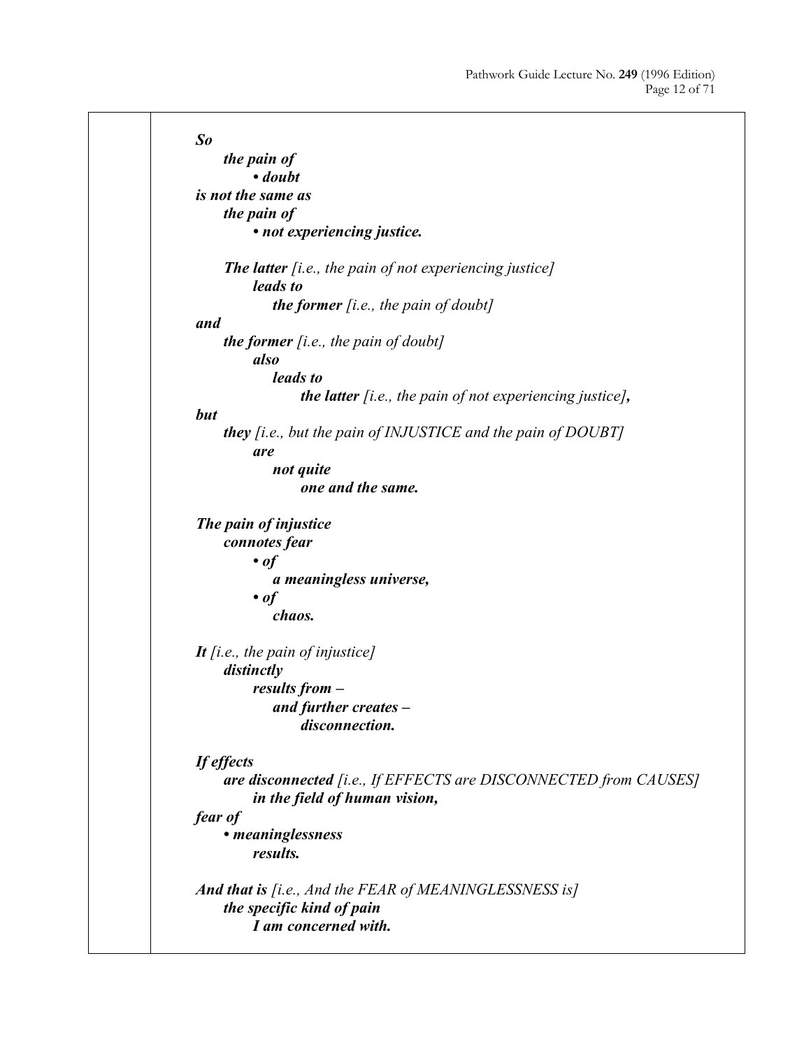***So***
***the pain of***
***• doubt***
***is not the same as***
***the pain of***
***• not experiencing justice.***

***The latter*** *[i.e., the pain of not experiencing justice]*
***leads to***
***the former*** *[i.e., the pain of doubt]*
***and***
***the former*** *[i.e., the pain of doubt]*
***also***
***leads to***
***the latter*** *[i.e., the pain of not experiencing justice]****,***
***but***
***they*** *[i.e., but the pain of INJUSTICE and the pain of DOUBT]*
***are***
***not quite***
***one and the same.***

***The pain of injustice***
***connotes fear***
***• of***
***a meaningless universe,***
***• of***
***chaos.***

***It*** *[i.e., the pain of injustice]*
***distinctly***
***results from –***
***and further creates –***
***disconnection.***

***If effects***
***are disconnected*** *[i.e., If EFFECTS are DISCONNECTED from CAUSES]*
***in the field of human vision,***
***fear of***
***• meaninglessness***
***results.***

***And that is*** *[i.e., And the FEAR of MEANINGLESSNESS is]*
***the specific kind of pain***
***I am concerned with.***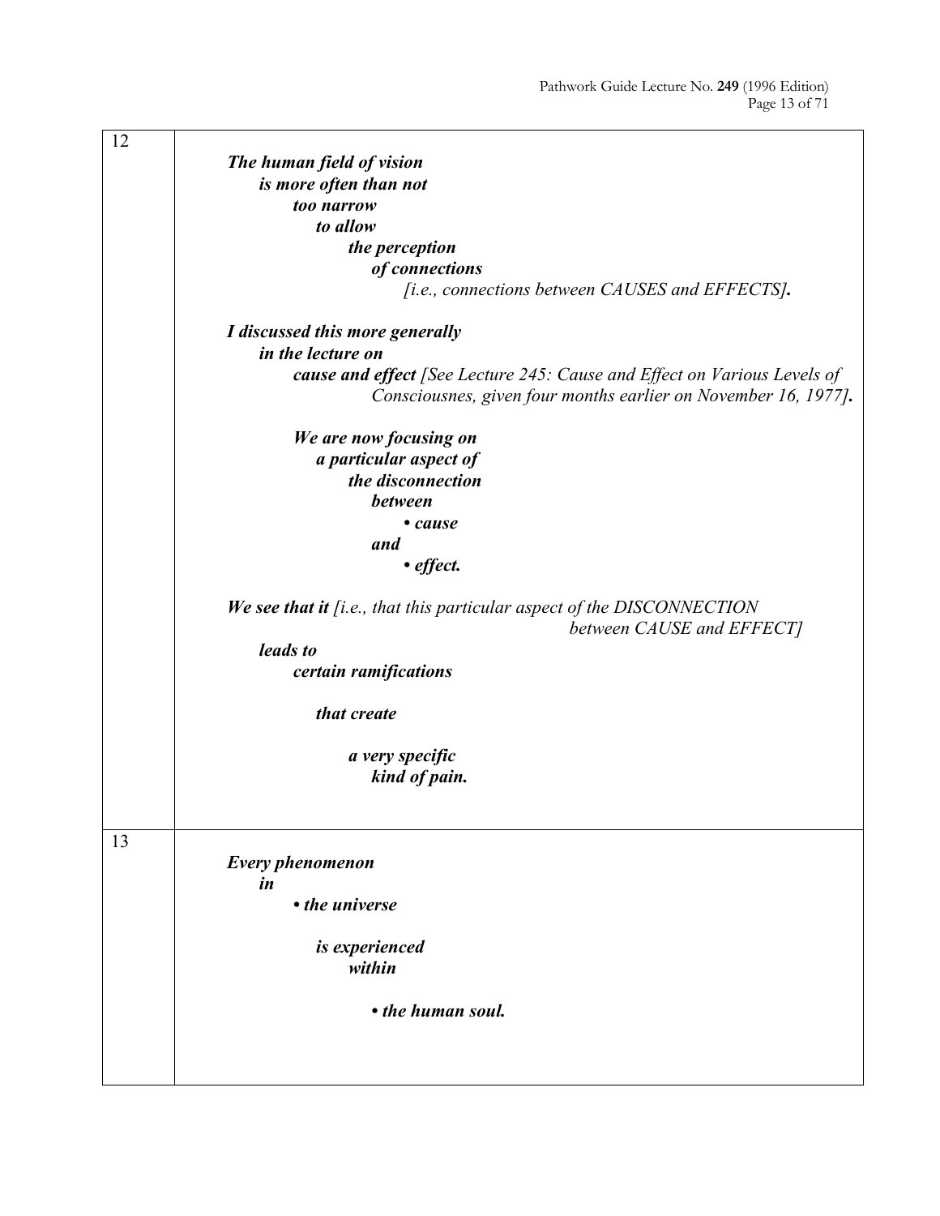| | |
|---|---|
| 12 | ***The human field of vision is more often than not too narrow to allow the perception of connections*** *[i.e., connections between CAUSES and EFFECTS]****.*** <br><br> ***I discussed this more generally in the lecture on cause and effect*** *[See Lecture 245: Cause and Effect on Various Levels of Consciousnes, given four months earlier on November 16, 1977]****.*** <br><br> ***We are now focusing on a particular aspect of the disconnection between*** <br> ***• cause*** <br> ***and*** <br> ***• effect.*** <br><br> ***We see that it*** *[i.e., that this particular aspect of the DISCONNECTION between CAUSE and EFFECT]* ***leads to certain ramifications*** <br><br> ***that create*** <br><br> ***a very specific kind of pain.*** |
| 13 | ***Every phenomenon in*** <br> ***• the universe*** <br><br> ***is experienced within*** <br><br> ***• the human soul.*** |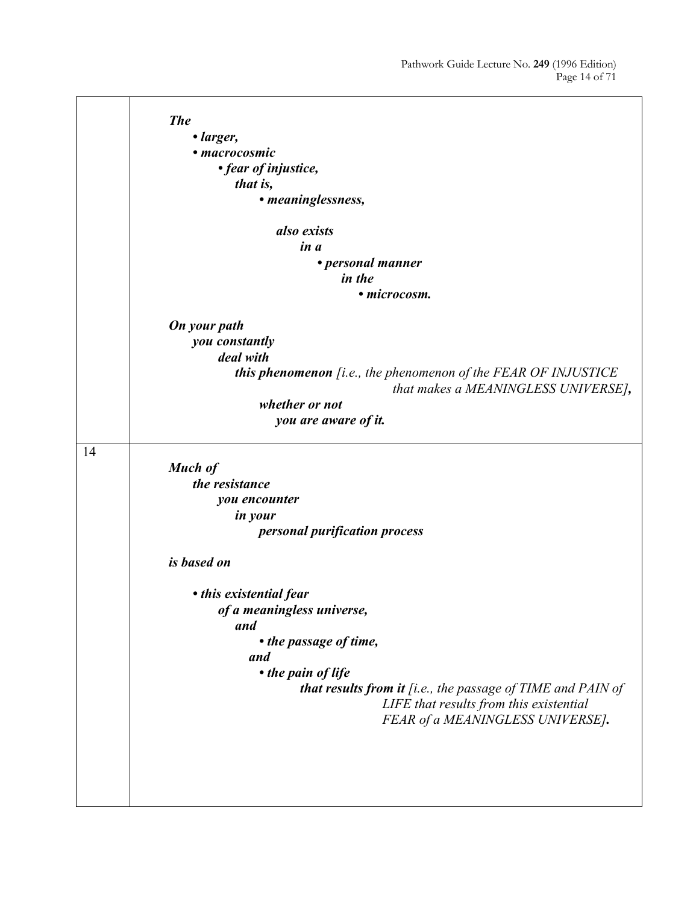| | |
|---|---|
| | ***The*** <br> • ***larger,*** <br> • ***macrocosmic*** <br> • ***fear of injustice,*** <br> ***that is,*** <br> • ***meaninglessness,*** <br><br> ***also exists*** <br> ***in a*** <br> • ***personal manner*** <br> ***in the*** <br> • ***microcosm.*** <br><br> ***On your path*** <br> ***you constantly*** <br> ***deal with*** <br> ***this phenomenon*** *[i.e., the phenomenon of the FEAR OF INJUSTICE that makes a MEANINGLESS UNIVERSE]****,*** <br> ***whether or not*** <br> ***you are aware of it.*** |
| 14 | ***Much of*** <br> ***the resistance*** <br> ***you encounter*** <br> ***in your*** <br> ***personal purification process*** <br><br> ***is based on*** <br><br> • ***this existential fear*** <br> ***of a meaningless universe,*** <br> ***and*** <br> • ***the passage of time,*** <br> ***and*** <br> • ***the pain of life*** <br> ***that results from it*** *[i.e., the passage of TIME and PAIN of LIFE that results from this existential FEAR of a MEANINGLESS UNIVERSE]****.*** |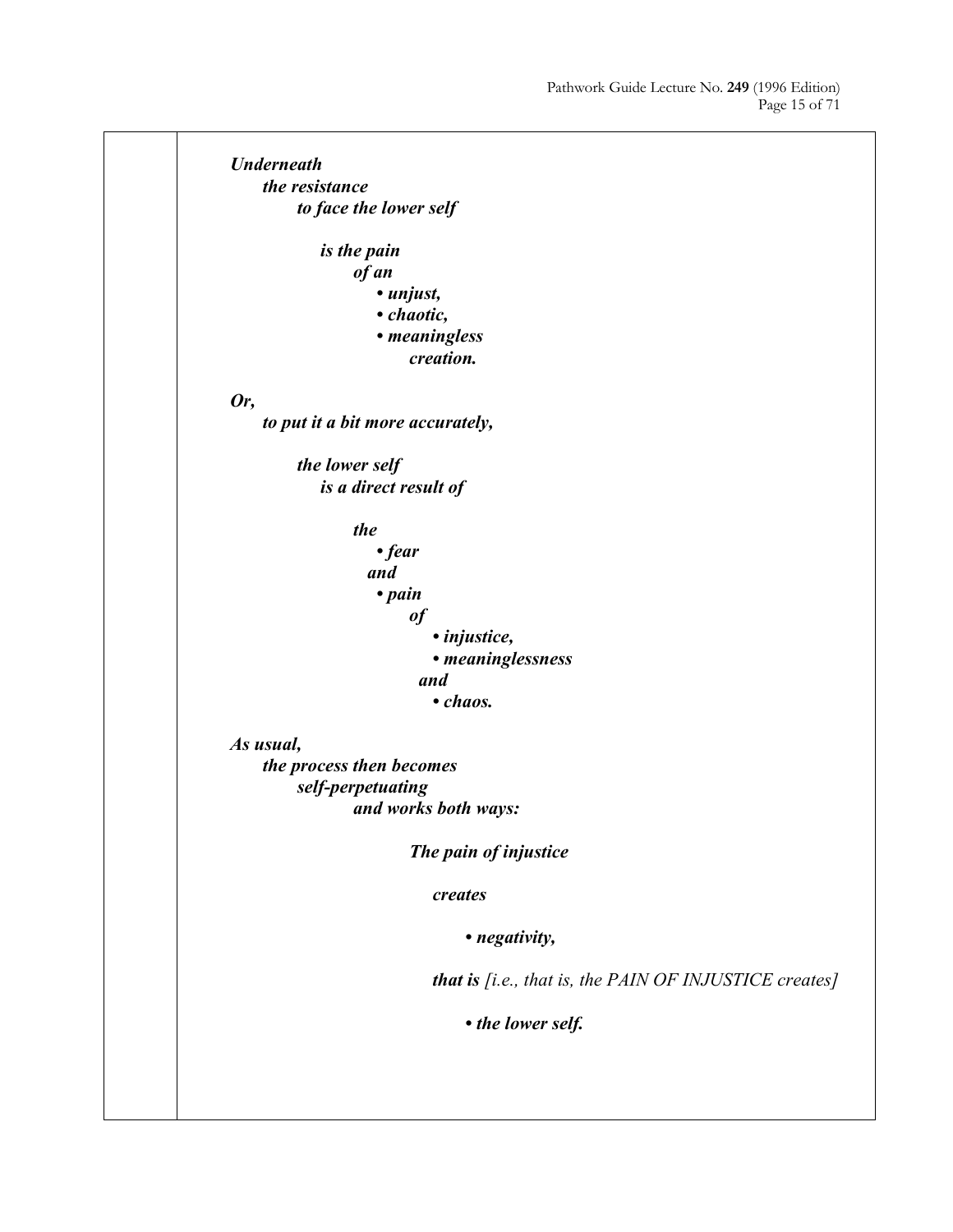***Underneath***
***the resistance***
***to face the lower self***

***is the pain***
***of an***
- ***unjust,***
- ***chaotic,***
- ***meaningless***

***creation.***

***Or,***
***to put it a bit more accurately,***

***the lower self***
***is a direct result of***

***the***
- ***fear***

***and***
- ***pain***

***of***
- ***injustice,***
- ***meaninglessness***

***and***
- ***chaos.***

***As usual,***
***the process then becomes***
***self-perpetuating***
***and works both ways:***

***The pain of injustice***

***creates***

- ***negativity,***

***that is*** *[i.e., that is, the PAIN OF INJUSTICE creates]*

- ***the lower self.***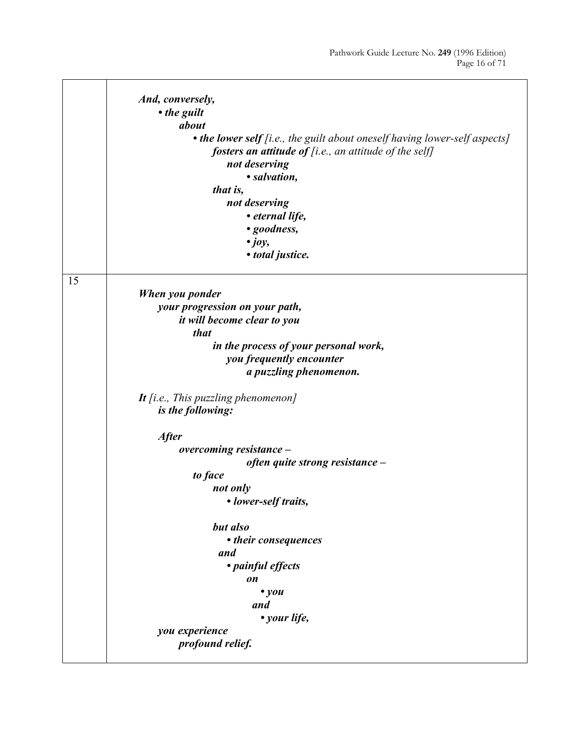| | |
|---|---|
| | ***And, conversely,*** <br> ***• the guilt*** <br> ***about*** <br> ***• the lower self*** *[i.e., the guilt about oneself having lower-self aspects]* <br> ***fosters an attitude of*** *[i.e., an attitude of the self]* <br> ***not deserving*** <br> ***• salvation,*** <br> ***that is,*** <br> ***not deserving*** <br> ***• eternal life,*** <br> ***• goodness,*** <br> ***• joy,*** <br> ***• total justice.*** |
| 15 | ***When you ponder*** <br> ***your progression on your path,*** <br> ***it will become clear to you*** <br> ***that*** <br> ***in the process of your personal work,*** <br> ***you frequently encounter*** <br> ***a puzzling phenomenon.*** <br><br> ***It*** *[i.e., This puzzling phenomenon]* <br> ***is the following:*** <br><br> ***After*** <br> ***overcoming resistance –*** <br> ***often quite strong resistance –*** <br> ***to face*** <br> ***not only*** <br> ***• lower-self traits,*** <br><br> ***but also*** <br> ***• their consequences*** <br> ***and*** <br> ***• painful effects*** <br> ***on*** <br> ***• you*** <br> ***and*** <br> ***• your life,*** <br> ***you experience*** <br> ***profound relief.*** |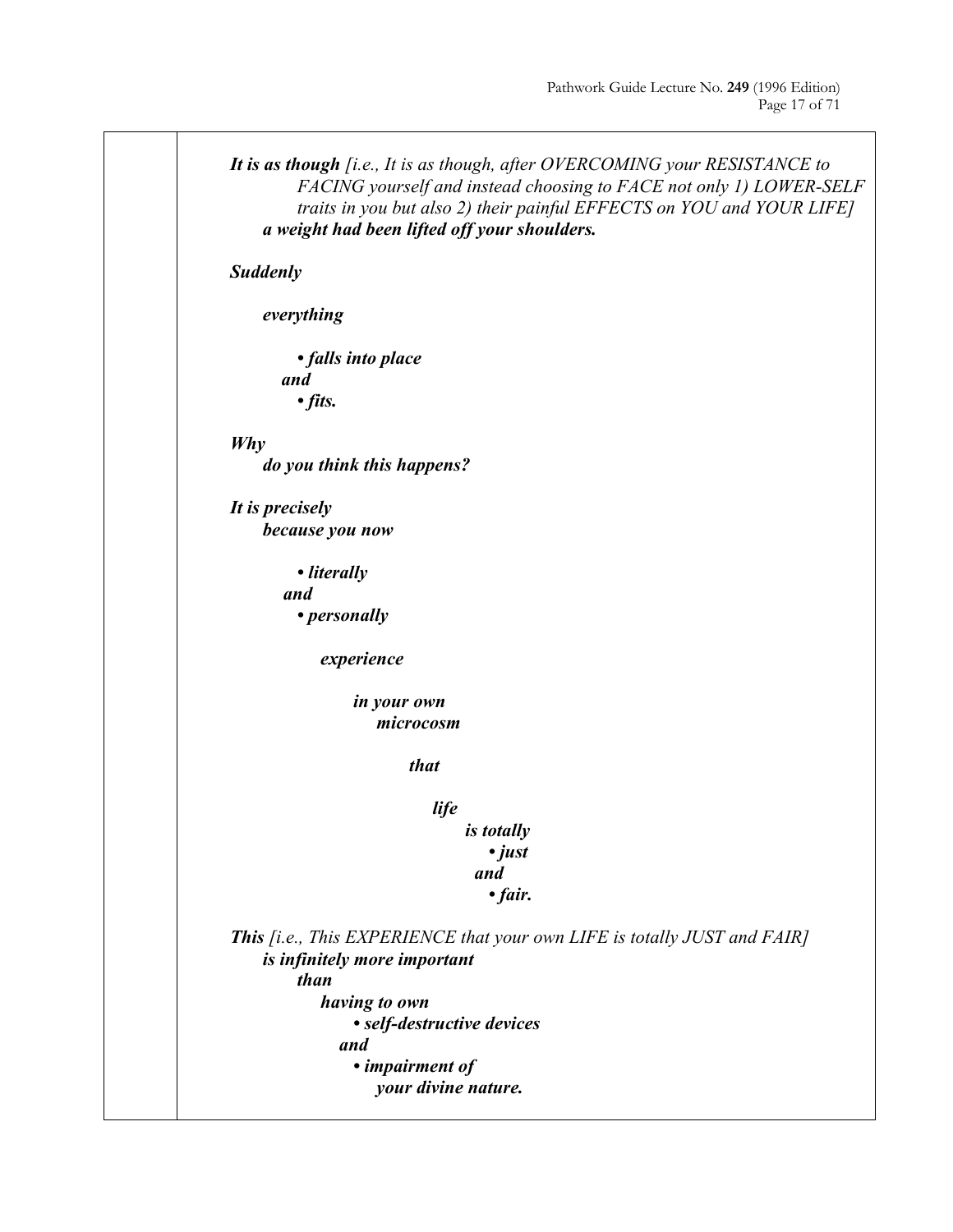***It is as though*** *[i.e., It is as though, after OVERCOMING your RESISTANCE to FACING yourself and instead choosing to FACE not only 1) LOWER-SELF traits in you but also 2) their painful EFFECTS on YOU and YOUR LIFE]* ***a weight had been lifted off your shoulders.***

***Suddenly***

***everything***

- ***falls into place***

***and***

- ***fits.***

***Why***
***do you think this happens?***

***It is precisely***
***because you now***

- ***literally***

***and***

- ***personally***

***experience***

***in your own***
***microcosm***

***that***

***life***
***is totally***

- ***just***

***and***

- ***fair.***

***This*** *[i.e., This EXPERIENCE that your own LIFE is totally JUST and FAIR]* ***is infinitely more important***
***than***
***having to own***

- ***self-destructive devices***

***and***

- ***impairment of***
***your divine nature.***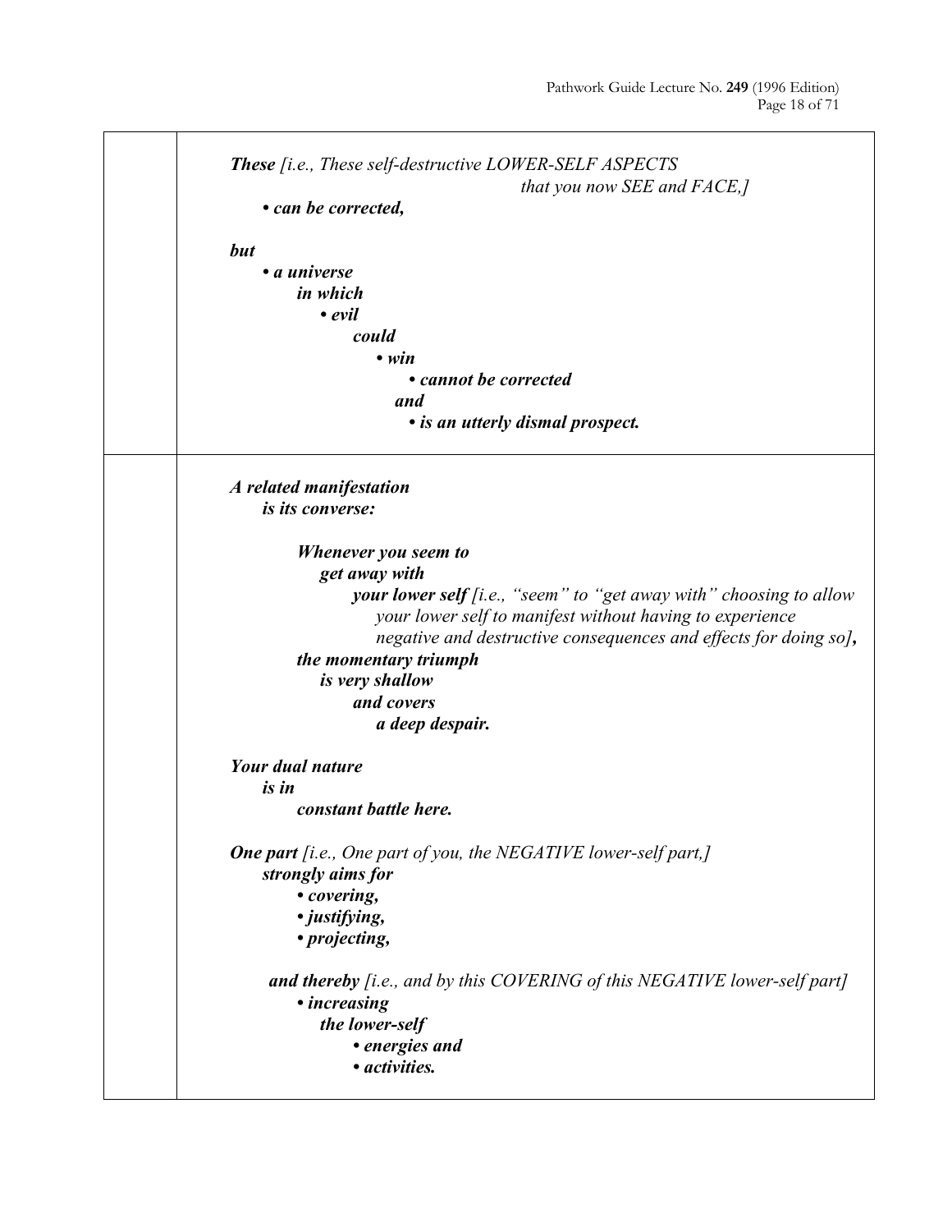***These*** *[i.e., These self-destructive LOWER-SELF ASPECTS that you now SEE and FACE,]*

- ***can be corrected,***

***but***

- ***a universe in which***
  - ***evil could***
    - ***win***
      - ***cannot be corrected***

      ***and***
      - ***is an utterly dismal prospect.***

---

***A related manifestation is its converse:***

***Whenever you seem to get away with your lower self*** *[i.e., "seem" to "get away with" choosing to allow your lower self to manifest without having to experience negative and destructive consequences and effects for doing so]**,** ***the momentary triumph is very shallow and covers a deep despair.***

***Your dual nature is in constant battle here.***

***One part*** *[i.e., One part of you, the NEGATIVE lower-self part,]* ***strongly aims for***

- ***covering,***
- ***justifying,***
- ***projecting,***

***and thereby*** *[i.e., and by this COVERING of this NEGATIVE lower-self part]*

- ***increasing the lower-self***
  - ***energies and***
  - ***activities.***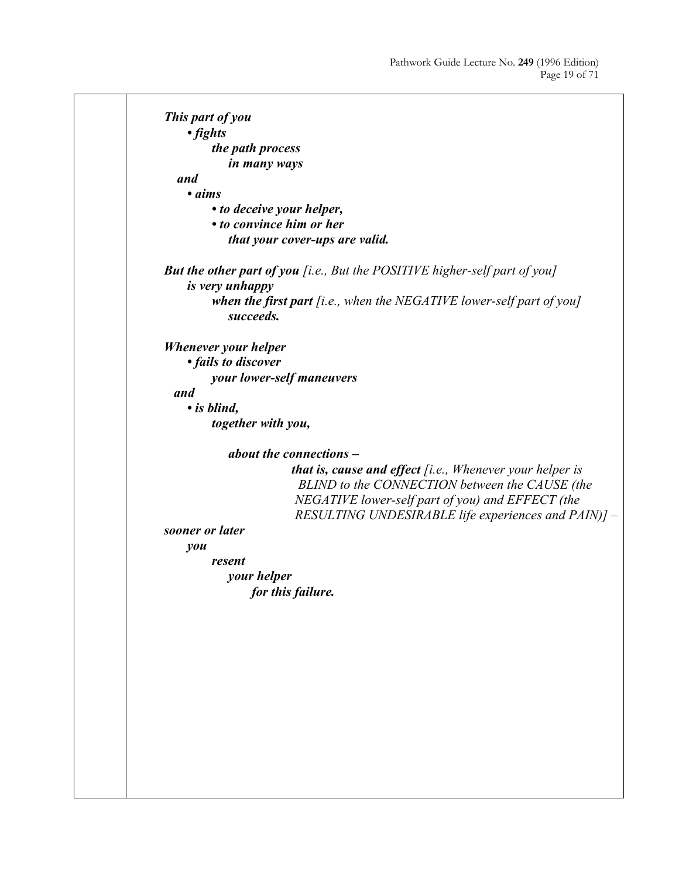***This part of you***
***• fights***
***the path process***
***in many ways***
***and***
***• aims***
***• to deceive your helper,***
***• to convince him or her***
***that your cover-ups are valid.***

***But the other part of you*** *[i.e., But the POSITIVE higher-self part of you]*
***is very unhappy***
***when the first part*** *[i.e., when the NEGATIVE lower-self part of you]*
***succeeds.***

***Whenever your helper***
***• fails to discover***
***your lower-self maneuvers***
***and***
***• is blind,***
***together with you,***

***about the connections –***
***that is, cause and effect*** *[i.e., Whenever your helper is BLIND to the CONNECTION between the CAUSE (the NEGATIVE lower-self part of you) and EFFECT (the RESULTING UNDESIRABLE life experiences and PAIN)] –*
***sooner or later***
***you***
***resent***
***your helper***
***for this failure.***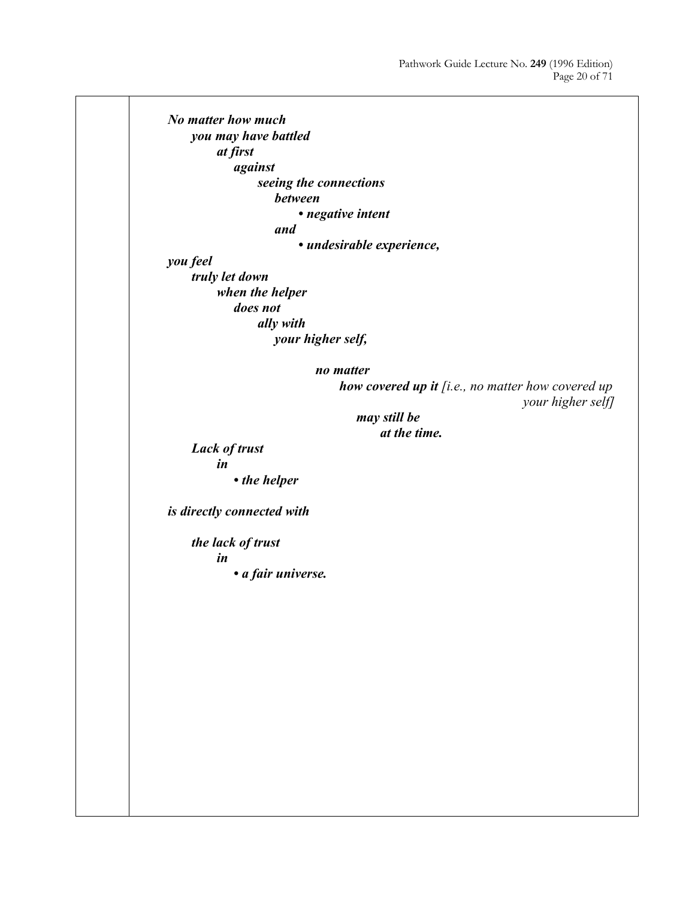***No matter how much***
***you may have battled***
***at first***
***against***
***seeing the connections***
***between***
***• negative intent***
***and***
***• undesirable experience,***

***you feel***
***truly let down***
***when the helper***
***does not***
***ally with***
***your higher self,***

***no matter***
***how covered up it*** *[i.e., no matter how covered up your higher self]*
***may still be***
***at the time.***

***Lack of trust***
***in***
***• the helper***

***is directly connected with***

***the lack of trust***
***in***
***• a fair universe.***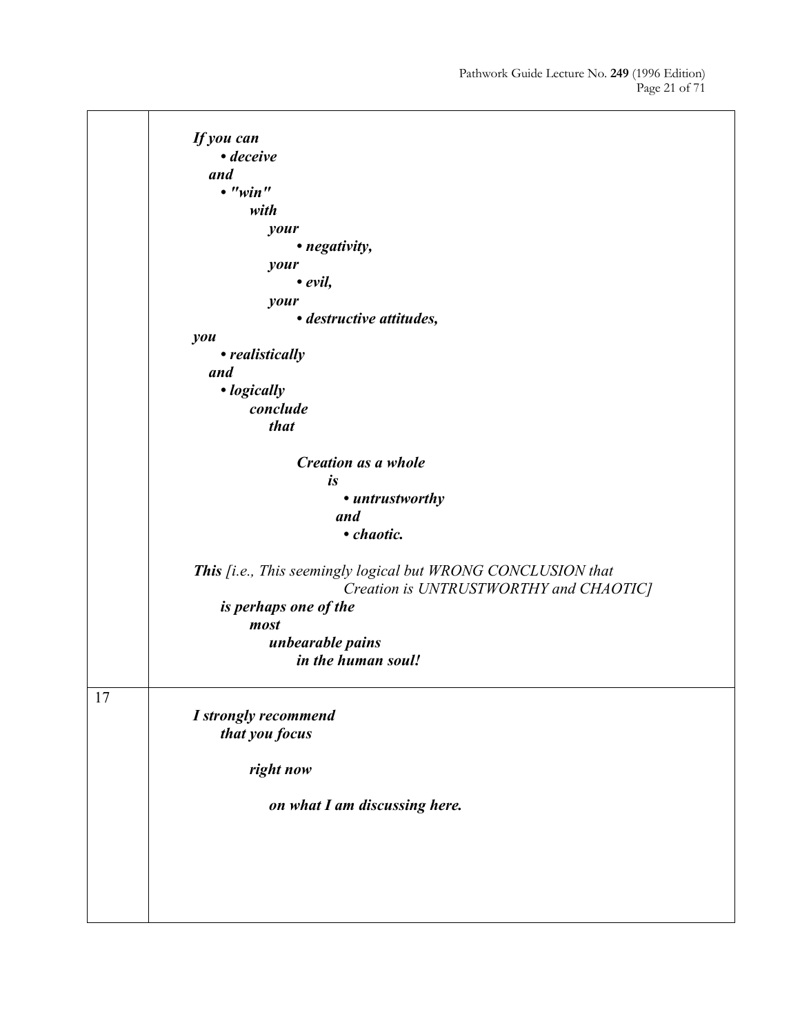| | |
|---|---|
| | ***If you can*** <br> ***• deceive*** <br> ***and*** <br> ***• "win"*** <br> ***with*** <br> ***your*** <br> ***• negativity,*** <br> ***your*** <br> ***• evil,*** <br> ***your*** <br> ***• destructive attitudes,*** <br> ***you*** <br> ***• realistically*** <br> ***and*** <br> ***• logically*** <br> ***conclude*** <br> ***that*** <br><br> ***Creation as a whole*** <br> ***is*** <br> ***• untrustworthy*** <br> ***and*** <br> ***• chaotic.*** <br><br> ***This*** *[i.e., This seemingly logical but WRONG CONCLUSION that Creation is UNTRUSTWORTHY and CHAOTIC]* <br> ***is perhaps one of the*** <br> ***most*** <br> ***unbearable pains*** <br> ***in the human soul!*** |
| 17 | ***I strongly recommend*** <br> ***that you focus*** <br><br> ***right now*** <br><br> ***on what I am discussing here.*** |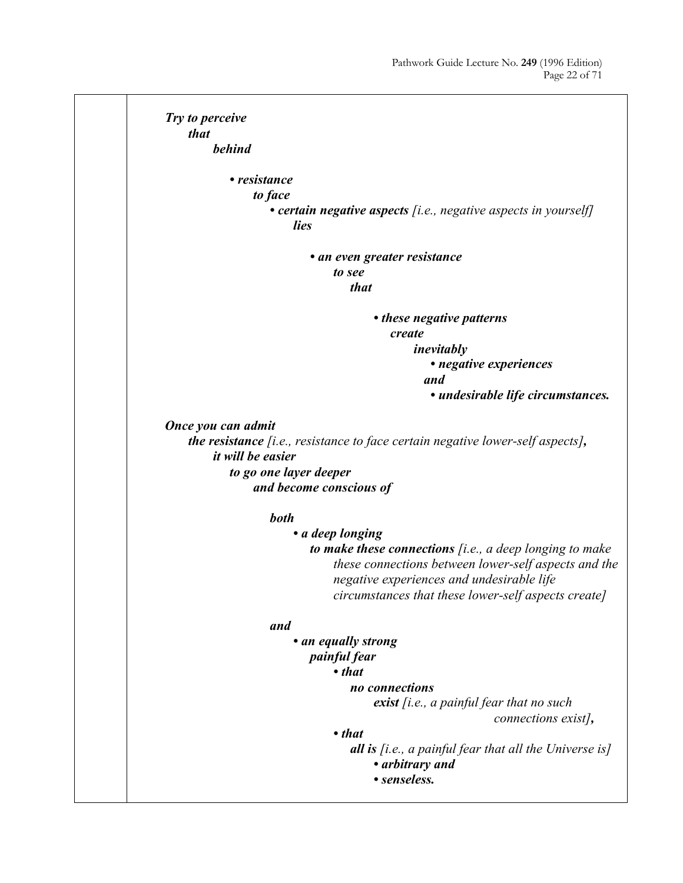***Try to perceive***
***that***
***behind***

***• resistance***
***to face***
***• certain negative aspects*** *[i.e., negative aspects in yourself]*
***lies***

***• an even greater resistance***
***to see***
***that***

***• these negative patterns***
***create***
***inevitably***
***• negative experiences***
***and***
***• undesirable life circumstances.***

***Once you can admit***
***the resistance*** *[i.e., resistance to face certain negative lower-self aspects]**,***
***it will be easier***
***to go one layer deeper***
***and become conscious of***

***both***
***• a deep longing***
***to make these connections*** *[i.e., a deep longing to make these connections between lower-self aspects and the negative experiences and undesirable life circumstances that these lower-self aspects create]*

***and***
***• an equally strong***
***painful fear***
***• that***
***no connections***
***exist*** *[i.e., a painful fear that no such connections exist]**,***
***• that***
***all is*** *[i.e., a painful fear that all the Universe is]*
***• arbitrary and***
***• senseless.***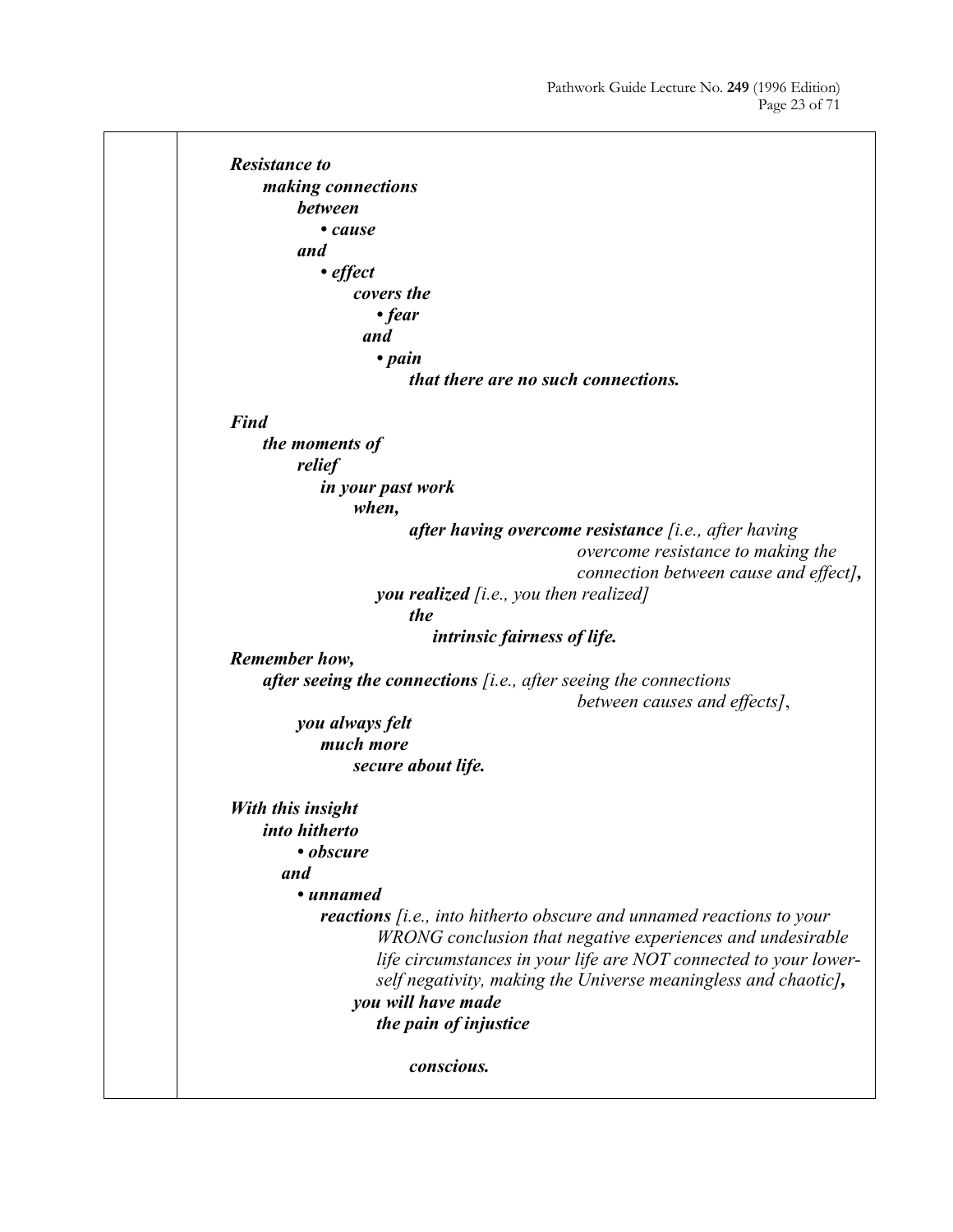***Resistance to***
***making connections***
***between***
***• cause***
***and***
***• effect***
***covers the***
***• fear***
***and***
***• pain***
***that there are no such connections.***

***Find***
***the moments of***
***relief***
***in your past work***
***when,***
***after having overcome resistance*** *[i.e., after having overcome resistance to making the connection between cause and effect]**,***
***you realized*** *[i.e., you then realized]*
***the***
***intrinsic fairness of life.***

***Remember how,***
***after seeing the connections*** *[i.e., after seeing the connections between causes and effects]*,
***you always felt***
***much more***
***secure about life.***

***With this insight***
***into hitherto***
***• obscure***
***and***
***• unnamed***
***reactions*** *[i.e., into hitherto obscure and unnamed reactions to your WRONG conclusion that negative experiences and undesirable life circumstances in your life are NOT connected to your lower-self negativity, making the Universe meaningless and chaotic]**,***
***you will have made***
***the pain of injustice***

***conscious.***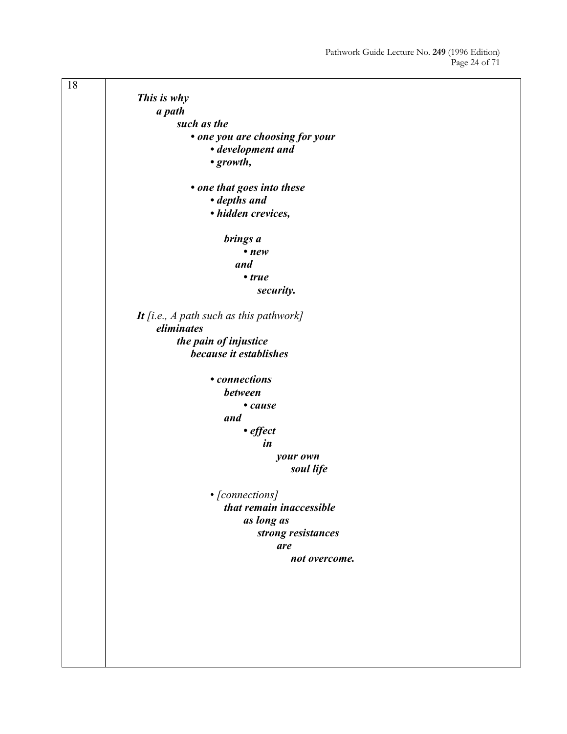18

***This is why***
***a path***
***such as the***

- ***one you are choosing for your***
  - ***development and***
  - ***growth,***

- ***one that goes into these***
  - ***depths and***
  - ***hidden crevices,***

***brings a***
- ***new***

***and***
- ***true***

***security.***

***It*** *[i.e., A path such as this pathwork]*
***eliminates***
***the pain of injustice***
***because it establishes***

- ***connections***
  ***between***
  - ***cause***

  ***and***
  - ***effect***

  ***in***
  ***your own***
  ***soul life***

- *[connections]*
  ***that remain inaccessible***
  ***as long as***
  ***strong resistances***
  ***are***
  ***not overcome.***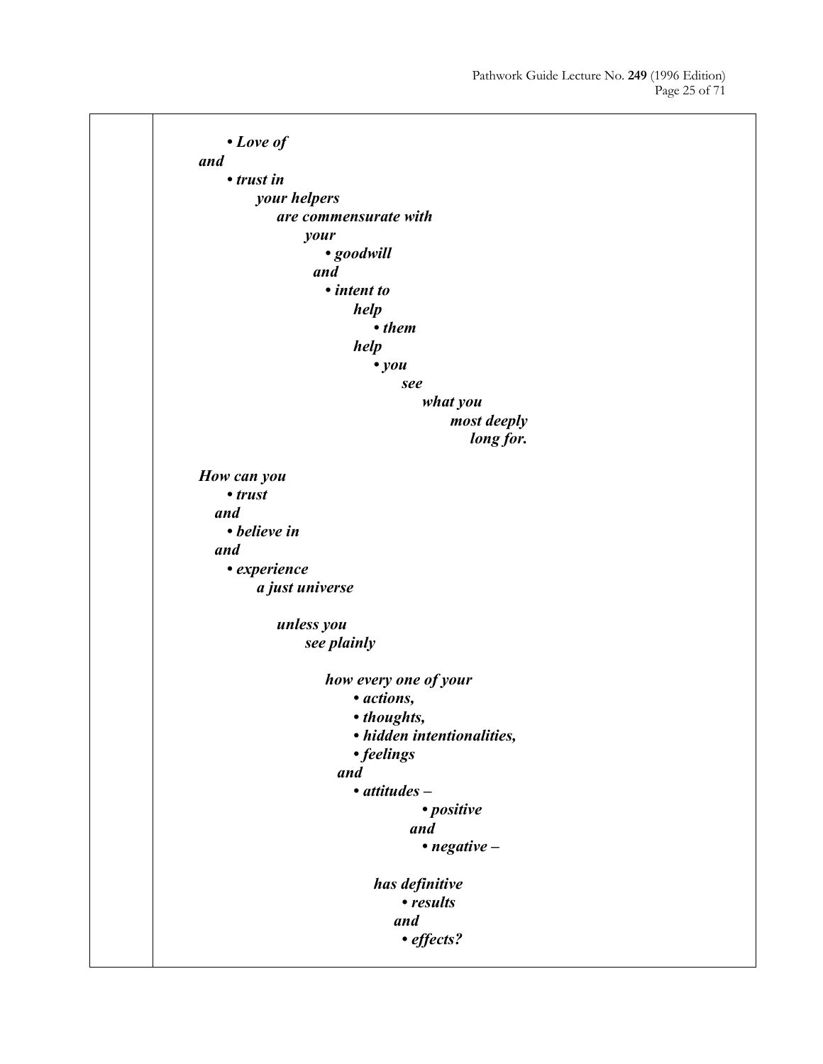***• Love of***
***and***
***• trust in***
***your helpers***
***are commensurate with***
***your***
***• goodwill***
***and***
***• intent to***
***help***
***• them***
***help***
***• you***
***see***
***what you***
***most deeply***
***long for.***

***How can you***
***• trust***
***and***
***• believe in***
***and***
***• experience***
***a just universe***

***unless you***
***see plainly***

***how every one of your***
***• actions,***
***• thoughts,***
***• hidden intentionalities,***
***• feelings***
***and***
***• attitudes –***
***• positive***
***and***
***• negative –***

***has definitive***
***• results***
***and***
***• effects?***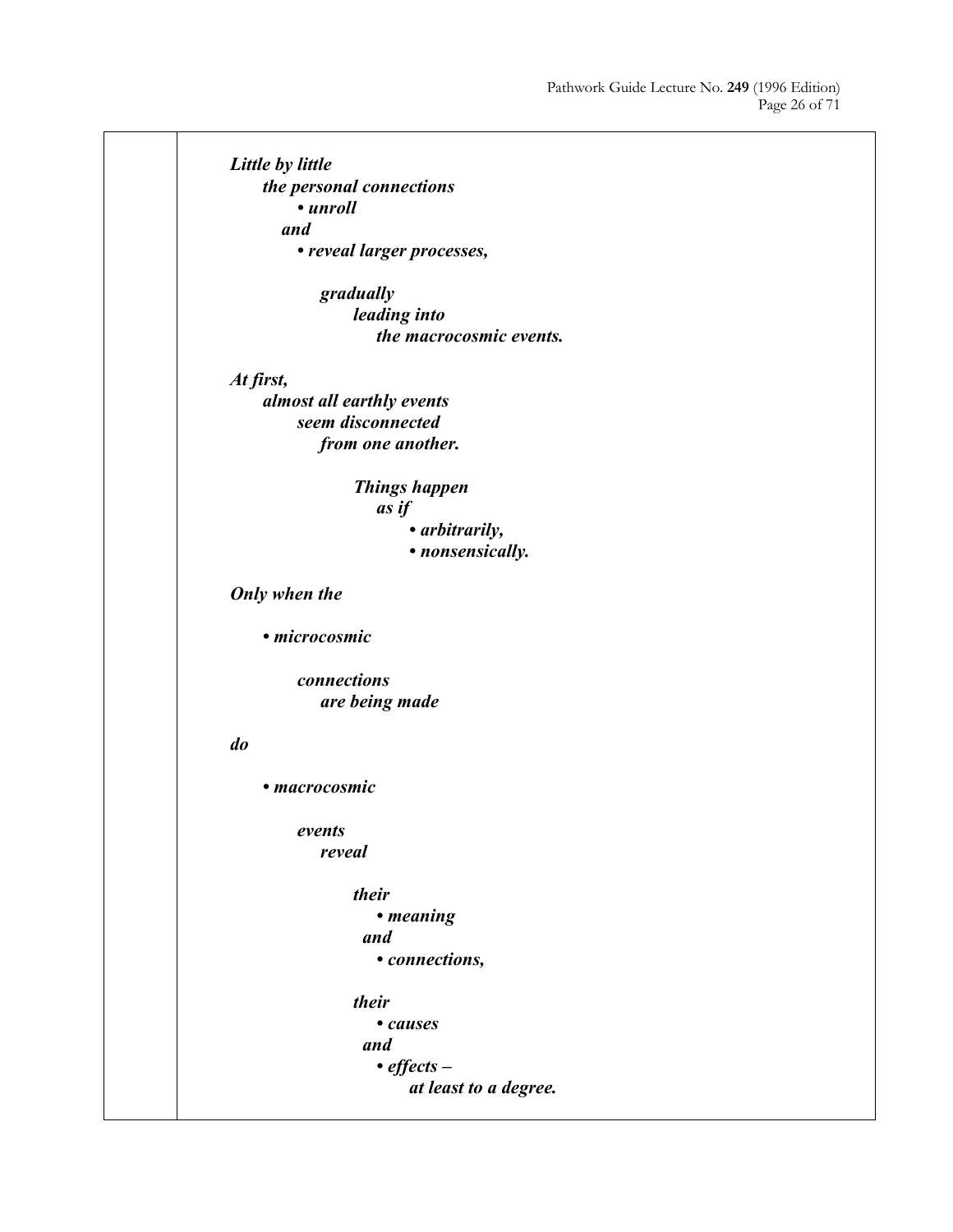***Little by little***
***the personal connections***
***• unroll***
***and***
***• reveal larger processes,***

***gradually***
***leading into***
***the macrocosmic events.***

***At first,***
***almost all earthly events***
***seem disconnected***
***from one another.***

***Things happen***
***as if***
***• arbitrarily,***
***• nonsensically.***

***Only when the***

***• microcosmic***

***connections***
***are being made***

***do***

***• macrocosmic***

***events***
***reveal***

***their***
***• meaning***
***and***
***• connections,***

***their***
***• causes***
***and***
***• effects –***
***at least to a degree.***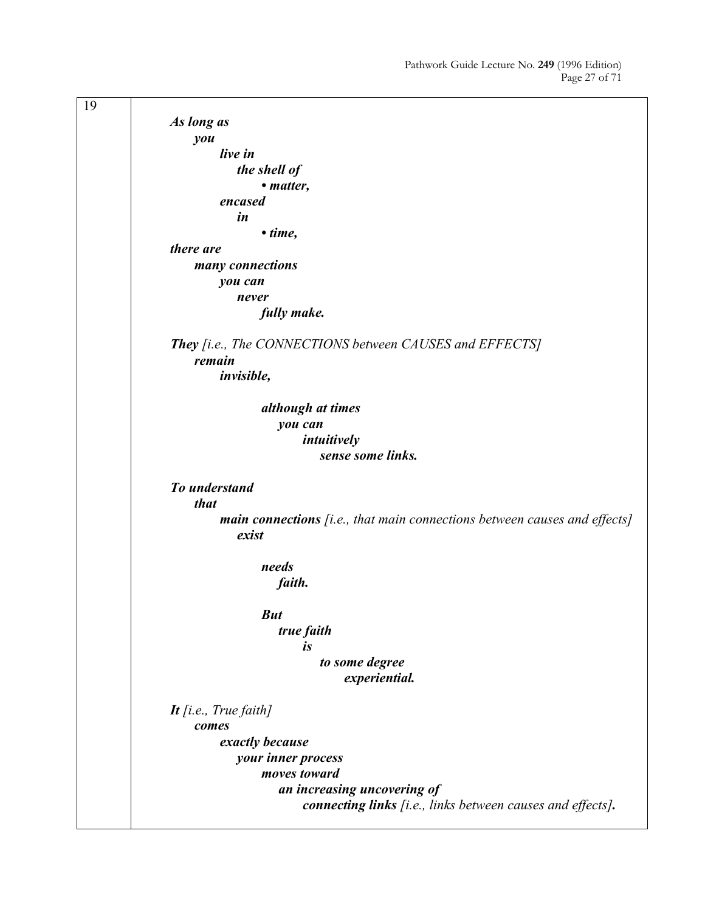19

***As long as***
***you***
***live in***
***the shell of***
***• matter,***
***encased***
***in***
***• time,***
***there are***
***many connections***
***you can***
***never***
***fully make.***

***They*** *[i.e., The CONNECTIONS between CAUSES and EFFECTS]*
***remain***
***invisible,***

***although at times***
***you can***
***intuitively***
***sense some links.***

***To understand***
***that***
***main connections*** *[i.e., that main connections between causes and effects]*
***exist***

***needs***
***faith.***

***But***
***true faith***
***is***
***to some degree***
***experiential.***

***It*** *[i.e., True faith]*
***comes***
***exactly because***
***your inner process***
***moves toward***
***an increasing uncovering of***
***connecting links*** *[i.e., links between causes and effects]****.***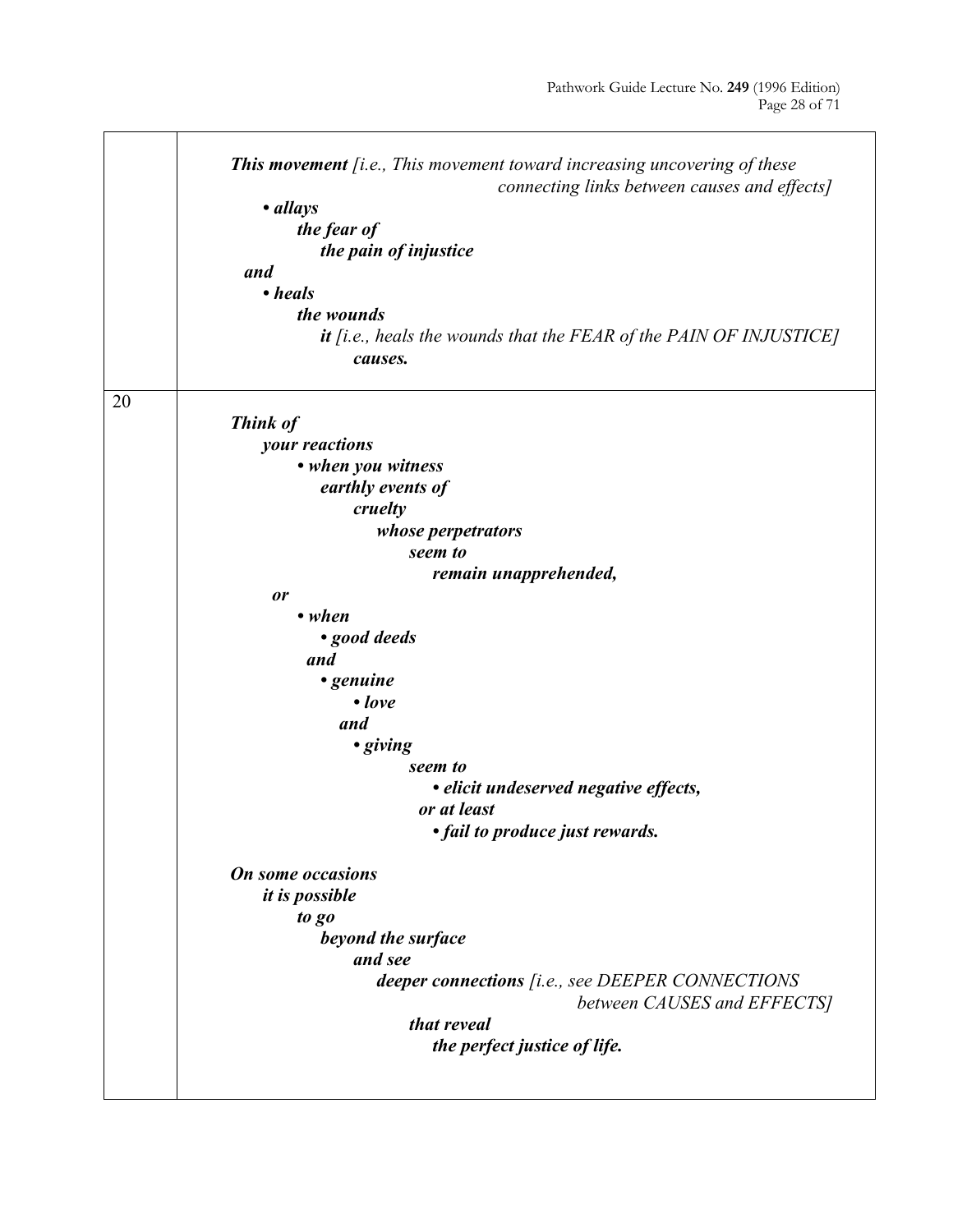| | |
|---|---|
| | ***This movement*** *[i.e., This movement toward increasing uncovering of these connecting links between causes and effects]*<br>• ***allays***<br>***the fear of***<br>***the pain of injustice***<br>***and***<br>• ***heals***<br>***the wounds***<br>***it*** *[i.e., heals the wounds that the FEAR of the PAIN OF INJUSTICE]*<br>***causes.*** |
| 20 | ***Think of***<br>***your reactions***<br>• ***when you witness***<br>***earthly events of***<br>***cruelty***<br>***whose perpetrators***<br>***seem to***<br>***remain unapprehended,***<br>***or***<br>• ***when***<br>• ***good deeds***<br>***and***<br>• ***genuine***<br>• ***love***<br>***and***<br>• ***giving***<br>***seem to***<br>• ***elicit undeserved negative effects,***<br>***or at least***<br>• ***fail to produce just rewards.***<br><br>***On some occasions***<br>***it is possible***<br>***to go***<br>***beyond the surface***<br>***and see***<br>***deeper connections*** *[i.e., see DEEPER CONNECTIONS between CAUSES and EFFECTS]*<br>***that reveal***<br>***the perfect justice of life.*** |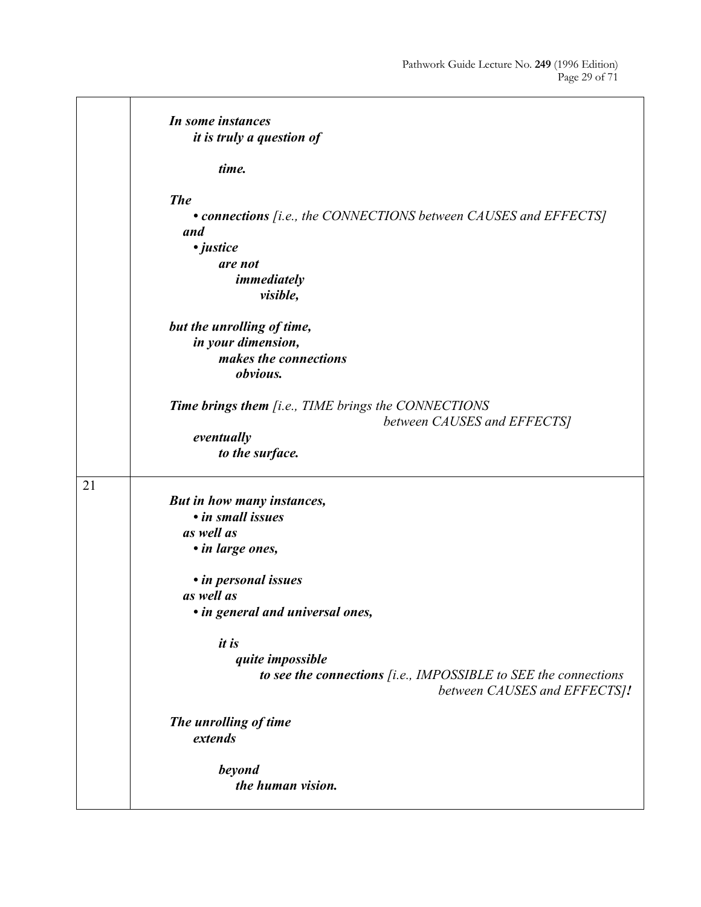*In some instances*
*it is truly a question of*

*time.*

***The***
- ***connections*** *[i.e., the CONNECTIONS between CAUSES and EFFECTS]*

***and***
- ***justice***

***are not immediately visible,***

***but the unrolling of time,***
***in your dimension,***
***makes the connections***
***obvious.***

***Time brings them*** *[i.e., TIME brings the CONNECTIONS between CAUSES and EFFECTS]*
***eventually***
***to the surface.***

21

***But in how many instances,***
- ***in small issues***

***as well as***
- ***in large ones,***

- ***in personal issues***

***as well as***
- ***in general and universal ones,***

***it is***
***quite impossible***
***to see the connections*** *[i.e., IMPOSSIBLE to SEE the connections between CAUSES and EFFECTS]****!***

***The unrolling of time***
***extends***

***beyond***
***the human vision.***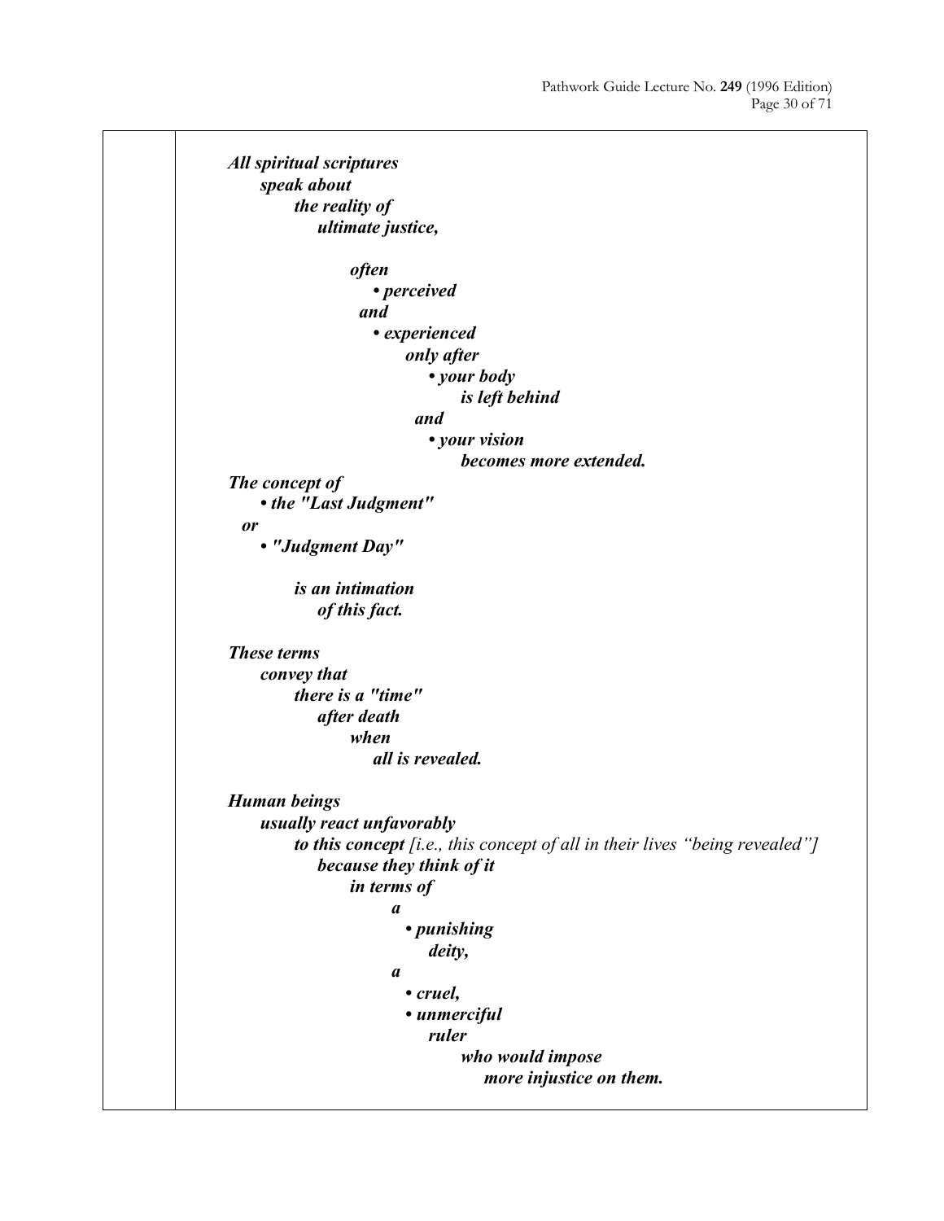***All spiritual scriptures***
***speak about***
***the reality of***
***ultimate justice,***

***often***
***• perceived***
***and***
***• experienced***
***only after***
***• your body***
***is left behind***
***and***
***• your vision***
***becomes more extended.***

***The concept of***
***• the "Last Judgment"***
***or***
***• "Judgment Day"***

***is an intimation***
***of this fact.***

***These terms***
***convey that***
***there is a "time"***
***after death***
***when***
***all is revealed.***

***Human beings***
***usually react unfavorably***
***to this concept*** *[i.e., this concept of all in their lives "being revealed"]*
***because they think of it***
***in terms of***
***a***
***• punishing***
***deity,***
***a***
***• cruel,***
***• unmerciful***
***ruler***
***who would impose***
***more injustice on them.***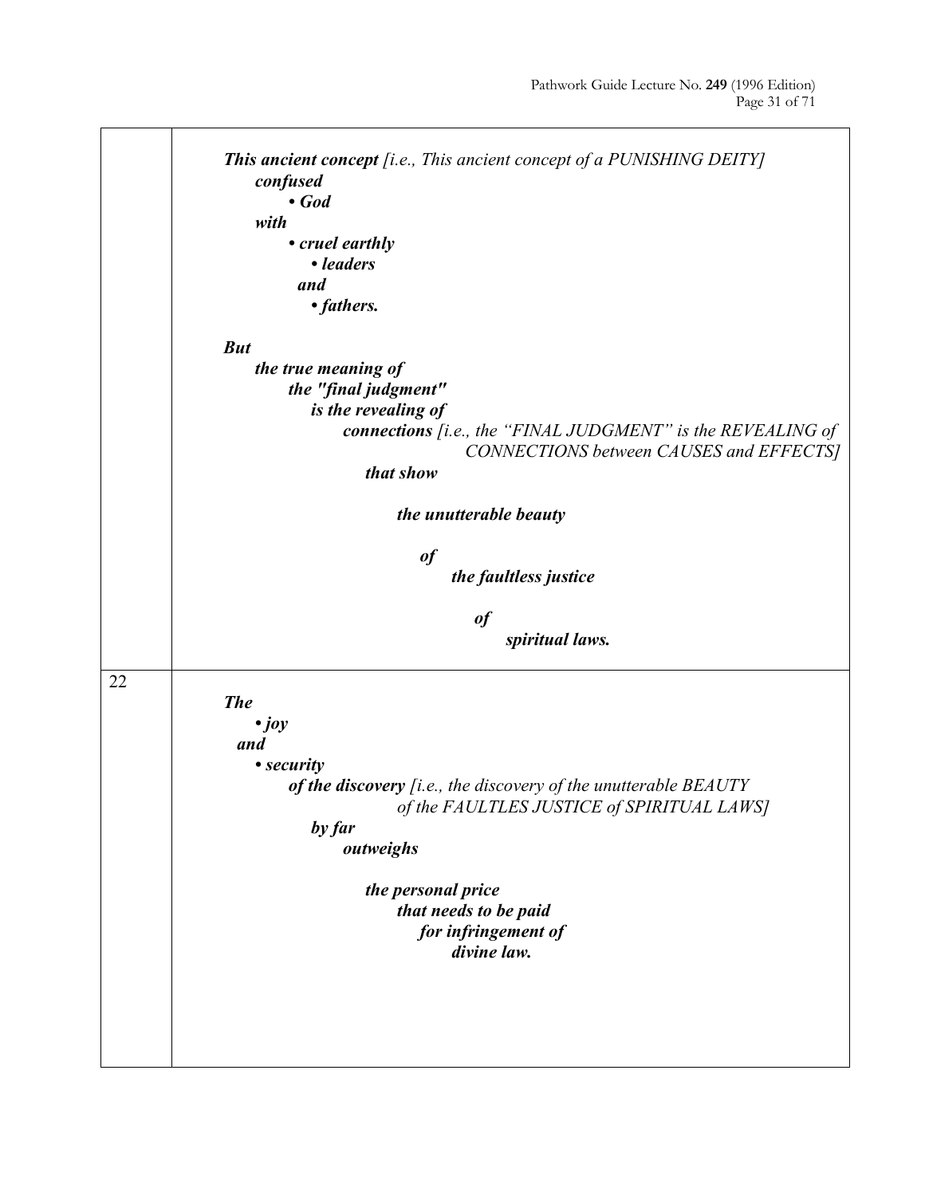| | |
|---|---|
| | ***This ancient concept*** *[i.e., This ancient concept of a PUNISHING DEITY]*<br>***confused***<br>***• God***<br>***with***<br>***• cruel earthly***<br>***• leaders***<br>***and***<br>***• fathers.***<br><br>***But***<br>***the true meaning of***<br>***the "final judgment"***<br>***is the revealing of***<br>***connections*** *[i.e., the "FINAL JUDGMENT" is the REVEALING of CONNECTIONS between CAUSES and EFFECTS]*<br>***that show***<br><br>***the unutterable beauty***<br><br>***of***<br>***the faultless justice***<br><br>***of***<br>***spiritual laws.*** |
| 22 | ***The***<br>***• joy***<br>***and***<br>***• security***<br>***of the discovery*** *[i.e., the discovery of the unutterable BEAUTY of the FAULTLES JUSTICE of SPIRITUAL LAWS]*<br>***by far***<br>***outweighs***<br><br>***the personal price***<br>***that needs to be paid***<br>***for infringement of***<br>***divine law.*** |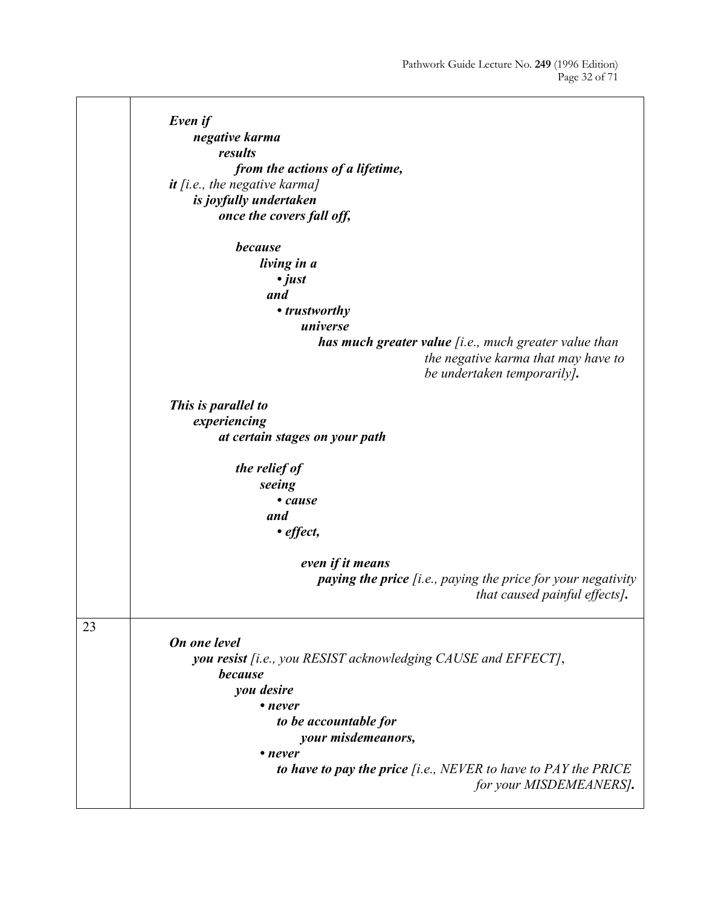*Even if*
*negative karma*
*results*
*from the actions of a lifetime,*
***it*** *[i.e., the negative karma]*
*is joyfully undertaken*
*once the covers fall off,*

*because*
*living in a*
*• just*
*and*
*• trustworthy*
*universe*
***has much greater value*** *[i.e., much greater value than the negative karma that may have to be undertaken temporarily]****.***

***This is parallel to***
***experiencing***
***at certain stages on your path***

***the relief of***
***seeing***
***• cause***
***and***
***• effect,***

***even if it means***
***paying the price*** *[i.e., paying the price for your negativity that caused painful effects]****.***

23

***On one level***
***you resist*** *[i.e., you RESIST acknowledging CAUSE and EFFECT]*,
***because***
***you desire***
***• never***
***to be accountable for***
***your misdemeanors,***
***• never***
***to have to pay the price*** *[i.e., NEVER to have to PAY the PRICE for your MISDEMEANERS]****.***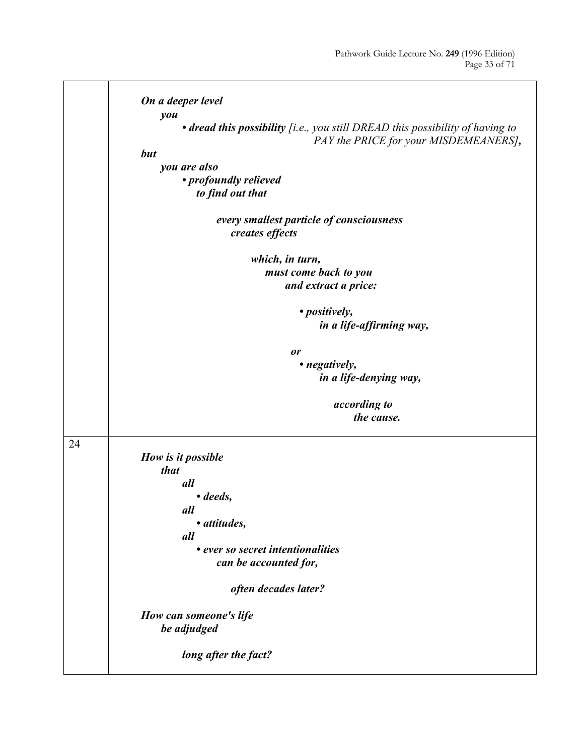| | |
|---|---|
| | ***On a deeper level*** <br> ***you*** <br> ***• dread this possibility*** *[i.e., you still DREAD this possibility of having to PAY the PRICE for your MISDEMEANERS]**,*** <br> ***but*** <br> ***you are also*** <br> ***• profoundly relieved*** <br> ***to find out that*** <br><br> ***every smallest particle of consciousness*** <br> ***creates effects*** <br><br> ***which, in turn,*** <br> ***must come back to you*** <br> ***and extract a price:*** <br><br> ***• positively,*** <br> ***in a life-affirming way,*** <br><br> ***or*** <br> ***• negatively,*** <br> ***in a life-denying way,*** <br><br> ***according to*** <br> ***the cause.*** |
| 24 | ***How is it possible*** <br> ***that*** <br> ***all*** <br> ***• deeds,*** <br> ***all*** <br> ***• attitudes,*** <br> ***all*** <br> ***• ever so secret intentionalities*** <br> ***can be accounted for,*** <br><br> ***often decades later?*** <br><br> ***How can someone's life*** <br> ***be adjudged*** <br><br> ***long after the fact?*** |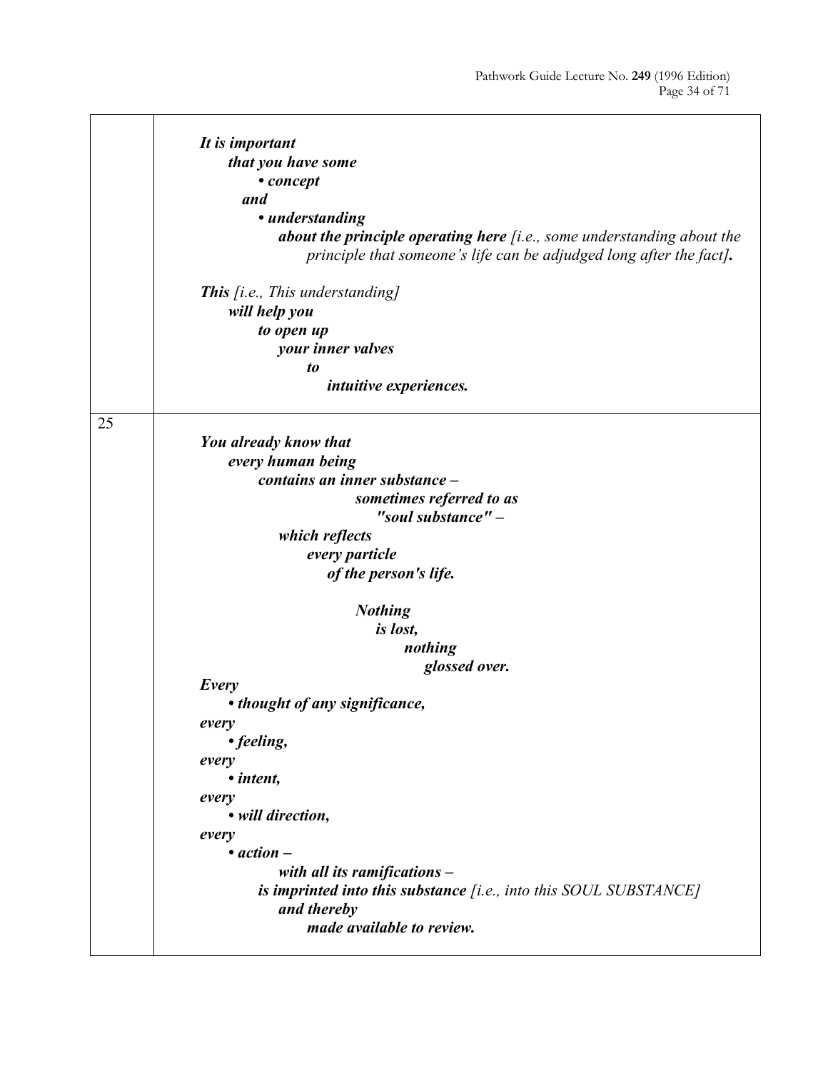| | |
|---|---|
| | ***It is important*** <br> ***that you have some*** <br> ***• concept*** <br> ***and*** <br> ***• understanding*** <br> ***about the principle operating here*** *[i.e., some understanding about the principle that someone's life can be adjudged long after the fact]****.*** <br><br> ***This*** *[i.e., This understanding]* <br> ***will help you*** <br> ***to open up*** <br> ***your inner valves*** <br> ***to*** <br> ***intuitive experiences.*** |
| 25 | ***You already know that*** <br> ***every human being*** <br> ***contains an inner substance –*** <br> ***sometimes referred to as*** <br> ***"soul substance" –*** <br> ***which reflects*** <br> ***every particle*** <br> ***of the person's life.*** <br><br> ***Nothing*** <br> ***is lost,*** <br> ***nothing*** <br> ***glossed over.*** <br> ***Every*** <br> ***• thought of any significance,*** <br> ***every*** <br> ***• feeling,*** <br> ***every*** <br> ***• intent,*** <br> ***every*** <br> ***• will direction,*** <br> ***every*** <br> ***• action –*** <br> ***with all its ramifications –*** <br> ***is imprinted into this substance*** *[i.e., into this SOUL SUBSTANCE]* <br> ***and thereby*** <br> ***made available to review.*** |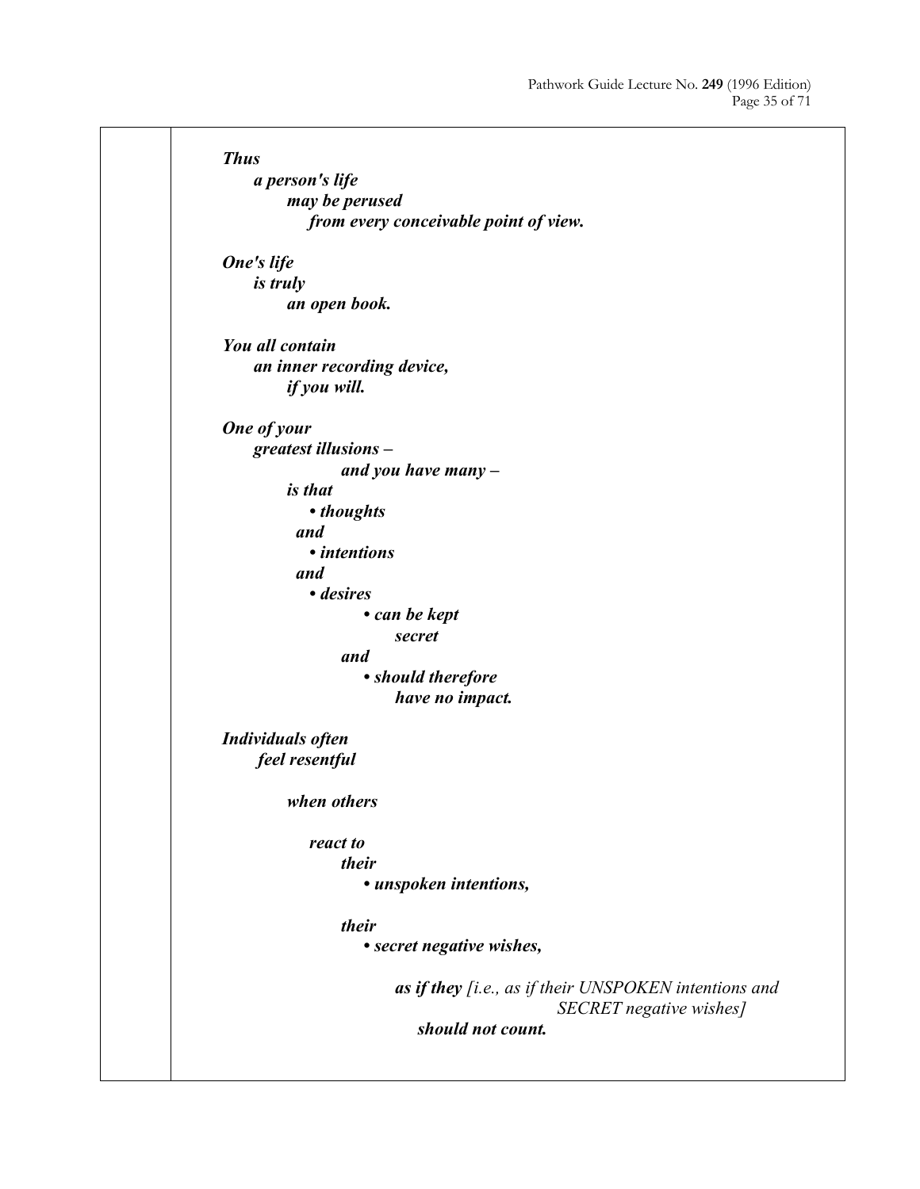***Thus***
***a person's life***
***may be perused***
***from every conceivable point of view.***

***One's life***
***is truly***
***an open book.***

***You all contain***
***an inner recording device,***
***if you will.***

***One of your***
***greatest illusions –***
***and you have many –***
***is that***
***• thoughts***
***and***
***• intentions***
***and***
***• desires***
***• can be kept***
***secret***
***and***
***• should therefore***
***have no impact.***

***Individuals often***
***feel resentful***

***when others***

***react to***
***their***
***• unspoken intentions,***

***their***
***• secret negative wishes,***

***as if they*** *[i.e., as if their UNSPOKEN intentions and SECRET negative wishes]*
***should not count.***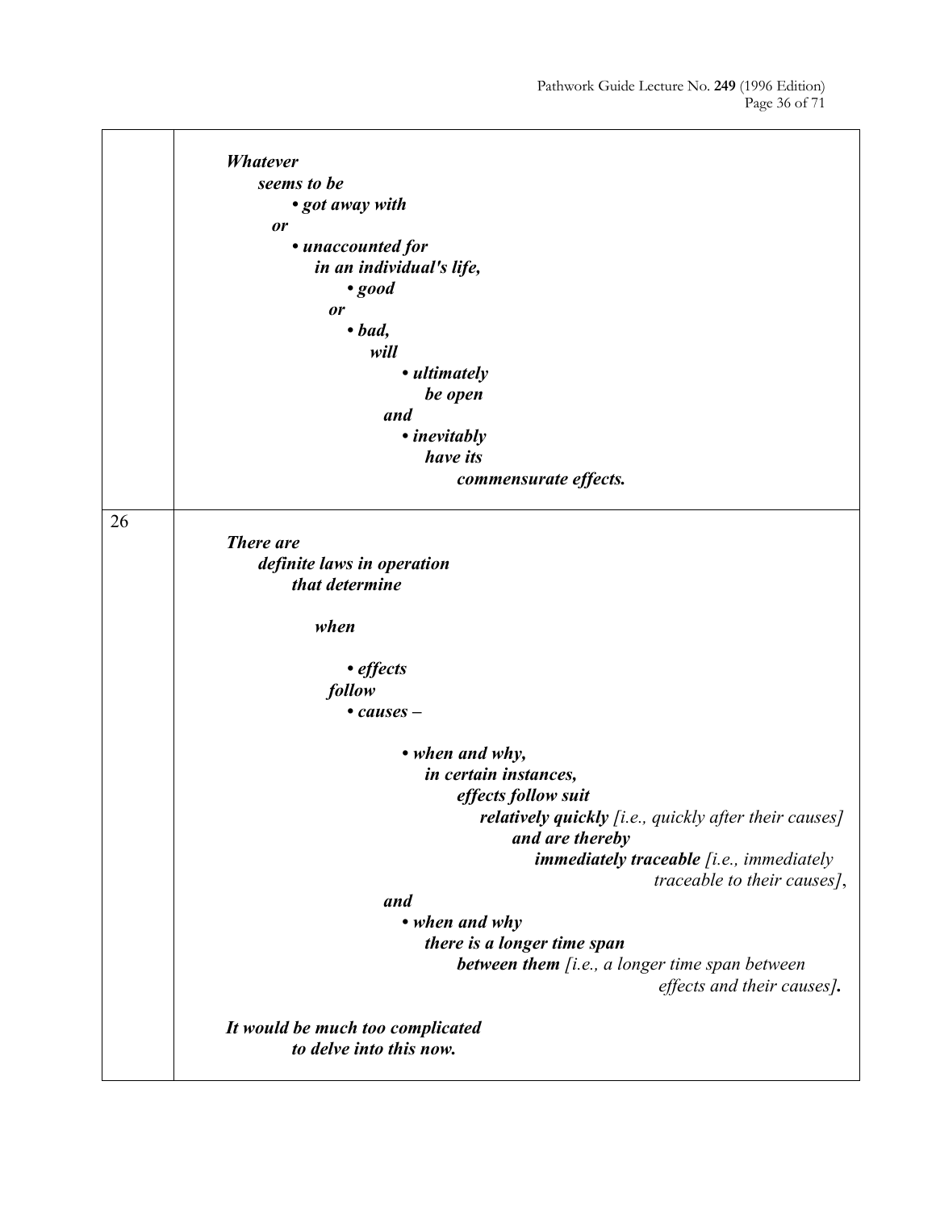| | |
|---|---|
| | ***Whatever*** <br> ***seems to be*** <br> ***• got away with*** <br> ***or*** <br> ***• unaccounted for*** <br> ***in an individual's life,*** <br> ***• good*** <br> ***or*** <br> ***• bad,*** <br> ***will*** <br> ***• ultimately*** <br> ***be open*** <br> ***and*** <br> ***• inevitably*** <br> ***have its*** <br> ***commensurate effects.*** |
| 26 | ***There are*** <br> ***definite laws in operation*** <br> ***that determine*** <br><br> ***when*** <br><br> ***• effects*** <br> ***follow*** <br> ***• causes –*** <br><br> ***• when and why,*** <br> ***in certain instances,*** <br> ***effects follow suit*** <br> ***relatively quickly*** *[i.e., quickly after their causes]* <br> ***and are thereby*** <br> ***immediately traceable*** *[i.e., immediately traceable to their causes]*, <br> ***and*** <br> ***• when and why*** <br> ***there is a longer time span*** <br> ***between them*** *[i.e., a longer time span between effects and their causes]****.*** <br><br> ***It would be much too complicated*** <br> ***to delve into this now.*** |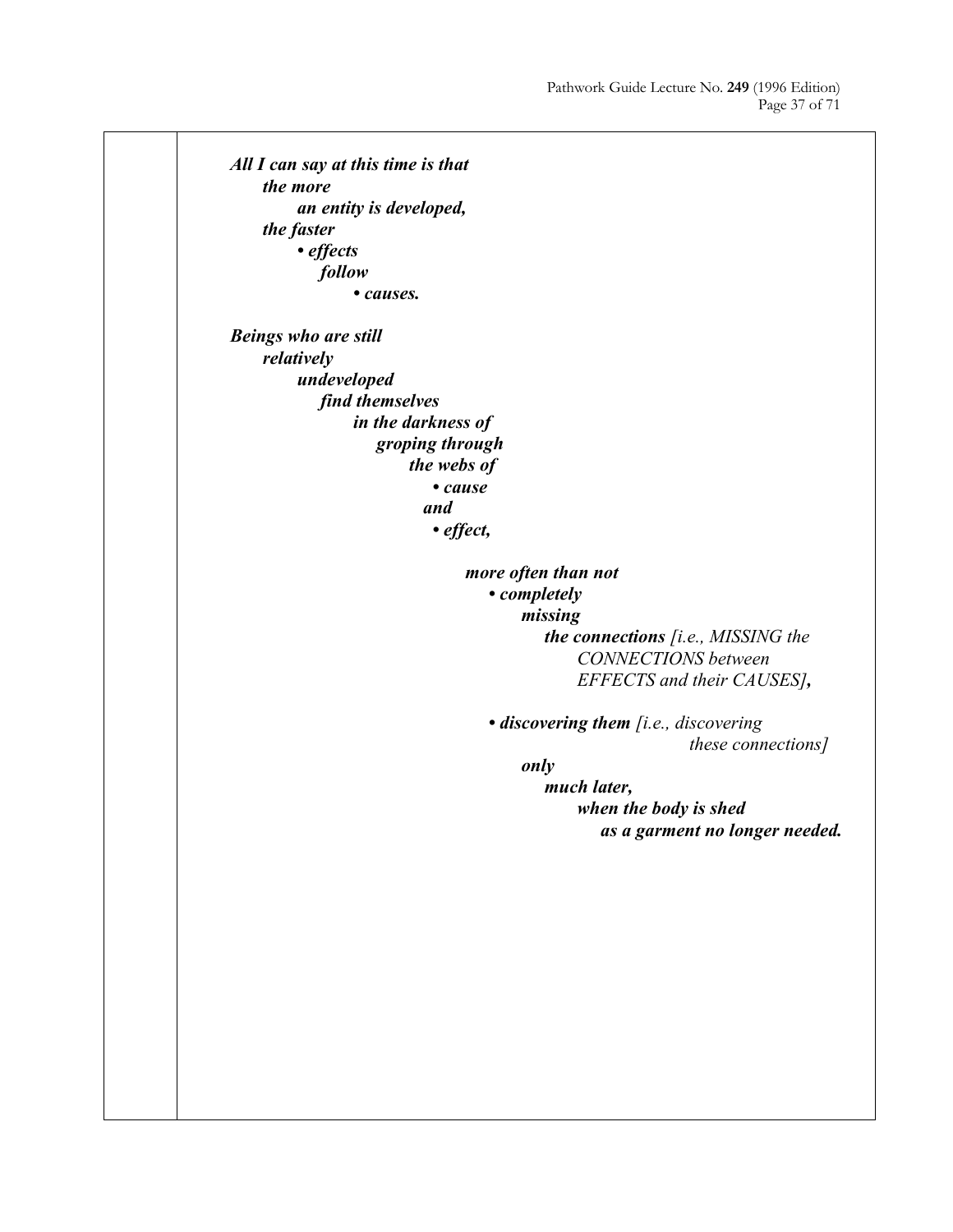***All I can say at this time is that***
***the more***
***an entity is developed,***
***the faster***
***• effects***
***follow***
***• causes.***

***Beings who are still***
***relatively***
***undeveloped***
***find themselves***
***in the darkness of***
***groping through***
***the webs of***
***• cause***
***and***
***• effect,***

***more often than not***
***• completely***
***missing***
***the connections*** *[i.e., MISSING the CONNECTIONS between EFFECTS and their CAUSES]**,***

***• discovering them*** *[i.e., discovering these connections]*
***only***
***much later,***
***when the body is shed***
***as a garment no longer needed.***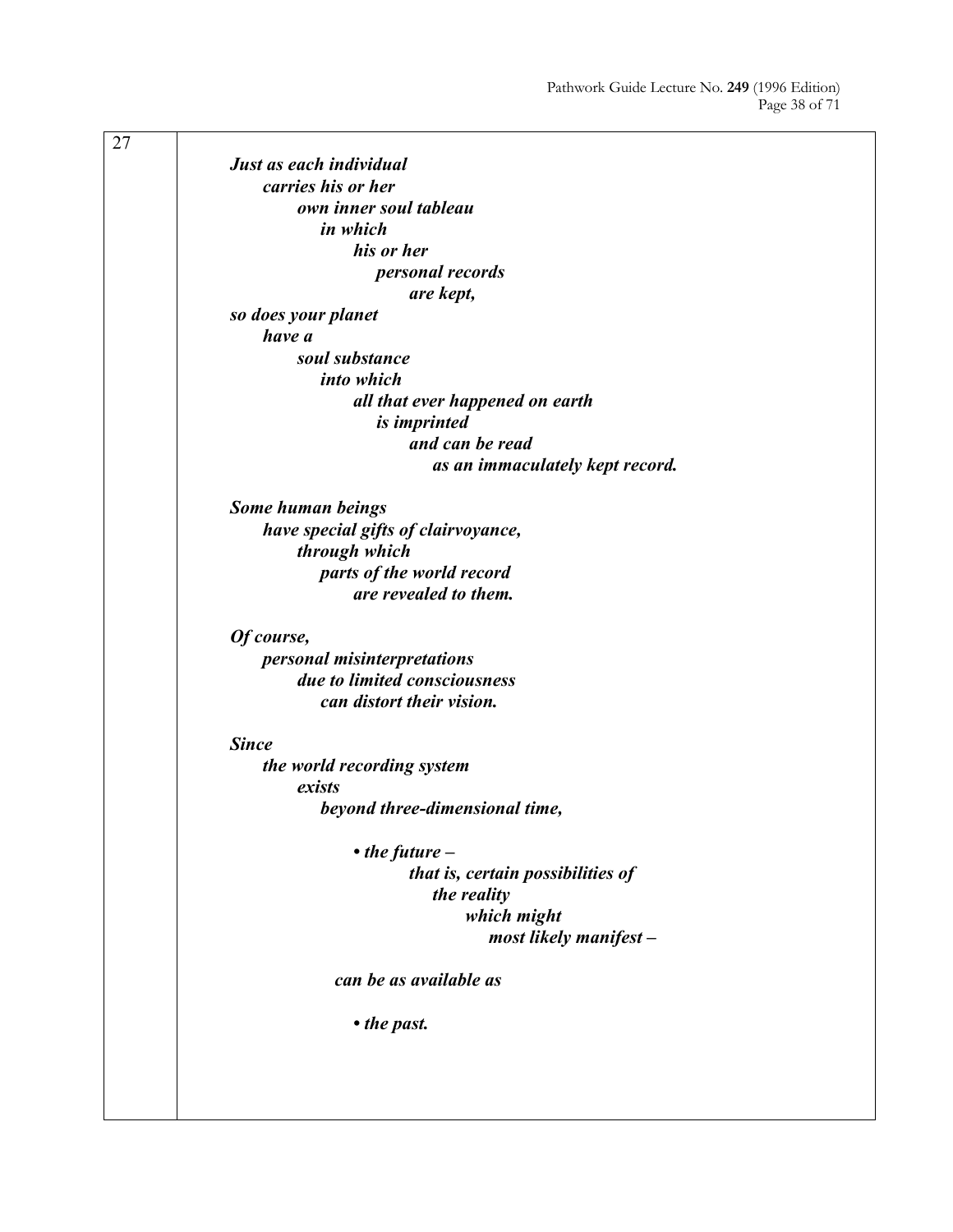27

***Just as each individual***
***carries his or her***
***own inner soul tableau***
***in which***
***his or her***
***personal records***
***are kept,***
***so does your planet***
***have a***
***soul substance***
***into which***
***all that ever happened on earth***
***is imprinted***
***and can be read***
***as an immaculately kept record.***

***Some human beings***
***have special gifts of clairvoyance,***
***through which***
***parts of the world record***
***are revealed to them.***

***Of course,***
***personal misinterpretations***
***due to limited consciousness***
***can distort their vision.***

***Since***
***the world recording system***
***exists***
***beyond three-dimensional time,***

- ***the future –***
  ***that is, certain possibilities of***
  ***the reality***
  ***which might***
  ***most likely manifest –***

***can be as available as***

- ***the past.***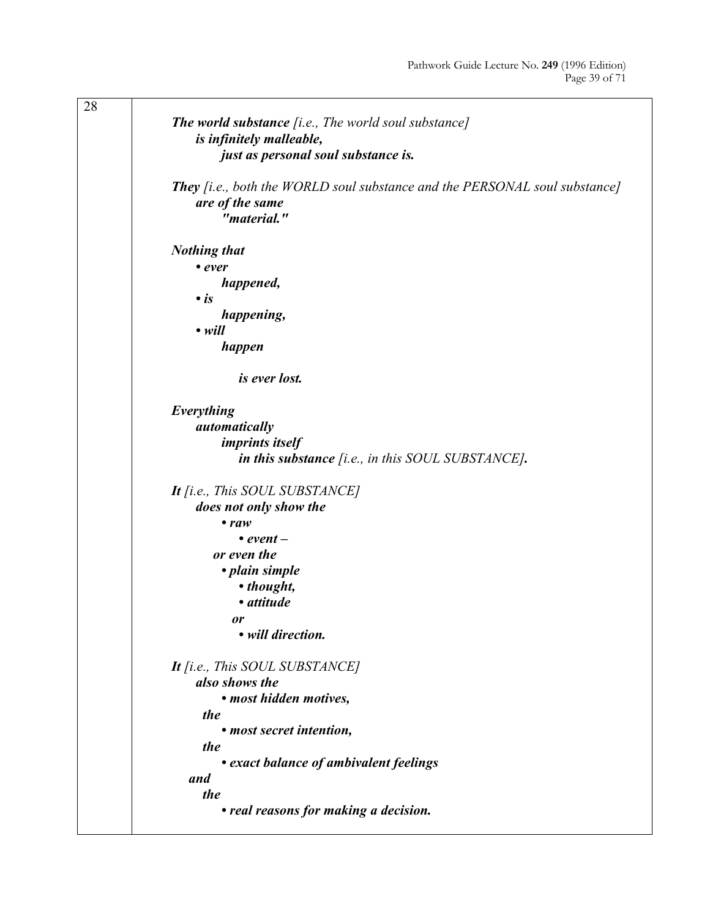28

***The world substance*** *[i.e., The world soul substance]*
***is infinitely malleable,***
***just as personal soul substance is.***

***They*** *[i.e., both the WORLD soul substance and the PERSONAL soul substance]*
***are of the same***
***"material."***

***Nothing that***
- ***ever***
  ***happened,***
- ***is***
  ***happening,***
- ***will***
  ***happen***

***is ever lost.***

***Everything***
***automatically***
***imprints itself***
***in this substance*** *[i.e., in this SOUL SUBSTANCE]**.***

***It*** *[i.e., This SOUL SUBSTANCE]*
***does not only show the***
- ***raw***
  - ***event –***

***or even the***
- ***plain simple***
  - ***thought,***
  - ***attitude***

  ***or***
  - ***will direction.***

***It*** *[i.e., This SOUL SUBSTANCE]*
***also shows the***
- ***most hidden motives,***

***the***
- ***most secret intention,***

***the***
- ***exact balance of ambivalent feelings***

***and***
***the***
- ***real reasons for making a decision.***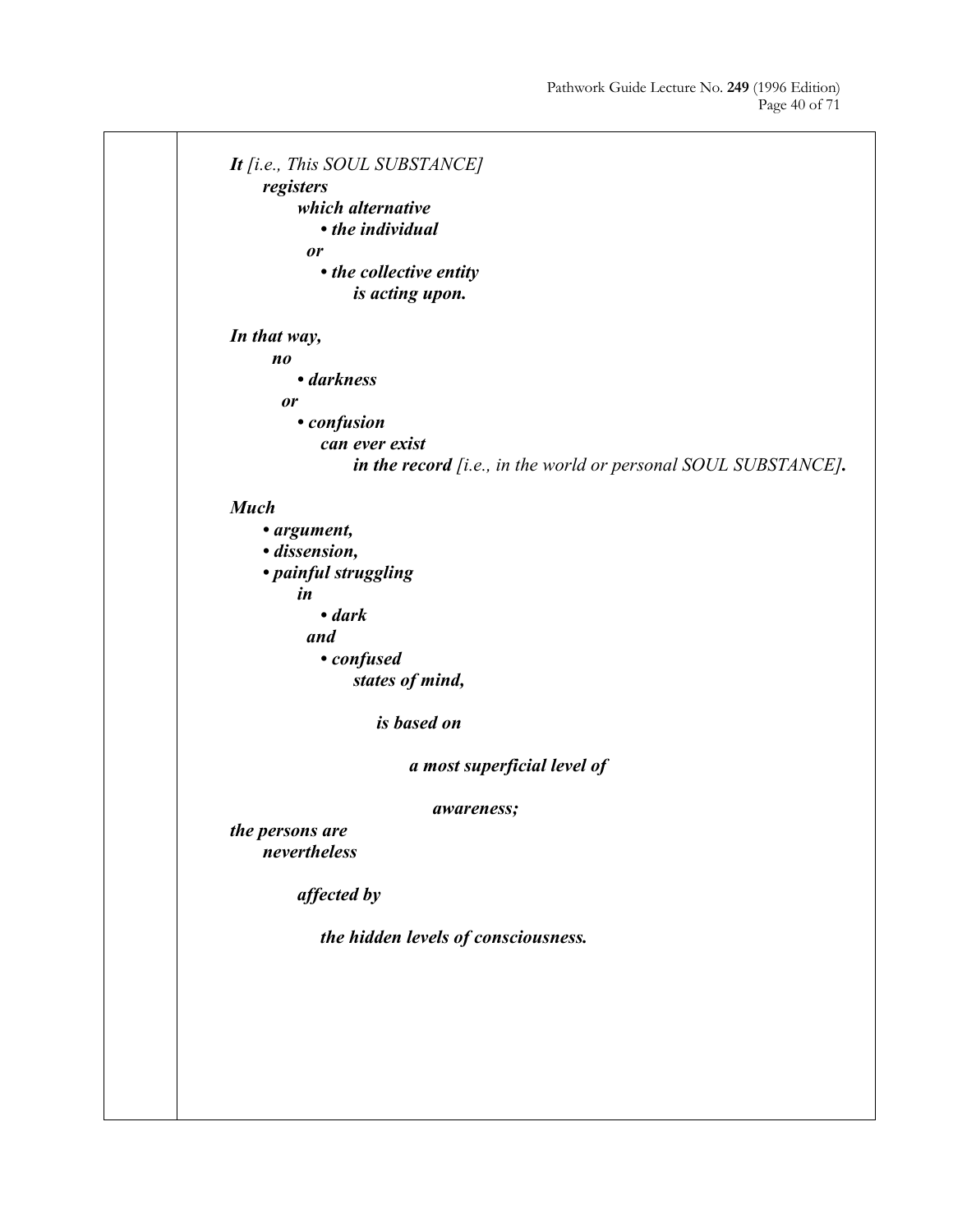***It*** *[i.e., This SOUL SUBSTANCE]*
***registers***
***which alternative***
***• the individual***
***or***
***• the collective entity***
***is acting upon.***

***In that way,***
***no***
***• darkness***
***or***
***• confusion***
***can ever exist***
***in the record*** *[i.e., in the world or personal SOUL SUBSTANCE]**.***

***Much***
***• argument,***
***• dissension,***
***• painful struggling***
***in***
***• dark***
***and***
***• confused***
***states of mind,***

***is based on***

***a most superficial level of***

***awareness;***

***the persons are***
***nevertheless***

***affected by***

***the hidden levels of consciousness.***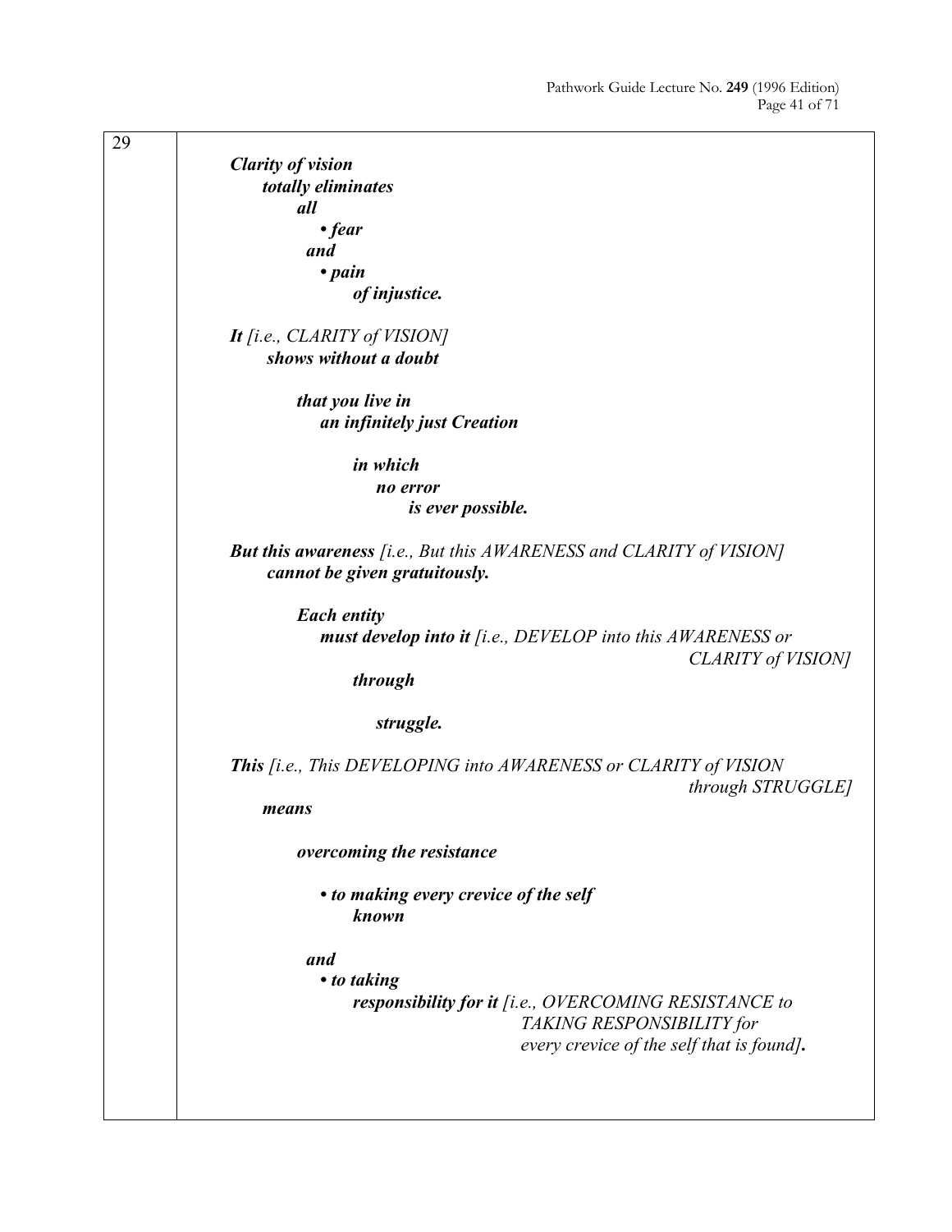29

***Clarity of vision***
***totally eliminates***
***all***
- ***fear***

***and***
- ***pain***
***of injustice.***

***It*** *[i.e., CLARITY of VISION]*
***shows without a doubt***

***that you live in***
***an infinitely just Creation***

***in which***
***no error***
***is ever possible.***

***But this awareness*** *[i.e., But this AWARENESS and CLARITY of VISION]*
***cannot be given gratuitously.***

***Each entity***
***must develop into it*** *[i.e., DEVELOP into this AWARENESS or CLARITY of VISION]*
***through***

***struggle.***

***This*** *[i.e., This DEVELOPING into AWARENESS or CLARITY of VISION through STRUGGLE]*
***means***

***overcoming the resistance***

- ***to making every crevice of the self known***

***and***
- ***to taking responsibility for it*** *[i.e., OVERCOMING RESISTANCE to TAKING RESPONSIBILITY for every crevice of the self that is found]**.**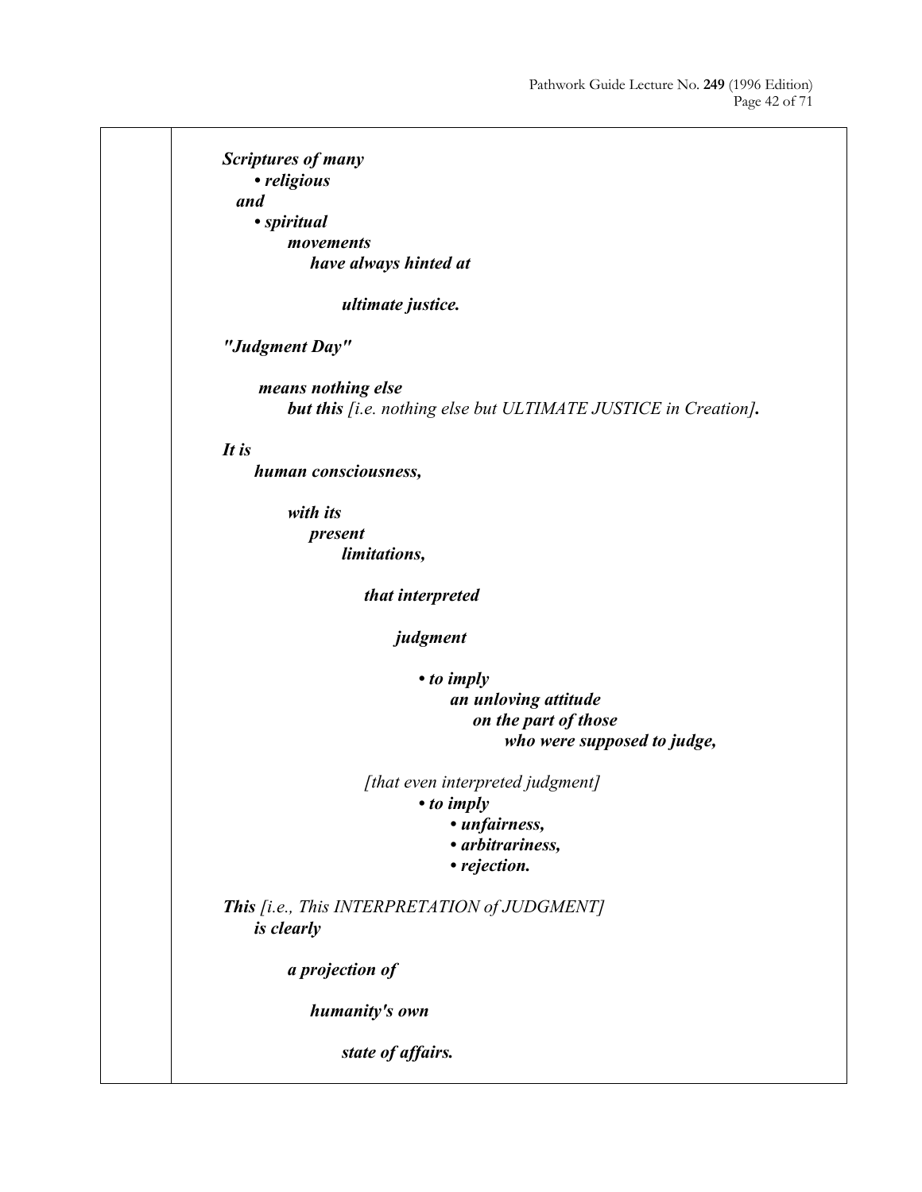***Scriptures of many***
- ***religious***

***and***
- ***spiritual***

***movements***
***have always hinted at***

***ultimate justice.***

***"Judgment Day"***

***means nothing else***
***but this** [i.e. nothing else but ULTIMATE JUSTICE in Creation]**.***

***It is***
***human consciousness,***

***with its***
***present***
***limitations,***

***that interpreted***

***judgment***

- ***to imply***
  ***an unloving attitude***
  ***on the part of those***
  ***who were supposed to judge,***

*[that even interpreted judgment]*
- ***to imply***
  - ***unfairness,***
  - ***arbitrariness,***
  - ***rejection.***

***This** [i.e., This INTERPRETATION of JUDGMENT]*
***is clearly***

***a projection of***

***humanity's own***

***state of affairs.***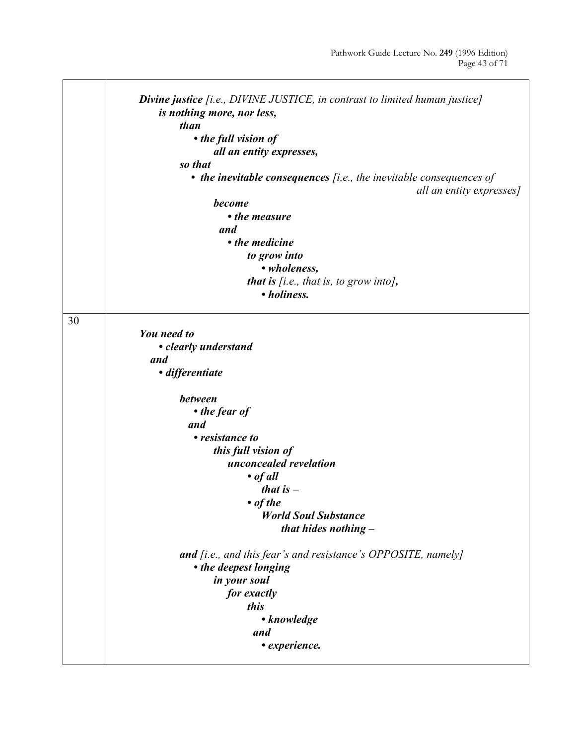| | |
|---|---|
| | ***Divine justice*** *[i.e., DIVINE JUSTICE, in contrast to limited human justice]* ***is nothing more, nor less,*** ***than*** ***• the full vision of*** ***all an entity expresses,*** ***so that*** ***• the inevitable consequences*** *[i.e., the inevitable consequences of all an entity expresses]* ***become*** ***• the measure*** ***and*** ***• the medicine*** ***to grow into*** ***• wholeness,*** ***that is*** *[i.e., that is, to grow into]**,*** ***• holiness.*** |
| 30 | ***You need to*** ***• clearly understand*** ***and*** ***• differentiate*** ***between*** ***• the fear of*** ***and*** ***• resistance to*** ***this full vision of*** ***unconcealed revelation*** ***• of all*** ***that is –*** ***• of the*** ***World Soul Substance*** ***that hides nothing –*** ***and*** *[i.e., and this fear's and resistance's OPPOSITE, namely]* ***• the deepest longing*** ***in your soul*** ***for exactly*** ***this*** ***• knowledge*** ***and*** ***• experience.*** |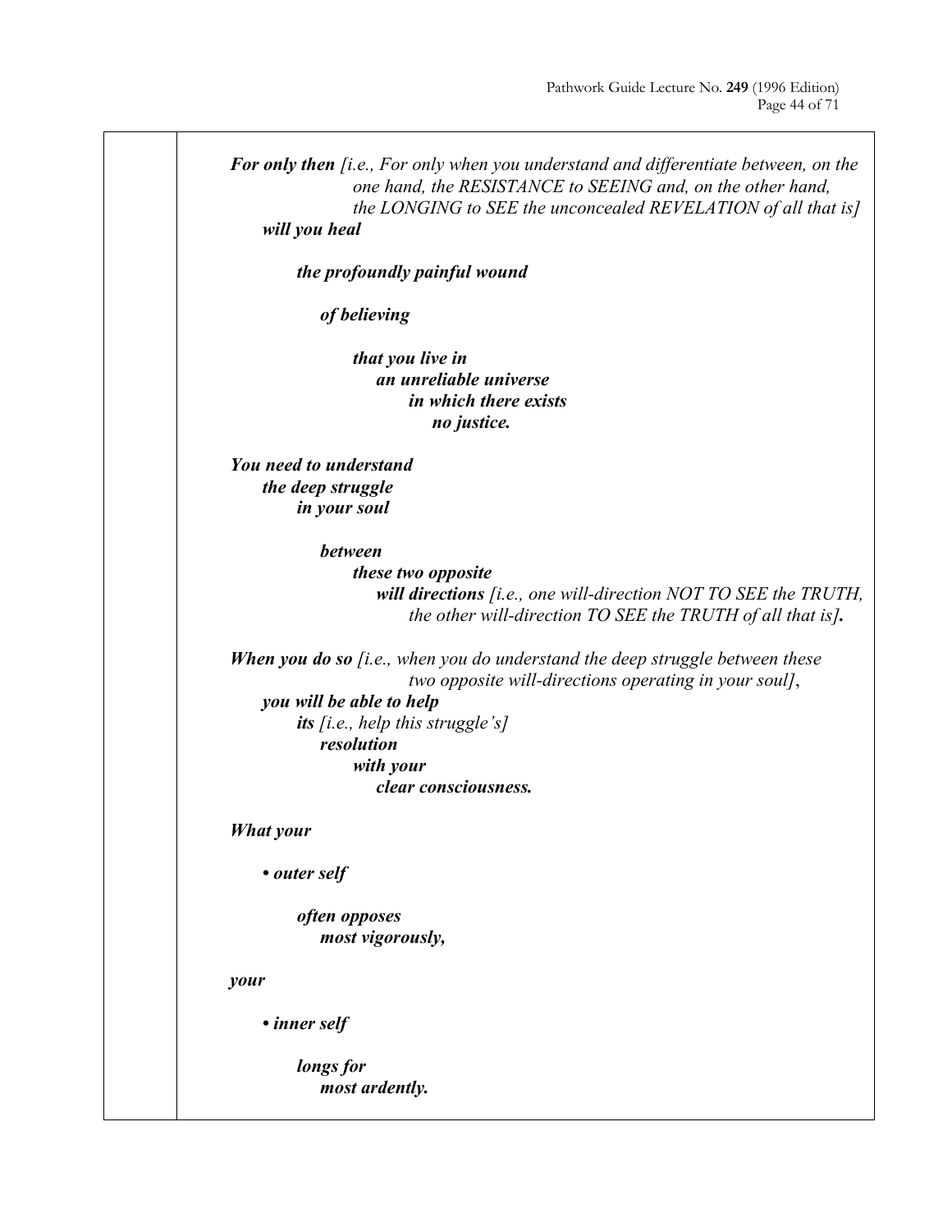***For only then*** *[i.e., For only when you understand and differentiate between, on the one hand, the RESISTANCE to SEEING and, on the other hand, the LONGING to SEE the unconcealed REVELATION of all that is]*
***will you heal***

***the profoundly painful wound***

***of believing***

***that you live in***
***an unreliable universe***
***in which there exists***
***no justice.***

***You need to understand***
***the deep struggle***
***in your soul***

***between***
***these two opposite***
***will directions*** *[i.e., one will-direction NOT TO SEE the TRUTH, the other will-direction TO SEE the TRUTH of all that is]**.***

***When you do so*** *[i.e., when you do understand the deep struggle between these two opposite will-directions operating in your soul]*,
***you will be able to help***
***its*** *[i.e., help this struggle's]*
***resolution***
***with your***
***clear consciousness.***

***What your***

- ***outer self***

***often opposes***
***most vigorously,***

***your***

- ***inner self***

***longs for***
***most ardently.***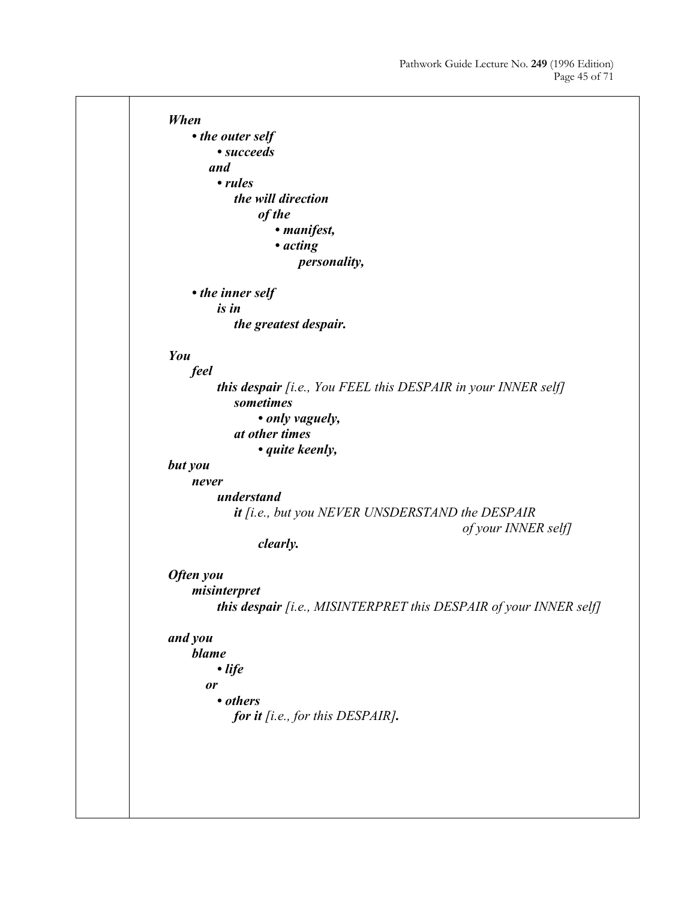***When***

- ***the outer self***
    - ***succeeds***

    ***and***

    - ***rules***

        ***the will direction***

        ***of the***

        - ***manifest,***
        - ***acting***

            ***personality,***

- ***the inner self***

    ***is in***

    ***the greatest despair.***

***You***

***feel***

***this despair*** *[i.e., You FEEL this DESPAIR in your INNER self]*

***sometimes***

- ***only vaguely,***

***at other times***

- ***quite keenly,***

***but you***

***never***

***understand***

***it*** *[i.e., but you NEVER UNSDERSTAND the DESPAIR of your INNER self]*

***clearly.***

***Often you***

***misinterpret***

***this despair*** *[i.e., MISINTERPRET this DESPAIR of your INNER self]*

***and you***

***blame***

- ***life***

***or***

- ***others***

***for it*** *[i.e., for this DESPAIR]**.***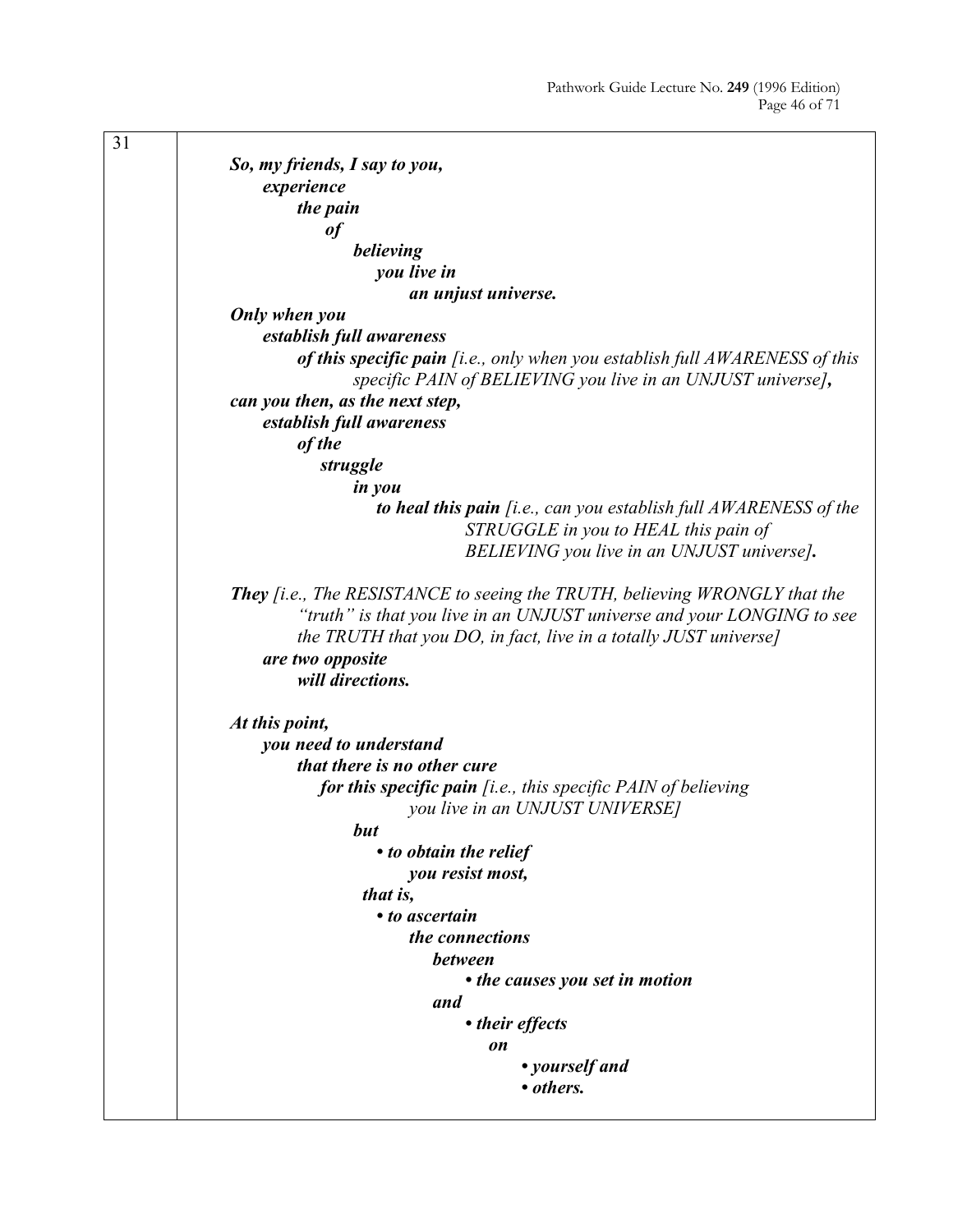31

***So, my friends, I say to you,***
***experience***
***the pain***
***of***
***believing***
***you live in***
***an unjust universe.***

***Only when you***
***establish full awareness***
***of this specific pain*** *[i.e., only when you establish full AWARENESS of this specific PAIN of BELIEVING you live in an UNJUST universe]****,***
***can you then, as the next step,***
***establish full awareness***
***of the***
***struggle***
***in you***
***to heal this pain*** *[i.e., can you establish full AWARENESS of the STRUGGLE in you to HEAL this pain of BELIEVING you live in an UNJUST universe]****.***

***They*** *[i.e., The RESISTANCE to seeing the TRUTH, believing WRONGLY that the "truth" is that you live in an UNJUST universe and your LONGING to see the TRUTH that you DO, in fact, live in a totally JUST universe]*
***are two opposite***
***will directions.***

***At this point,***
***you need to understand***
***that there is no other cure***
***for this specific pain*** *[i.e., this specific PAIN of believing you live in an UNJUST UNIVERSE]*
***but***
- ***to obtain the relief***
  ***you resist most,***

***that is,***
- ***to ascertain***
  ***the connections***
  ***between***
  - ***the causes you set in motion***

  ***and***
  - ***their effects***

    ***on***
    - ***yourself and***
    - ***others.***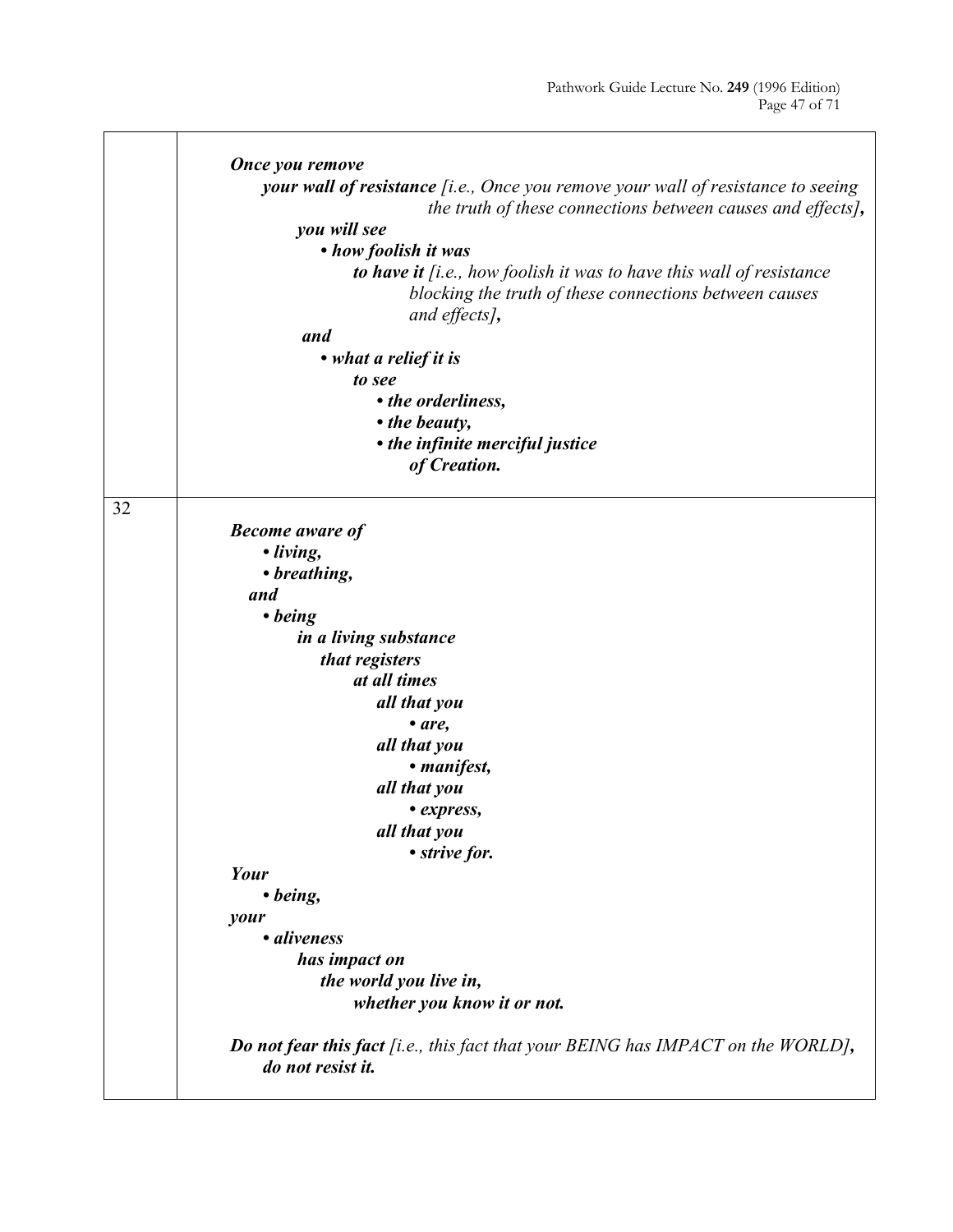| | |
|---|---|
| | ***Once you remove*** <br> ***your wall of resistance*** *[i.e., Once you remove your wall of resistance to seeing the truth of these connections between causes and effects]**,*** <br> ***you will see*** <br> ***• how foolish it was*** <br> ***to have it*** *[i.e., how foolish it was to have this wall of resistance blocking the truth of these connections between causes and effects]**,*** <br> ***and*** <br> ***• what a relief it is*** <br> ***to see*** <br> ***• the orderliness,*** <br> ***• the beauty,*** <br> ***• the infinite merciful justice*** <br> ***of Creation.*** |
| 32 | ***Become aware of*** <br> ***• living,*** <br> ***• breathing,*** <br> ***and*** <br> ***• being*** <br> ***in a living substance*** <br> ***that registers*** <br> ***at all times*** <br> ***all that you*** <br> ***• are,*** <br> ***all that you*** <br> ***• manifest,*** <br> ***all that you*** <br> ***• express,*** <br> ***all that you*** <br> ***• strive for.*** <br> ***Your*** <br> ***• being,*** <br> ***your*** <br> ***• aliveness*** <br> ***has impact on*** <br> ***the world you live in,*** <br> ***whether you know it or not.*** <br><br> ***Do not fear this fact*** *[i.e., this fact that your BEING has IMPACT on the WORLD]**,*** <br> ***do not resist it.*** |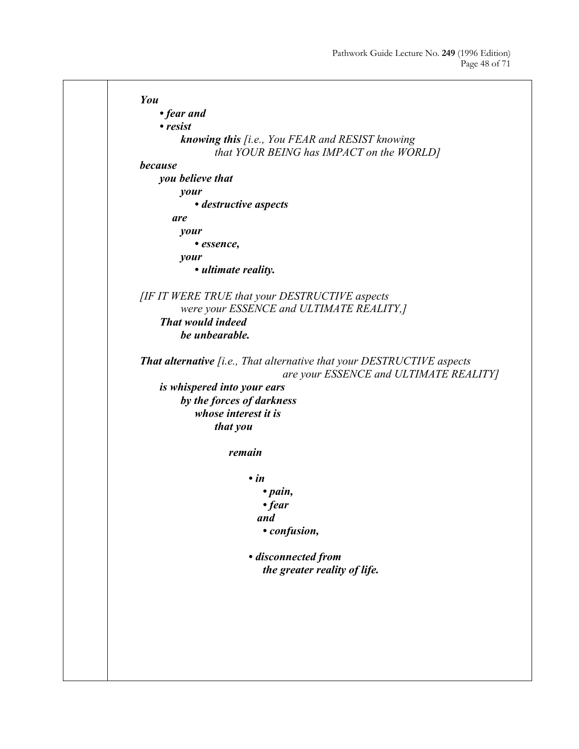***You***

***• fear and***

***• resist***

***knowing this** [i.e., You FEAR and RESIST knowing that YOUR BEING has IMPACT on the WORLD]*

***because***

***you believe that***

***your***

***• destructive aspects***

***are***

***your***

***• essence,***

***your***

***• ultimate reality.***

*[IF IT WERE TRUE that your DESTRUCTIVE aspects were your ESSENCE and ULTIMATE REALITY,]*

***That would indeed***

***be unbearable.***

***That alternative** [i.e., That alternative that your DESTRUCTIVE aspects are your ESSENCE and ULTIMATE REALITY]*

***is whispered into your ears***

***by the forces of darkness***

***whose interest it is***

***that you***

***remain***

***• in***

***• pain,***

***• fear***

***and***

***• confusion,***

***• disconnected from***

***the greater reality of life.***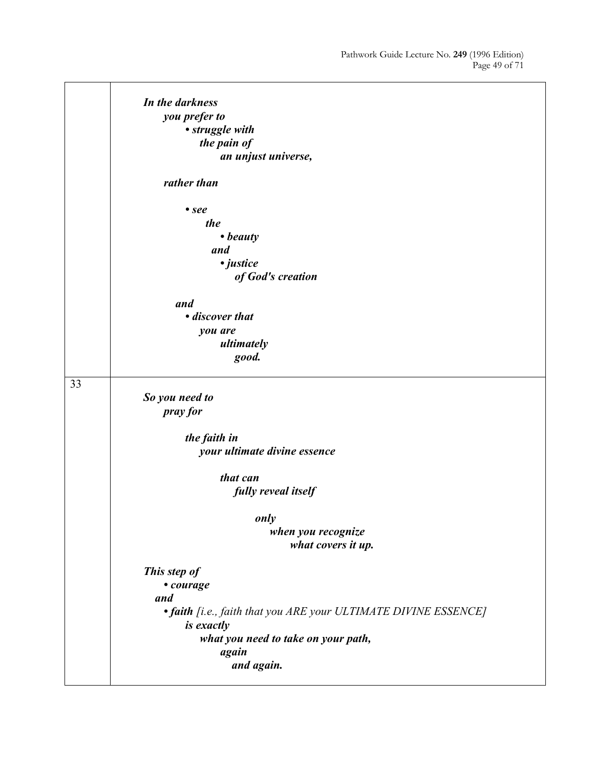| | |
|---|---|
| | ***In the darkness***<br>***you prefer to***<br>***• struggle with***<br>***the pain of***<br>***an unjust universe,***<br><br>***rather than***<br><br>***• see***<br>***the***<br>***• beauty***<br>***and***<br>***• justice***<br>***of God's creation***<br><br>***and***<br>***• discover that***<br>***you are***<br>***ultimately***<br>***good.*** |
| 33 | ***So you need to***<br>***pray for***<br><br>***the faith in***<br>***your ultimate divine essence***<br><br>***that can***<br>***fully reveal itself***<br><br>***only***<br>***when you recognize***<br>***what covers it up.***<br><br>***This step of***<br>***• courage***<br>***and***<br>***• faith*** *[i.e., faith that you ARE your ULTIMATE DIVINE ESSENCE]*<br>***is exactly***<br>***what you need to take on your path,***<br>***again***<br>***and again.*** |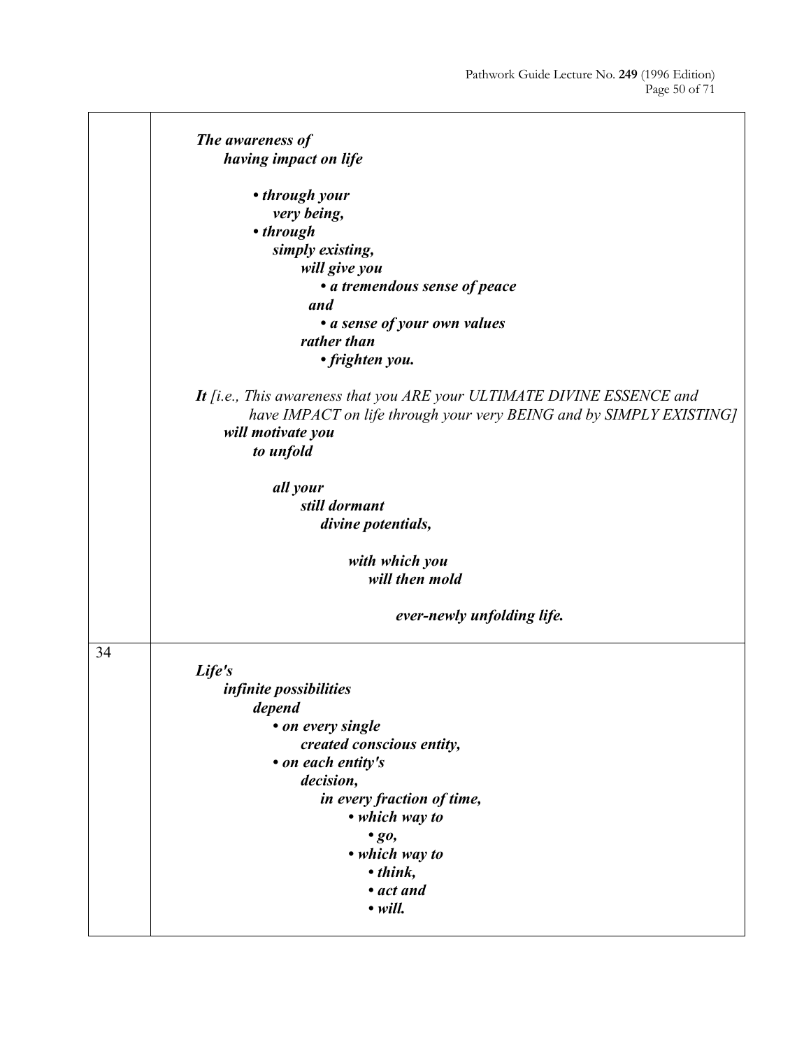| | |
|---|---|
| | ***The awareness of having impact on life*** <br><br> ***• through your very being,*** <br> ***• through simply existing,*** <br> ***will give you*** <br> ***• a tremendous sense of peace*** <br> ***and*** <br> ***• a sense of your own values*** <br> ***rather than*** <br> ***• frighten you.*** <br><br> ***It*** *[i.e., This awareness that you ARE your ULTIMATE DIVINE ESSENCE and have IMPACT on life through your very BEING and by SIMPLY EXISTING]* ***will motivate you to unfold*** <br><br> ***all your still dormant divine potentials,*** <br><br> ***with which you will then mold*** <br><br> ***ever-newly unfolding life.*** |
| 34 | ***Life's infinite possibilities depend*** <br> ***• on every single created conscious entity,*** <br> ***• on each entity's decision,*** <br> ***in every fraction of time,*** <br> ***• which way to*** <br> ***• go,*** <br> ***• which way to*** <br> ***• think,*** <br> ***• act and*** <br> ***• will.*** |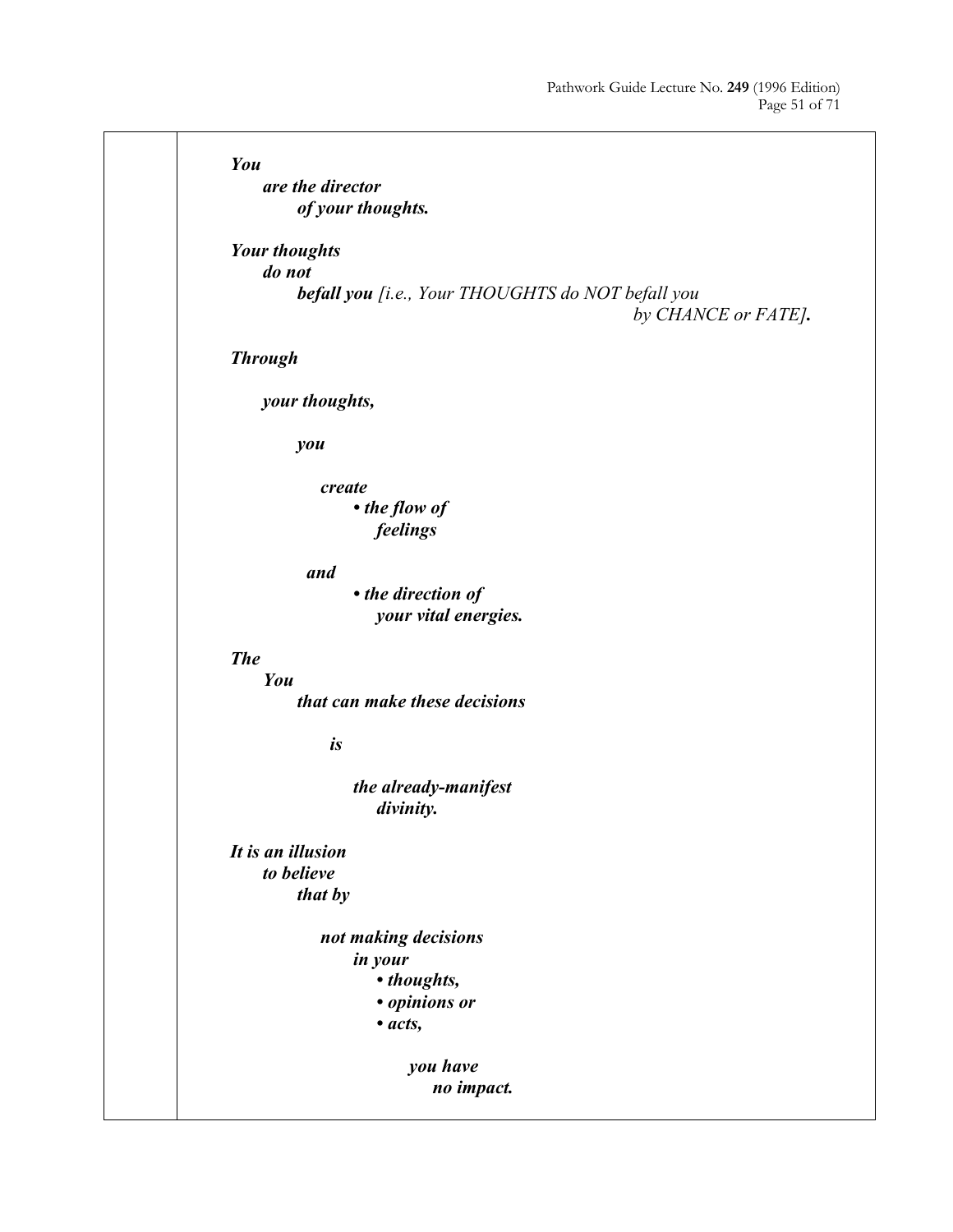***You***
***are the director***
***of your thoughts.***

***Your thoughts***
***do not***
***befall you*** *[i.e., Your THOUGHTS do NOT befall you by CHANCE or FATE]**.***

***Through***

***your thoughts,***

***you***

***create***
- ***the flow of feelings***

***and***
- ***the direction of your vital energies.***

***The***
***You***
***that can make these decisions***

***is***

***the already-manifest divinity.***

***It is an illusion***
***to believe***
***that by***

***not making decisions***
***in your***
- ***thoughts,***
- ***opinions or***
- ***acts,***

***you have no impact.***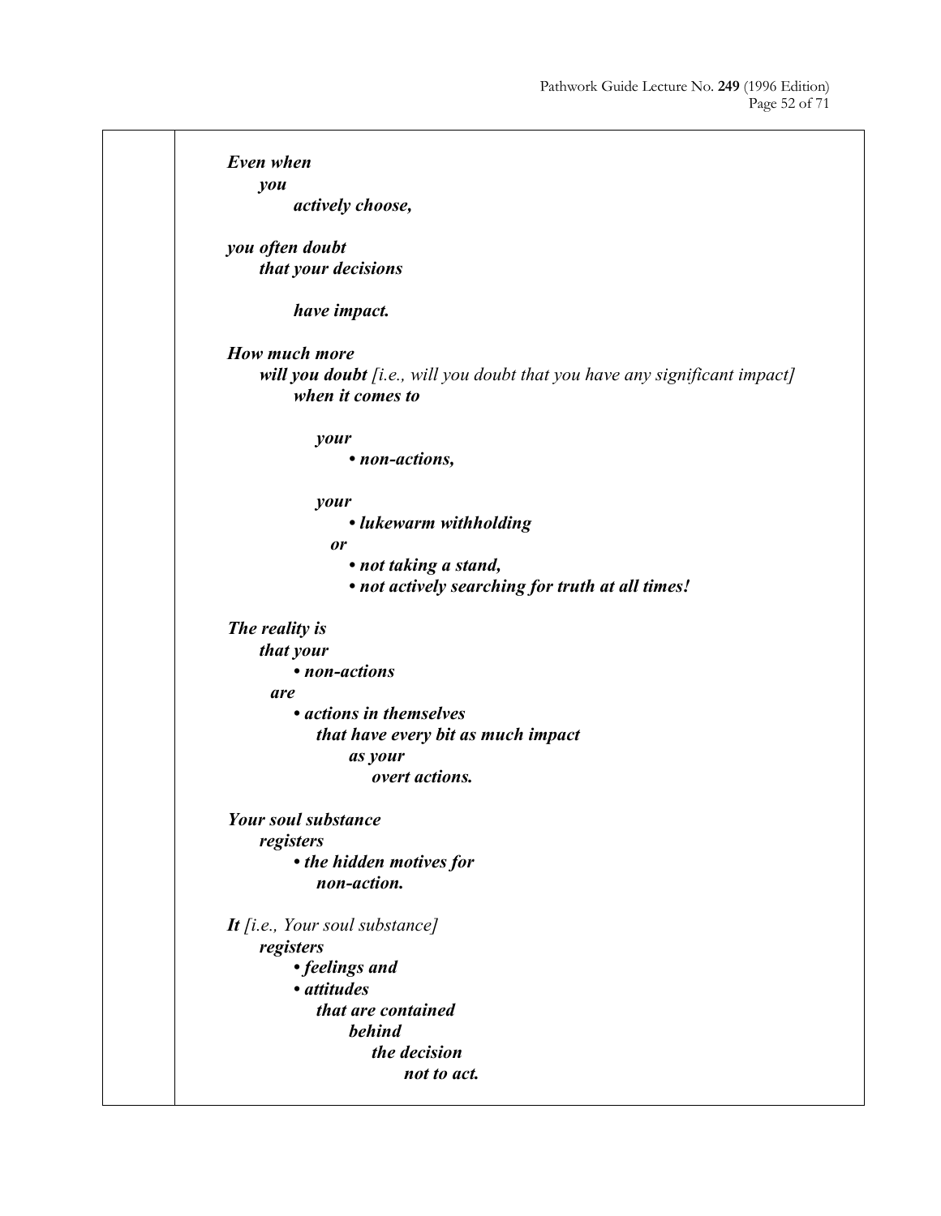***Even when***
***you***
***actively choose,***

***you often doubt***
***that your decisions***

***have impact.***

***How much more***
***will you doubt*** *[i.e., will you doubt that you have any significant impact]*
***when it comes to***

***your***
- ***non-actions,***

***your***
- ***lukewarm withholding***

***or***
- ***not taking a stand,***
- ***not actively searching for truth at all times!***

***The reality is***
***that your***
- ***non-actions***

***are***
- ***actions in themselves***
  ***that have every bit as much impact***
  ***as your***
  ***overt actions.***

***Your soul substance***
***registers***
- ***the hidden motives for***
  ***non-action.***

***It*** *[i.e., Your soul substance]*
***registers***
- ***feelings and***
- ***attitudes***
  ***that are contained***
  ***behind***
  ***the decision***
  ***not to act.***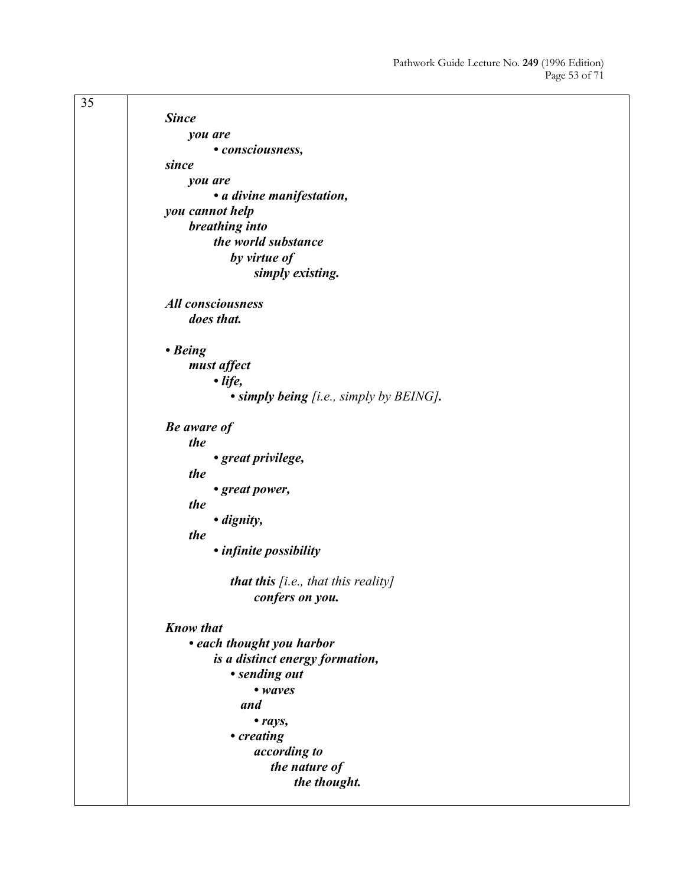35

***Since***
***you are***
***• consciousness,***
***since***
***you are***
***• a divine manifestation,***
***you cannot help***
***breathing into***
***the world substance***
***by virtue of***
***simply existing.***

***All consciousness***
***does that.***

***• Being***
***must affect***
***• life,***
***• simply being*** *[i.e., simply by BEING]****.***

***Be aware of***
***the***
***• great privilege,***
***the***
***• great power,***
***the***
***• dignity,***
***the***
***• infinite possibility***

***that this*** *[i.e., that this reality]*
***confers on you.***

***Know that***
***• each thought you harbor***
***is a distinct energy formation,***
***• sending out***
***• waves***
***and***
***• rays,***
***• creating***
***according to***
***the nature of***
***the thought.***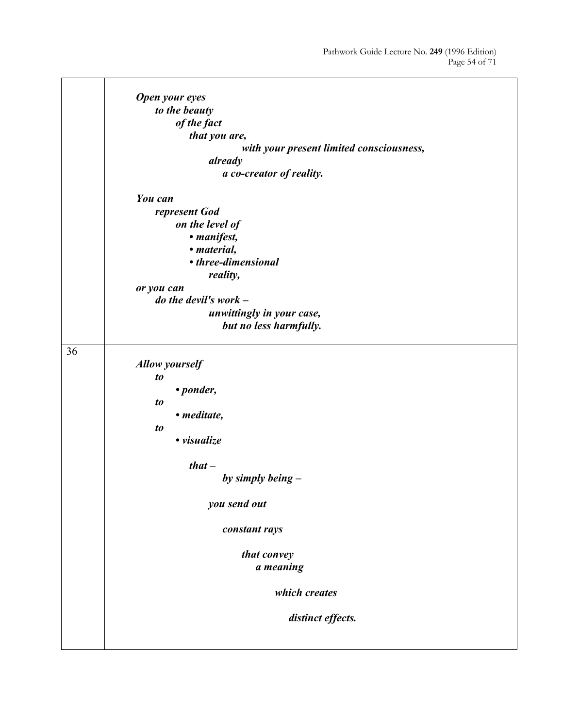| | |
|---|---|
| | ***Open your eyes***<br>***to the beauty***<br>***of the fact***<br>***that you are,***<br>***with your present limited consciousness,***<br>***already***<br>***a co-creator of reality.***<br><br>***You can***<br>***represent God***<br>***on the level of***<br>***• manifest,***<br>***• material,***<br>***• three-dimensional***<br>***reality,***<br>***or you can***<br>***do the devil's work –***<br>***unwittingly in your case,***<br>***but no less harmfully.*** |
| 36 | ***Allow yourself***<br>***to***<br>***• ponder,***<br>***to***<br>***• meditate,***<br>***to***<br>***• visualize***<br><br>***that –***<br>***by simply being –***<br><br>***you send out***<br><br>***constant rays***<br><br>***that convey***<br>***a meaning***<br><br>***which creates***<br><br>***distinct effects.*** |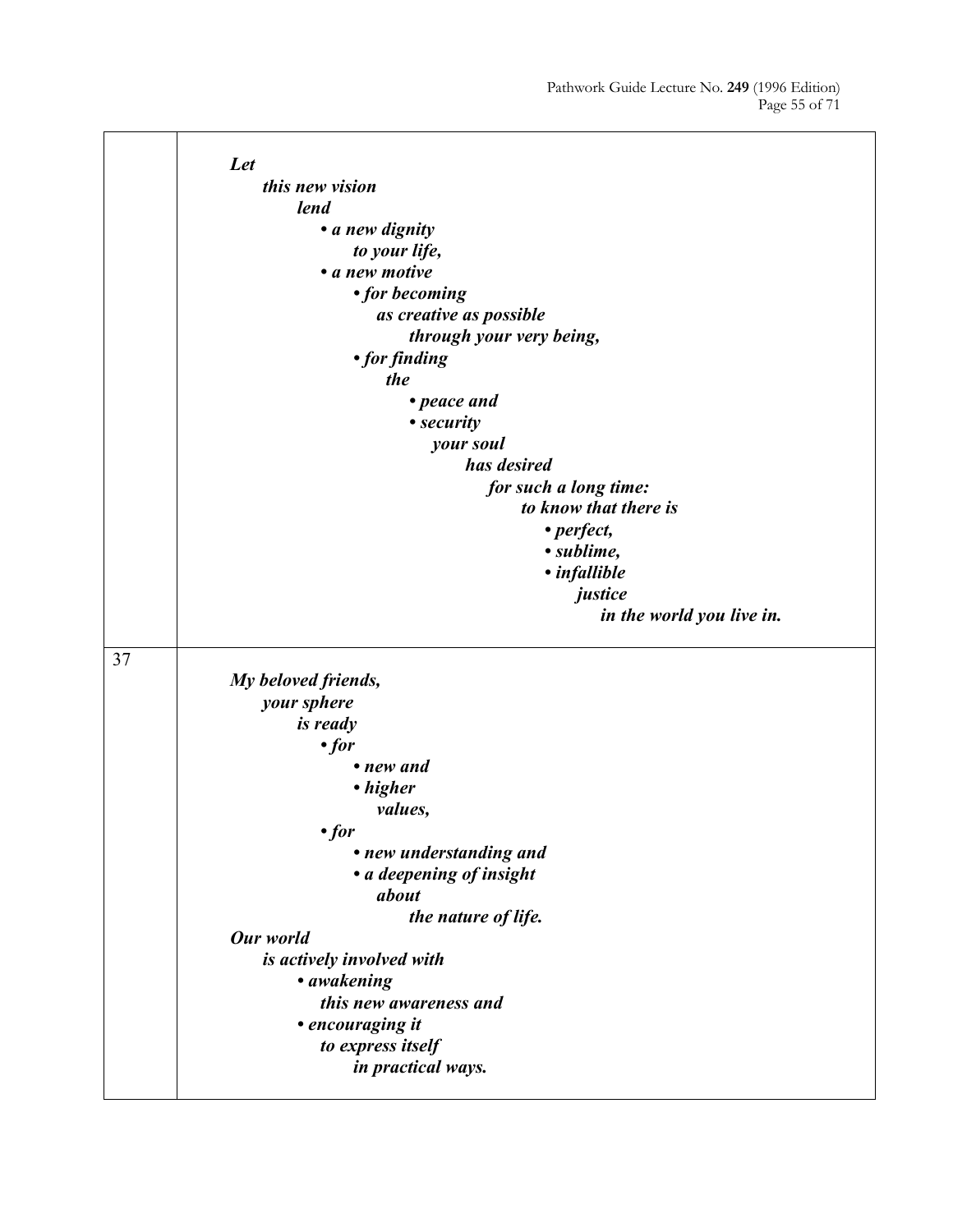| | |
|---|---|
| | ***Let this new vision lend*** <br> • ***a new dignity to your life,*** <br> • ***a new motive*** <br> • ***for becoming as creative as possible through your very being,*** <br> • ***for finding the*** <br> • ***peace and*** <br> • ***security*** <br> ***your soul has desired for such a long time: to know that there is*** <br> • ***perfect,*** <br> • ***sublime,*** <br> • ***infallible*** <br> ***justice in the world you live in.*** |
| 37 | ***My beloved friends, your sphere is ready*** <br> • ***for*** <br> • ***new and*** <br> • ***higher*** <br> ***values,*** <br> • ***for*** <br> • ***new understanding and*** <br> • ***a deepening of insight*** <br> ***about the nature of life.*** <br> ***Our world is actively involved with*** <br> • ***awakening this new awareness and*** <br> • ***encouraging it to express itself in practical ways.*** |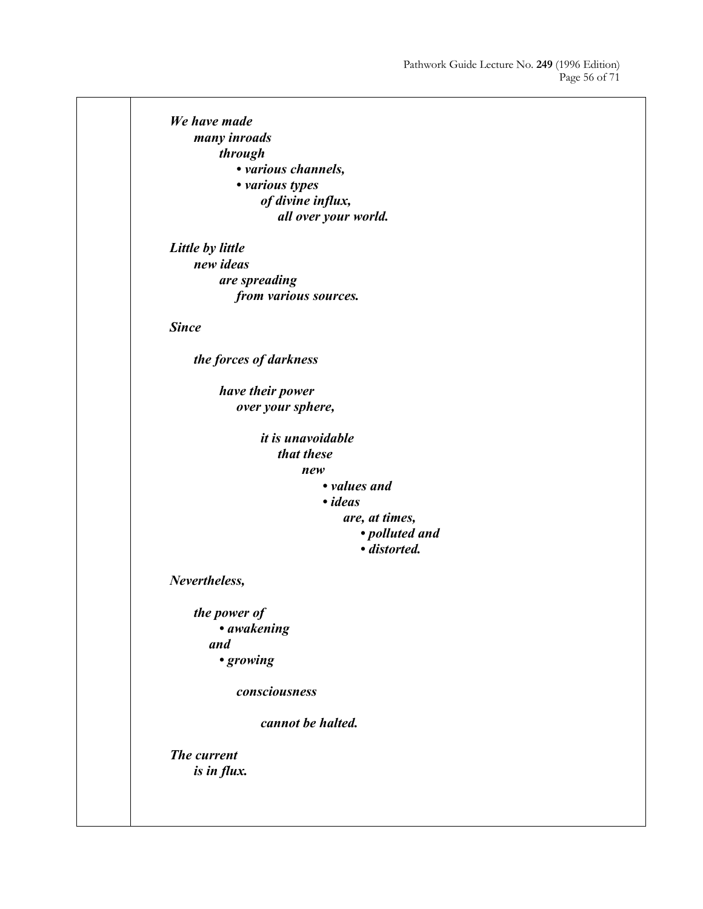***We have made***
***many inroads***
***through***

- ***various channels,***
- ***various types***
  ***of divine influx,***
  ***all over your world.***

***Little by little***
***new ideas***
***are spreading***
***from various sources.***

***Since***

***the forces of darkness***

***have their power***
***over your sphere,***

***it is unavoidable***
***that these***
***new***

- ***values and***
- ***ideas***

***are, at times,***

- ***polluted and***
- ***distorted.***

***Nevertheless,***

***the power of***

- ***awakening***

***and***

- ***growing***

***consciousness***

***cannot be halted.***

***The current***
***is in flux.***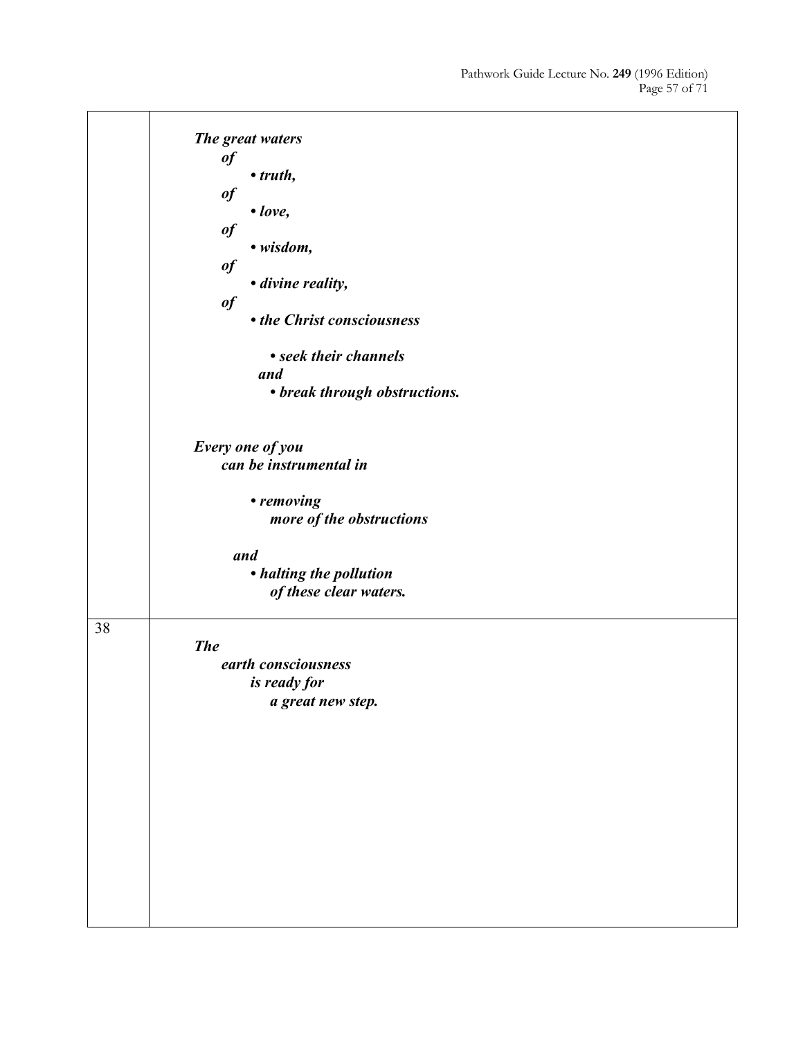***The great waters***
***of***
- ***truth,***

***of***
- ***love,***

***of***
- ***wisdom,***

***of***
- ***divine reality,***

***of***
- ***the Christ consciousness***

  - ***seek their channels***

  ***and***
  - ***break through obstructions.***

***Every one of you***
***can be instrumental in***

- ***removing***
  ***more of the obstructions***

***and***
- ***halting the pollution***
  ***of these clear waters.***

38

***The***
***earth consciousness***
***is ready for***
***a great new step.***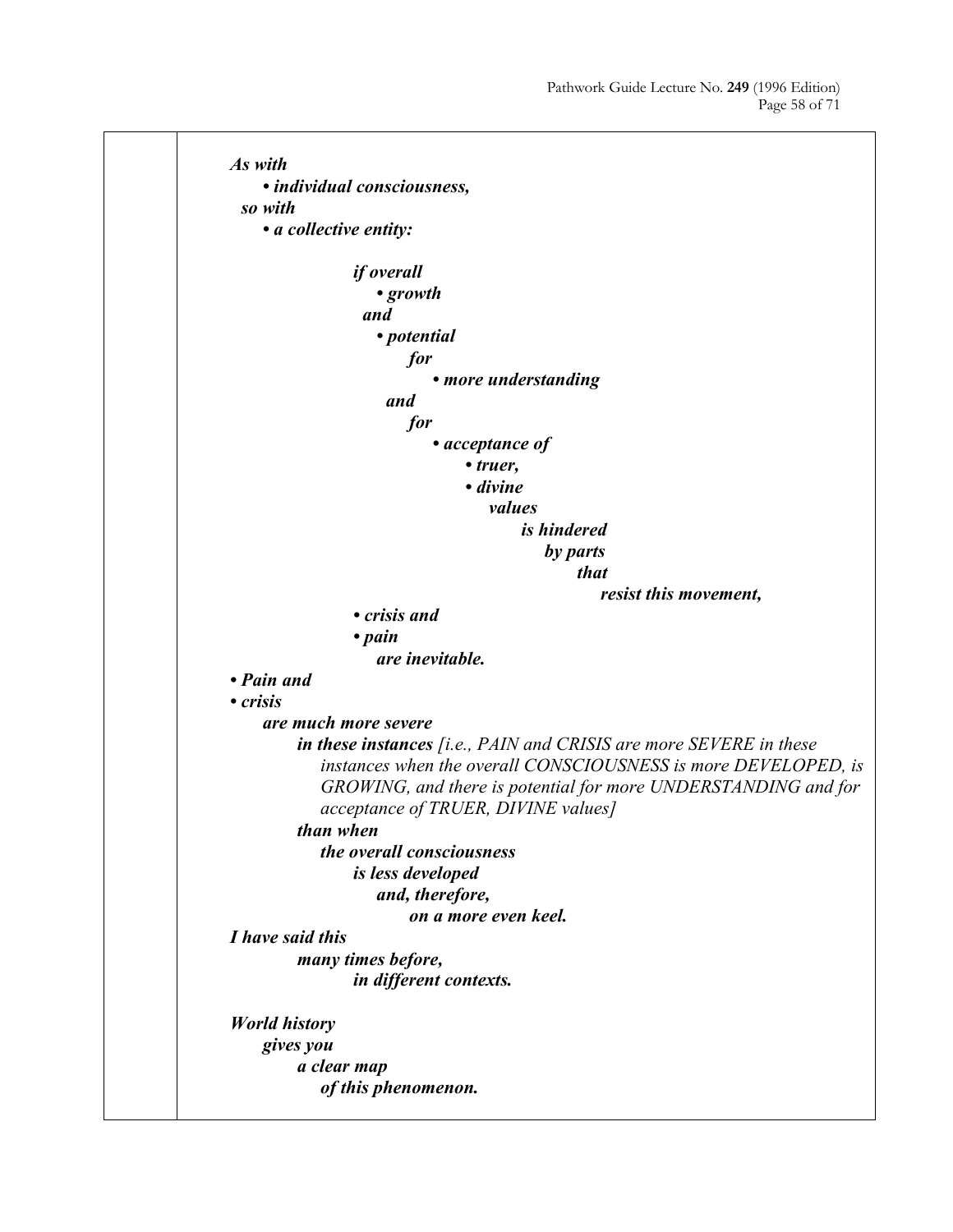***As with***
- ***individual consciousness,***

***so with***
- ***a collective entity:***

***if overall***
- ***growth***

***and***
- ***potential***

***for***
- ***more understanding***

***and***

***for***
- ***acceptance of***
  - ***truer,***
  - ***divine***

***values***

***is hindered***

***by parts***

***that***

***resist this movement,***
- ***crisis and***
- ***pain***

***are inevitable.***
- ***Pain and***
- ***crisis***

***are much more severe***

***in these instances*** *[i.e., PAIN and CRISIS are more SEVERE in these instances when the overall CONSCIOUSNESS is more DEVELOPED, is GROWING, and there is potential for more UNDERSTANDING and for acceptance of TRUER, DIVINE values]*

***than when***

***the overall consciousness***

***is less developed***

***and, therefore,***

***on a more even keel.***

***I have said this***

***many times before,***

***in different contexts.***

***World history***

***gives you***

***a clear map***

***of this phenomenon.***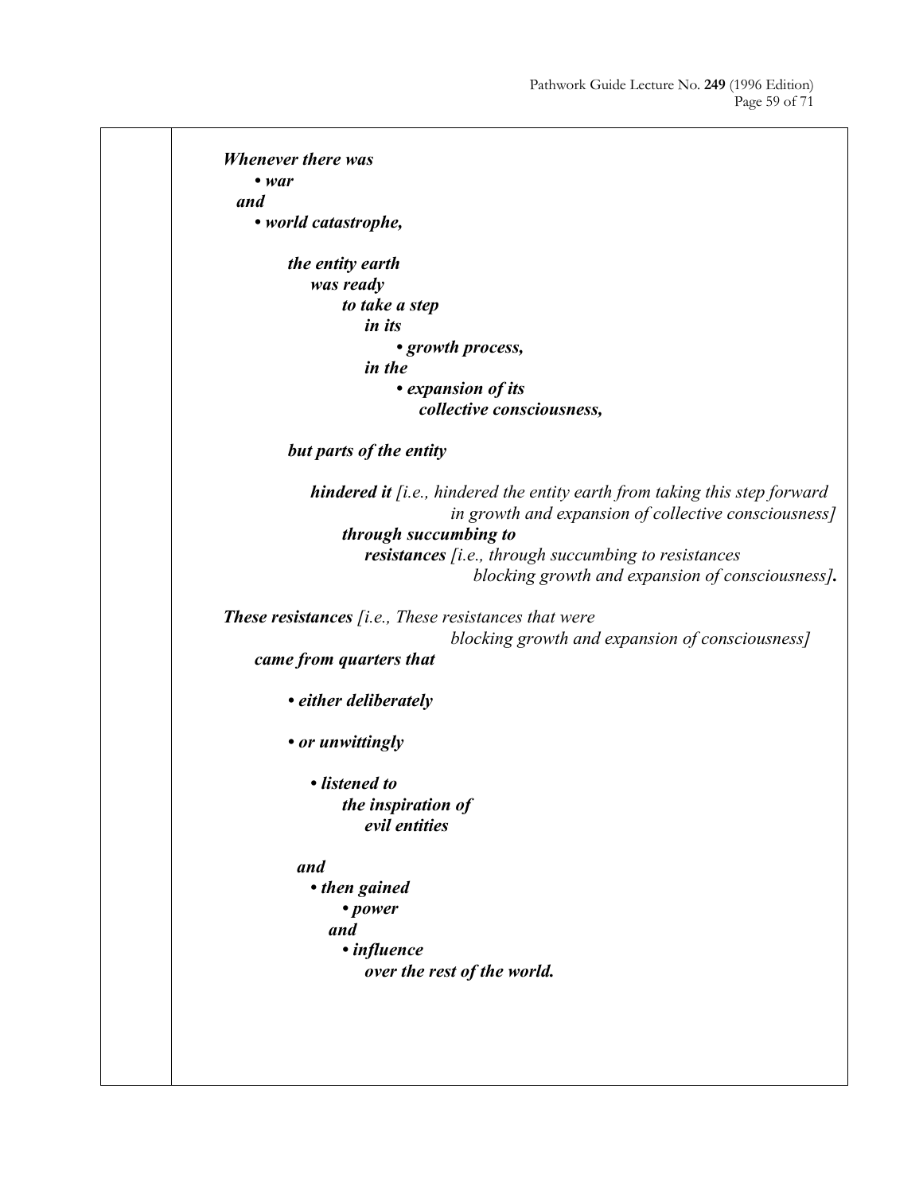***Whenever there was***
- ***war***

***and***
- ***world catastrophe,***

***the entity earth***
***was ready***
***to take a step***
***in its***
- ***growth process,***

***in the***
- ***expansion of its***
***collective consciousness,***

***but parts of the entity***

***hindered it*** *[i.e., hindered the entity earth from taking this step forward in growth and expansion of collective consciousness]*
***through succumbing to***
***resistances*** *[i.e., through succumbing to resistances blocking growth and expansion of consciousness]**.***

***These resistances*** *[i.e., These resistances that were blocking growth and expansion of consciousness]*
***came from quarters that***

- ***either deliberately***

- ***or unwittingly***

  - ***listened to***
  ***the inspiration of***
  ***evil entities***

  ***and***
  - ***then gained***
    - ***power***

    ***and***
    - ***influence***
    ***over the rest of the world.***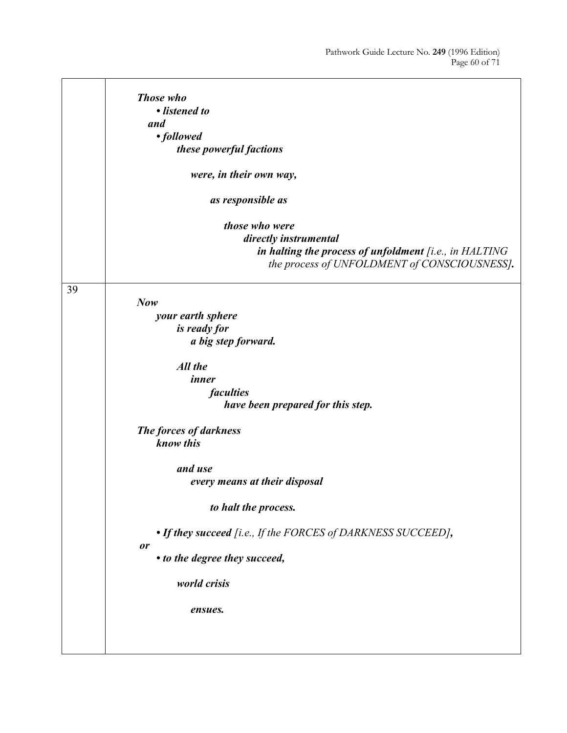| | |
|---|---|
| | ***Those who*** <br> ***• listened to*** <br> ***and*** <br> ***• followed*** <br> ***these powerful factions*** <br><br> ***were, in their own way,*** <br><br> ***as responsible as*** <br><br> ***those who were*** <br> ***directly instrumental*** <br> ***in halting the process of unfoldment*** *[i.e., in HALTING the process of UNFOLDMENT of CONSCIOUSNESS]****.*** |
| 39 | ***Now*** <br> ***your earth sphere*** <br> ***is ready for*** <br> ***a big step forward.*** <br><br> ***All the*** <br> ***inner*** <br> ***faculties*** <br> ***have been prepared for this step.*** <br><br> ***The forces of darkness*** <br> ***know this*** <br><br> ***and use*** <br> ***every means at their disposal*** <br><br> ***to halt the process.*** <br><br> ***• If they succeed*** *[i.e., If the FORCES of DARKNESS SUCCEED]****,*** <br> ***or*** <br> ***• to the degree they succeed,*** <br><br> ***world crisis*** <br><br> ***ensues.*** |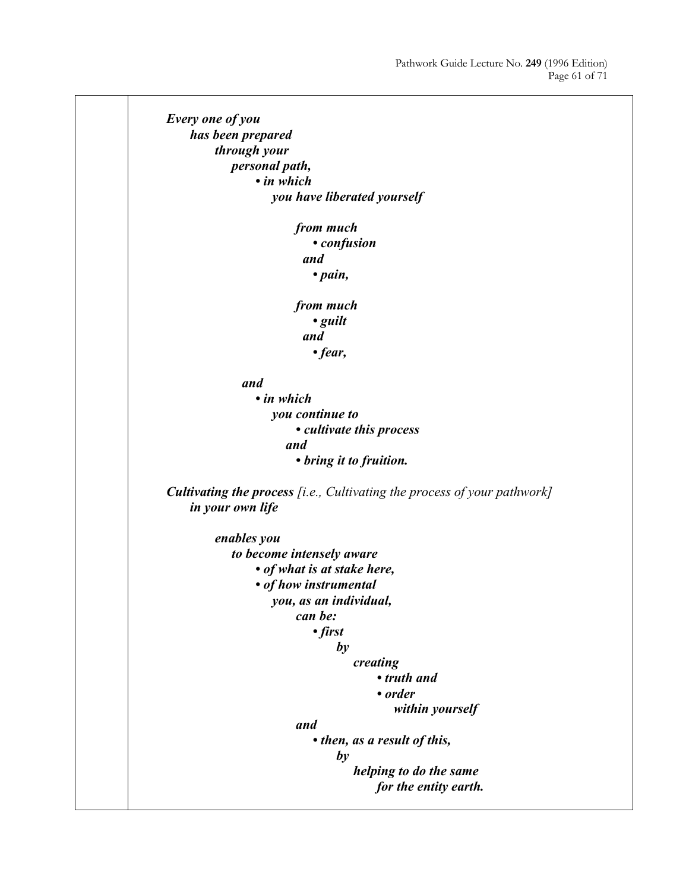***Every one of you***
***has been prepared***
***through your***
***personal path,***
***• in which***
***you have liberated yourself***

***from much***
***• confusion***
***and***
***• pain,***

***from much***
***• guilt***
***and***
***• fear,***

***and***
***• in which***
***you continue to***
***• cultivate this process***
***and***
***• bring it to fruition.***

***Cultivating the process*** *[i.e., Cultivating the process of your pathwork]*
***in your own life***

***enables you***
***to become intensely aware***
***• of what is at stake here,***
***• of how instrumental***
***you, as an individual,***
***can be:***
***• first***
***by***
***creating***
***• truth and***
***• order***
***within yourself***
***and***
***• then, as a result of this,***
***by***
***helping to do the same***
***for the entity earth.***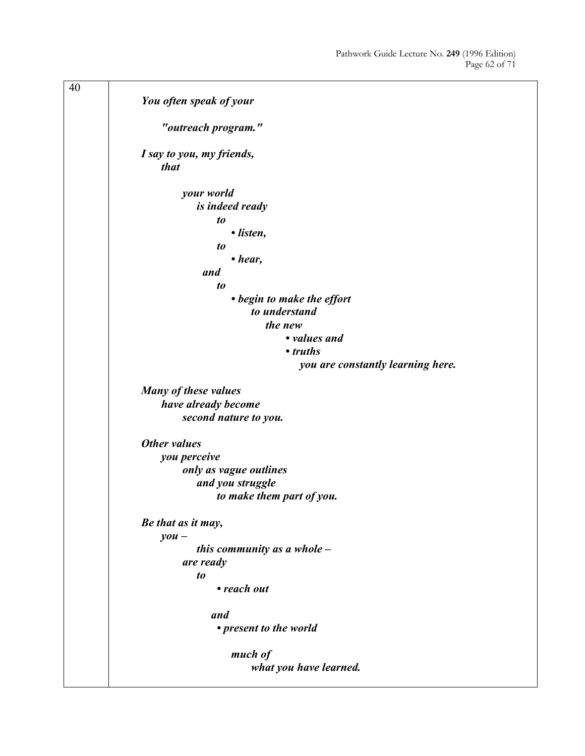40

***You often speak of your***

***"outreach program."***

***I say to you, my friends,***
***that***

***your world***
***is indeed ready***
***to***
***• listen,***
***to***
***• hear,***
***and***
***to***
***• begin to make the effort***
***to understand***
***the new***
***• values and***
***• truths***
***you are constantly learning here.***

***Many of these values***
***have already become***
***second nature to you.***

***Other values***
***you perceive***
***only as vague outlines***
***and you struggle***
***to make them part of you.***

***Be that as it may,***
***you –***
***this community as a whole –***
***are ready***
***to***
***• reach out***

***and***
***• present to the world***

***much of***
***what you have learned.***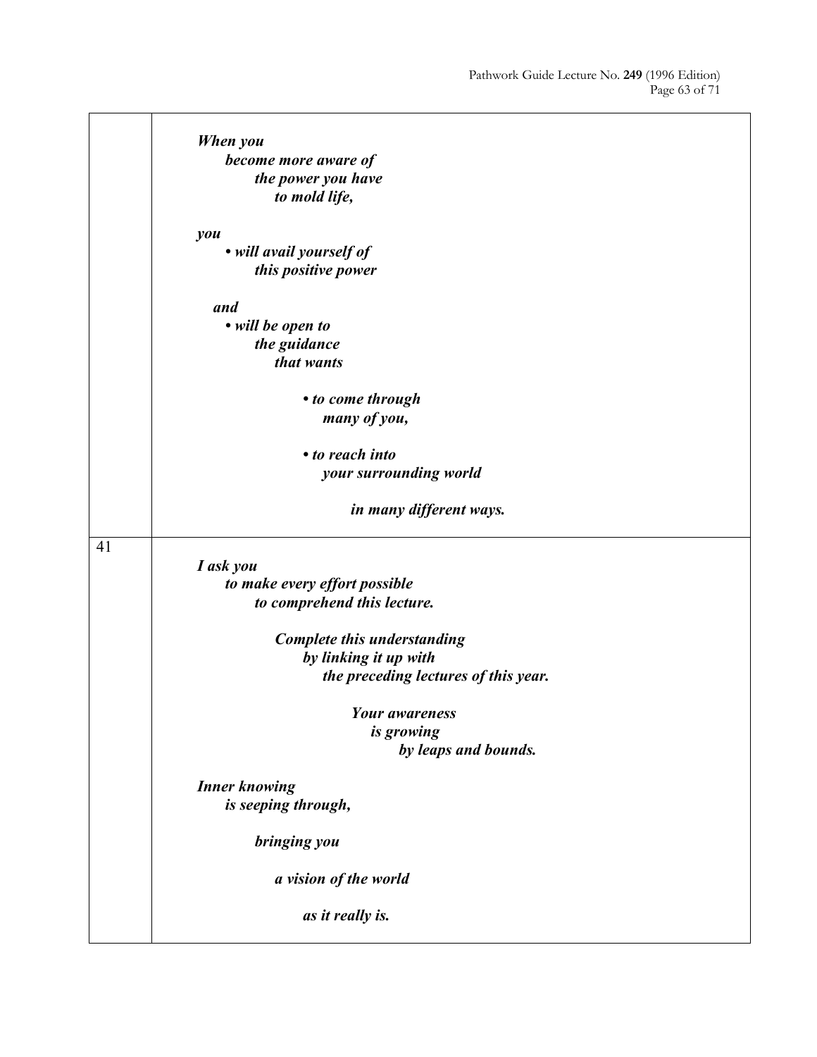*When you*
*become more aware of*
*the power you have*
*to mold life,*

*you*
- ***will avail yourself of this positive power***

*and*
- ***will be open to the guidance that wants***
  - ***to come through many of you,***
  - ***to reach into your surrounding world***

***in many different ways.***

41

***I ask you to make every effort possible to comprehend this lecture.***

***Complete this understanding by linking it up with the preceding lectures of this year.***

***Your awareness is growing by leaps and bounds.***

***Inner knowing is seeping through,***

***bringing you***

***a vision of the world***

***as it really is.***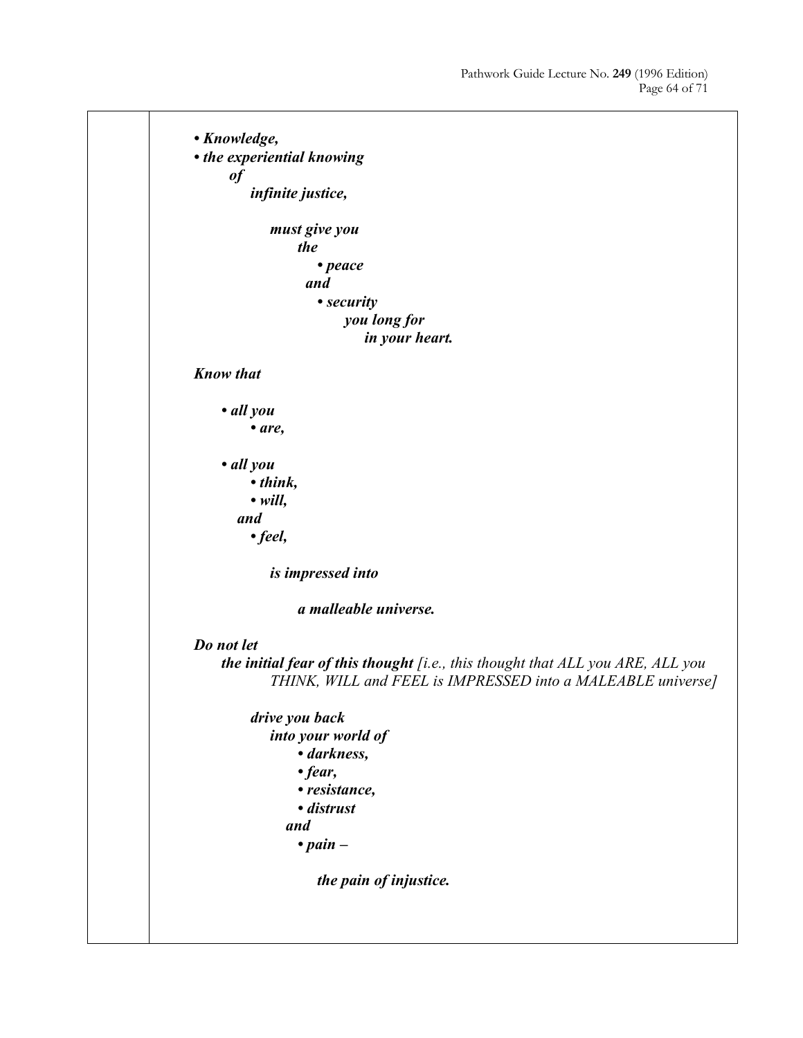***• Knowledge,***
***• the experiential knowing***
***of***
***infinite justice,***

***must give you***
***the***
***• peace***
***and***
***• security***
***you long for***
***in your heart.***

***Know that***

***• all you***
***• are,***

***• all you***
***• think,***
***• will,***
***and***
***• feel,***

***is impressed into***

***a malleable universe.***

***Do not let***
***the initial fear of this thought*** *[i.e., this thought that ALL you ARE, ALL you THINK, WILL and FEEL is IMPRESSED into a MALEABLE universe]*

***drive you back***
***into your world of***
***• darkness,***
***• fear,***
***• resistance,***
***• distrust***
***and***
***• pain –***

***the pain of injustice.***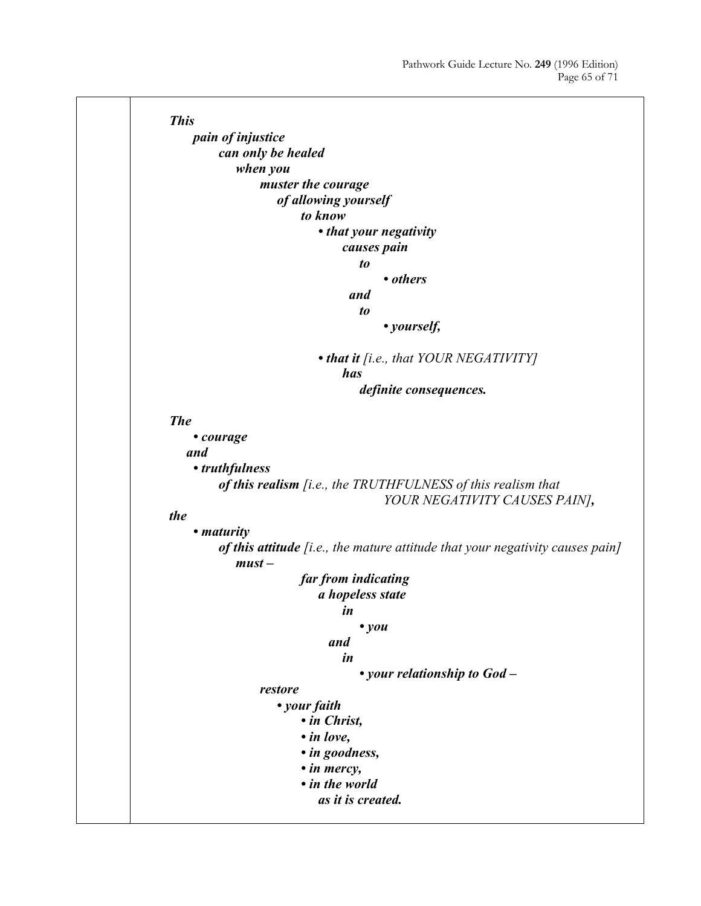***This***
***pain of injustice***
***can only be healed***
***when you***
***muster the courage***
***of allowing yourself***
***to know***
***• that your negativity***
***causes pain***
***to***
***• others***
***and***
***to***
***• yourself,***

***• that it*** *[i.e., that YOUR NEGATIVITY]*
***has***
***definite consequences.***

***The***
***• courage***
***and***
***• truthfulness***
***of this realism*** *[i.e., the TRUTHFULNESS of this realism that YOUR NEGATIVITY CAUSES PAIN]****,***
***the***
***• maturity***
***of this attitude*** *[i.e., the mature attitude that your negativity causes pain]*
***must –***
***far from indicating***
***a hopeless state***
***in***
***• you***
***and***
***in***
***• your relationship to God –***
***restore***
***• your faith***
***• in Christ,***
***• in love,***
***• in goodness,***
***• in mercy,***
***• in the world***
***as it is created.***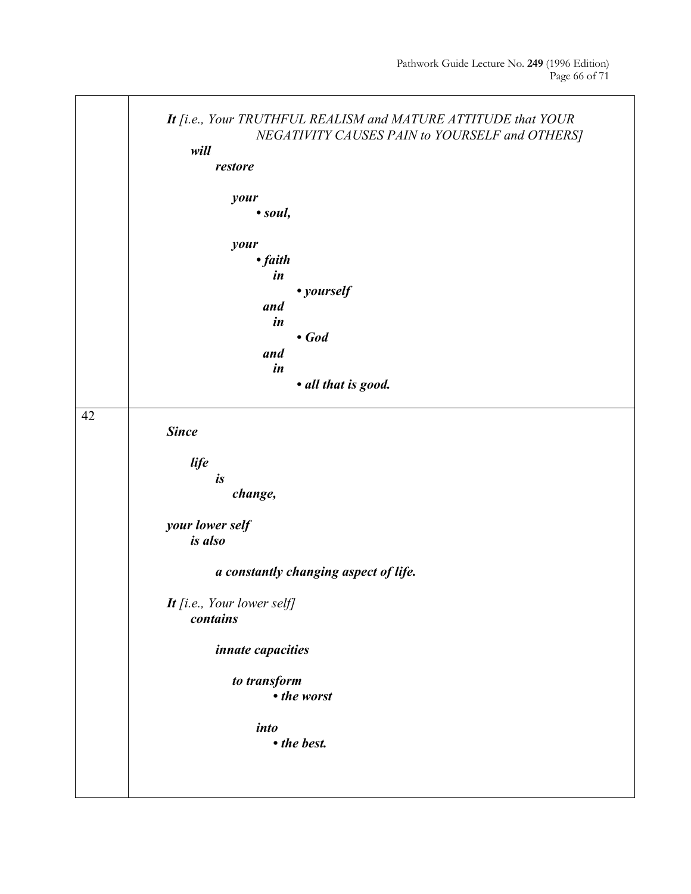| | |
|---|---|
| | ***It*** *[i.e., Your TRUTHFUL REALISM and MATURE ATTITUDE that YOUR NEGATIVITY CAUSES PAIN to YOURSELF and OTHERS]* ***will restore*** <br><br> ***your*** <br> ***• soul,*** <br><br> ***your*** <br> ***• faith in*** <br> ***• yourself*** <br> ***and in*** <br> ***• God*** <br> ***and in*** <br> ***• all that is good.*** |
| 42 | ***Since*** <br><br> ***life is change,*** <br><br> ***your lower self is also*** <br><br> ***a constantly changing aspect of life.*** <br><br> ***It*** *[i.e., Your lower self]* ***contains*** <br><br> ***innate capacities*** <br><br> ***to transform*** <br> ***• the worst*** <br><br> ***into*** <br> ***• the best.*** |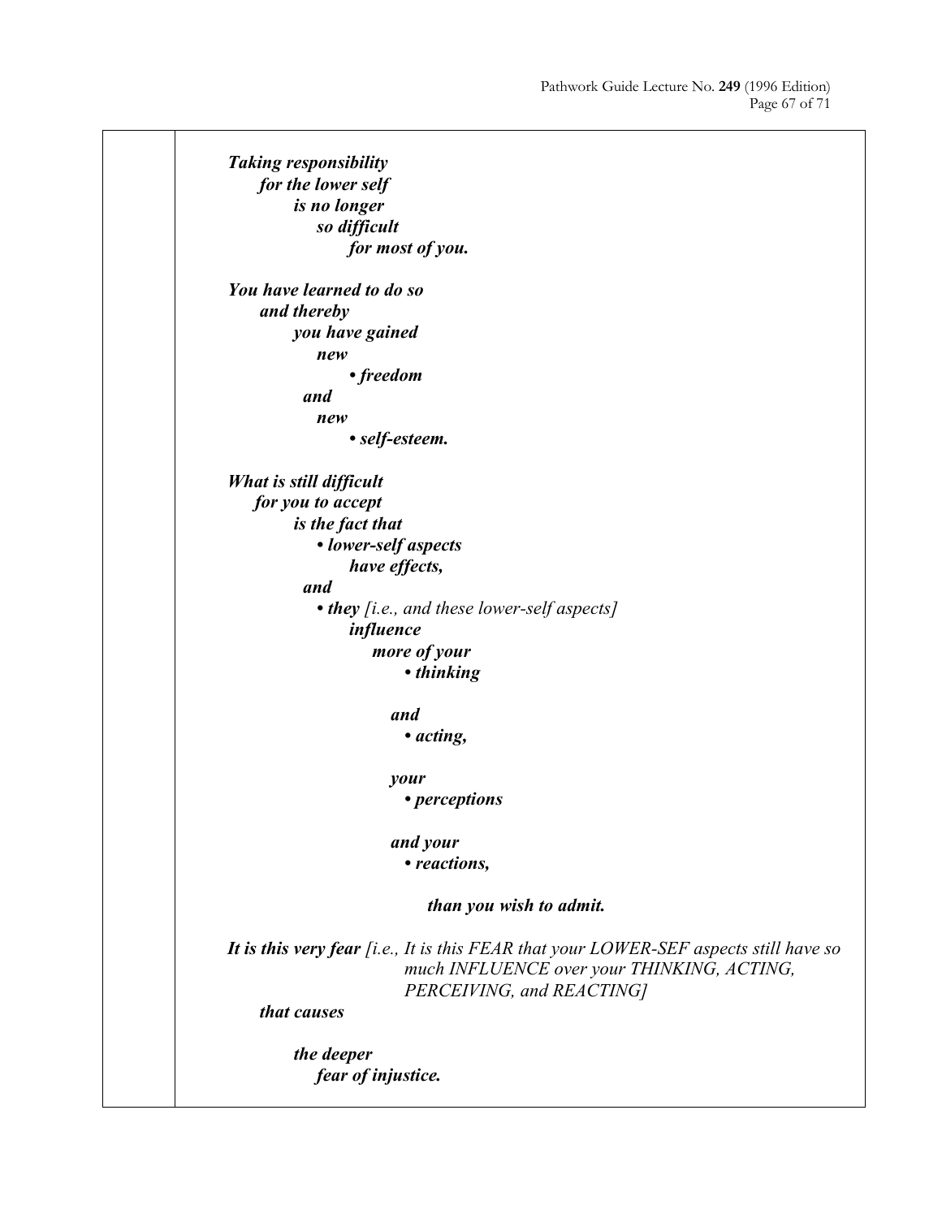***Taking responsibility***
***for the lower self***
***is no longer***
***so difficult***
***for most of you.***

***You have learned to do so***
***and thereby***
***you have gained***
***new***
***• freedom***
***and***
***new***
***• self-esteem.***

***What is still difficult***
***for you to accept***
***is the fact that***
***• lower-self aspects***
***have effects,***
***and***
***• they*** *[i.e., and these lower-self aspects]*
***influence***
***more of your***
***• thinking***

***and***
***• acting,***

***your***
***• perceptions***

***and your***
***• reactions,***

***than you wish to admit.***

***It is this very fear*** *[i.e., It is this FEAR that your LOWER-SEF aspects still have so much INFLUENCE over your THINKING, ACTING, PERCEIVING, and REACTING]*
***that causes***

***the deeper***
***fear of injustice.***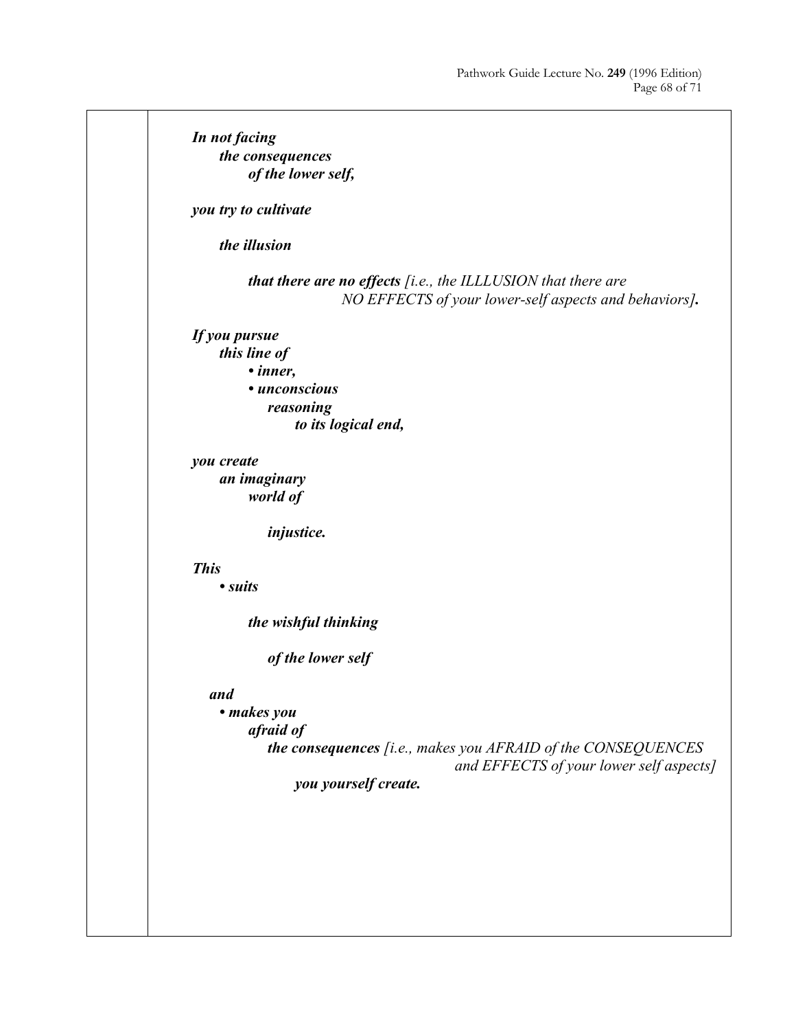***In not facing***
***the consequences***
***of the lower self,***

***you try to cultivate***

***the illusion***

***that there are no effects*** *[i.e., the ILLLUSION that there are NO EFFECTS of your lower-self aspects and behaviors]**.***

***If you pursue***
***this line of***
- ***inner,***
- ***unconscious***

***reasoning***
***to its logical end,***

***you create***
***an imaginary***
***world of***

***injustice.***

***This***
- ***suits***

***the wishful thinking***

***of the lower self***

***and***
- ***makes you***

***afraid of***
***the consequences*** *[i.e., makes you AFRAID of the CONSEQUENCES and EFFECTS of your lower self aspects]*
***you yourself create.***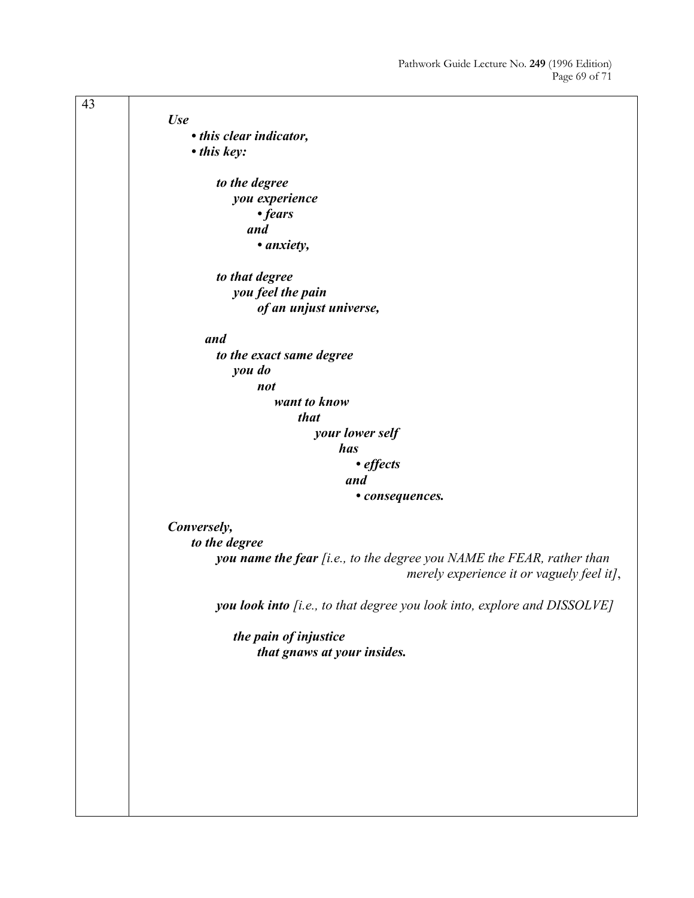43

***Use***
- ***this clear indicator,***
- ***this key:***

***to the degree***
***you experience***
- ***fears***

***and***
- ***anxiety,***

***to that degree***
***you feel the pain***
***of an unjust universe,***

***and***
***to the exact same degree***
***you do***
***not***
***want to know***
***that***
***your lower self***
***has***
- ***effects***

***and***
- ***consequences.***

***Conversely,***
***to the degree***
***you name the fear*** *[i.e., to the degree you NAME the FEAR, rather than merely experience it or vaguely feel it]*,

***you look into*** *[i.e., to that degree you look into, explore and DISSOLVE]*

***the pain of injustice***
***that gnaws at your insides.***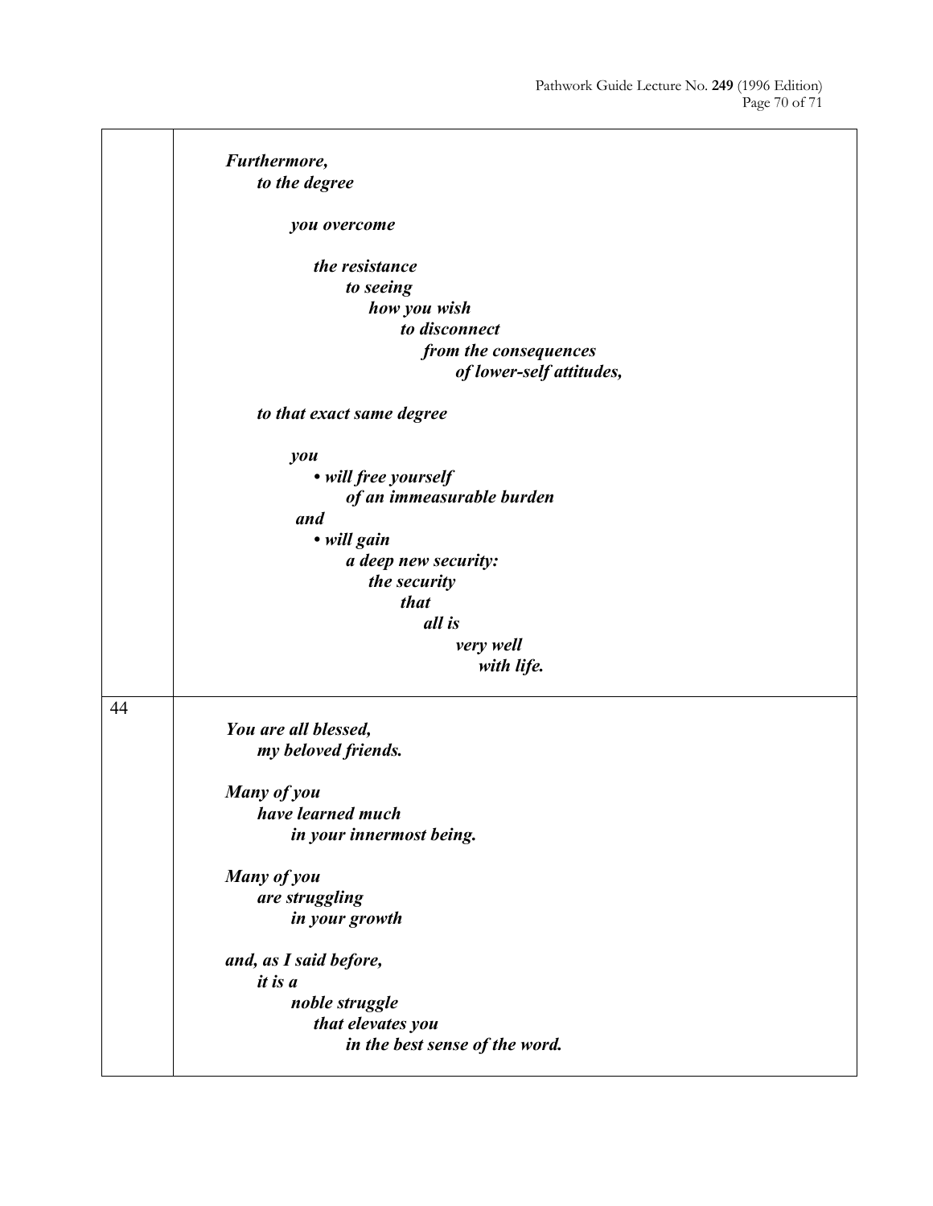| | |
|---|---|
| | ***Furthermore,***<br>***to the degree***<br><br>***you overcome***<br><br>***the resistance***<br>***to seeing***<br>***how you wish***<br>***to disconnect***<br>***from the consequences***<br>***of lower-self attitudes,***<br><br>***to that exact same degree***<br><br>***you***<br>***• will free yourself***<br>***of an immeasurable burden***<br>***and***<br>***• will gain***<br>***a deep new security:***<br>***the security***<br>***that***<br>***all is***<br>***very well***<br>***with life.*** |
| 44 | ***You are all blessed,***<br>***my beloved friends.***<br><br>***Many of you***<br>***have learned much***<br>***in your innermost being.***<br><br>***Many of you***<br>***are struggling***<br>***in your growth***<br><br>***and, as I said before,***<br>***it is a***<br>***noble struggle***<br>***that elevates you***<br>***in the best sense of the word.*** |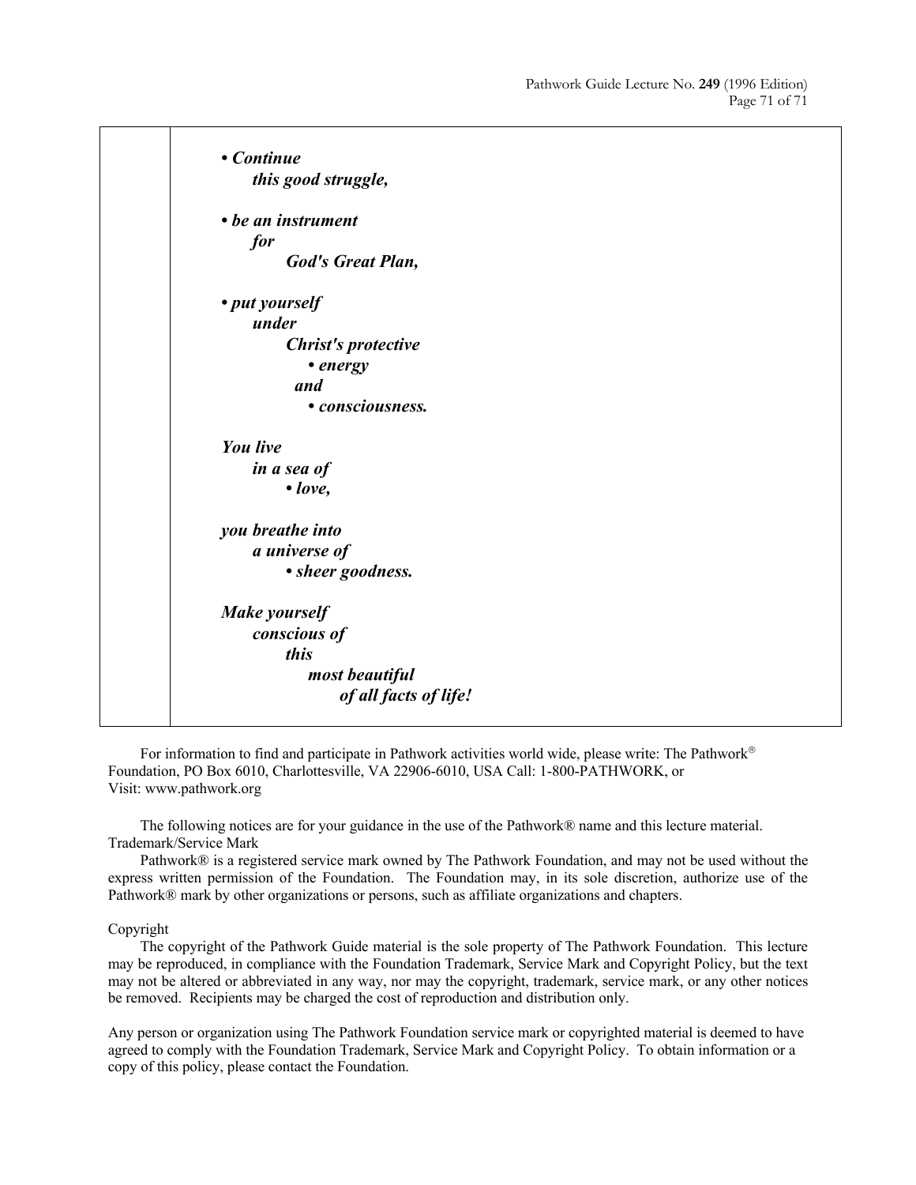***• Continue***
***this good struggle,***

***• be an instrument***
***for***
***God's Great Plan,***

***• put yourself***
***under***
***Christ's protective***
***• energy***
***and***
***• consciousness.***

***You live***
***in a sea of***
***• love,***

***you breathe into***
***a universe of***
***• sheer goodness.***

***Make yourself***
***conscious of***
***this***
***most beautiful***
***of all facts of life!***

For information to find and participate in Pathwork activities world wide, please write: The Pathwork® Foundation, PO Box 6010, Charlottesville, VA 22906-6010, USA Call: 1-800-PATHWORK, or Visit: www.pathwork.org

The following notices are for your guidance in the use of the Pathwork® name and this lecture material.
Trademark/Service Mark

Pathwork® is a registered service mark owned by The Pathwork Foundation, and may not be used without the express written permission of the Foundation. The Foundation may, in its sole discretion, authorize use of the Pathwork® mark by other organizations or persons, such as affiliate organizations and chapters.

Copyright

The copyright of the Pathwork Guide material is the sole property of The Pathwork Foundation. This lecture may be reproduced, in compliance with the Foundation Trademark, Service Mark and Copyright Policy, but the text may not be altered or abbreviated in any way, nor may the copyright, trademark, service mark, or any other notices be removed. Recipients may be charged the cost of reproduction and distribution only.

Any person or organization using The Pathwork Foundation service mark or copyrighted material is deemed to have agreed to comply with the Foundation Trademark, Service Mark and Copyright Policy. To obtain information or a copy of this policy, please contact the Foundation.